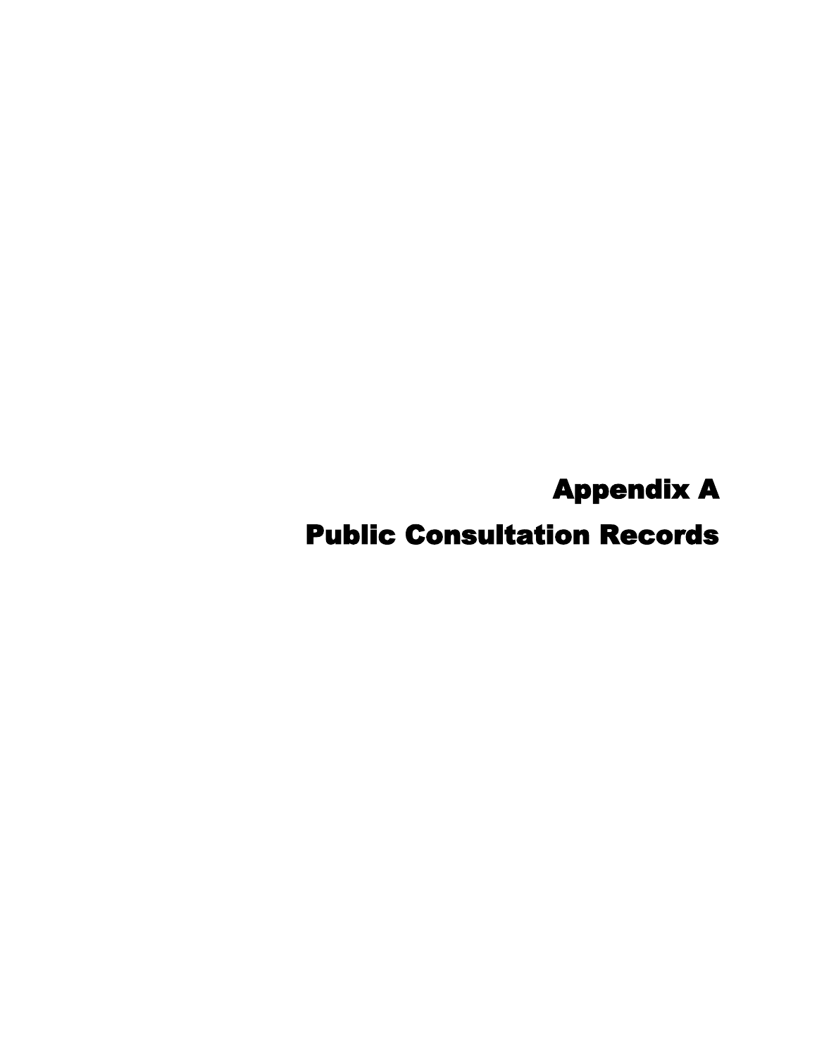# Appendix A

# Public Consultation Records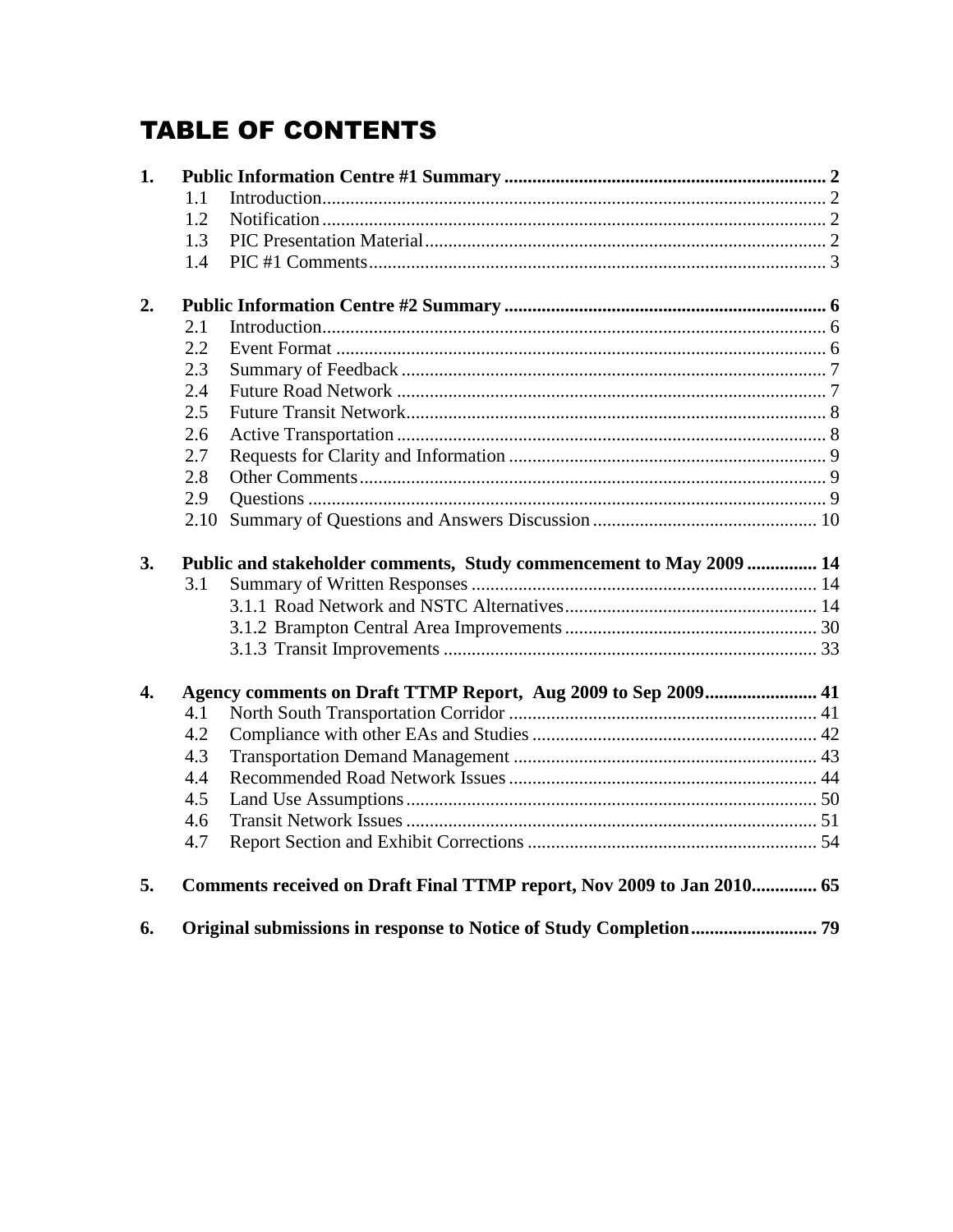# TABLE OF CONTENTS

**1. Public Information Centre #1 Summary ..... 2**

- 1.1 Introduction ..... 2
- 1.2 Notification ..... 2
- 1.3 PIC Presentation Material ..... 2
- 1.4 PIC #1 Comments ..... 3

**2. Public Information Centre #2 Summary ..... 6**

- 2.1 Introduction ..... 6
- 2.2 Event Format ..... 6
- 2.3 Summary of Feedback ..... 7
- 2.4 Future Road Network ..... 7
- 2.5 Future Transit Network ..... 8
- 2.6 Active Transportation ..... 8
- 2.7 Requests for Clarity and Information ..... 9
- 2.8 Other Comments ..... 9
- 2.9 Questions ..... 9
- 2.10 Summary of Questions and Answers Discussion ..... 10

**3. Public and stakeholder comments, Study commencement to May 2009 ..... 14**

- 3.1 Summary of Written Responses ..... 14
  - 3.1.1 Road Network and NSTC Alternatives ..... 14
  - 3.1.2 Brampton Central Area Improvements ..... 30
  - 3.1.3 Transit Improvements ..... 33

**4. Agency comments on Draft TTMP Report, Aug 2009 to Sep 2009 ..... 41**

- 4.1 North South Transportation Corridor ..... 41
- 4.2 Compliance with other EAs and Studies ..... 42
- 4.3 Transportation Demand Management ..... 43
- 4.4 Recommended Road Network Issues ..... 44
- 4.5 Land Use Assumptions ..... 50
- 4.6 Transit Network Issues ..... 51
- 4.7 Report Section and Exhibit Corrections ..... 54

**5. Comments received on Draft Final TTMP report, Nov 2009 to Jan 2010 ..... 65**

**6. Original submissions in response to Notice of Study Completion ..... 79**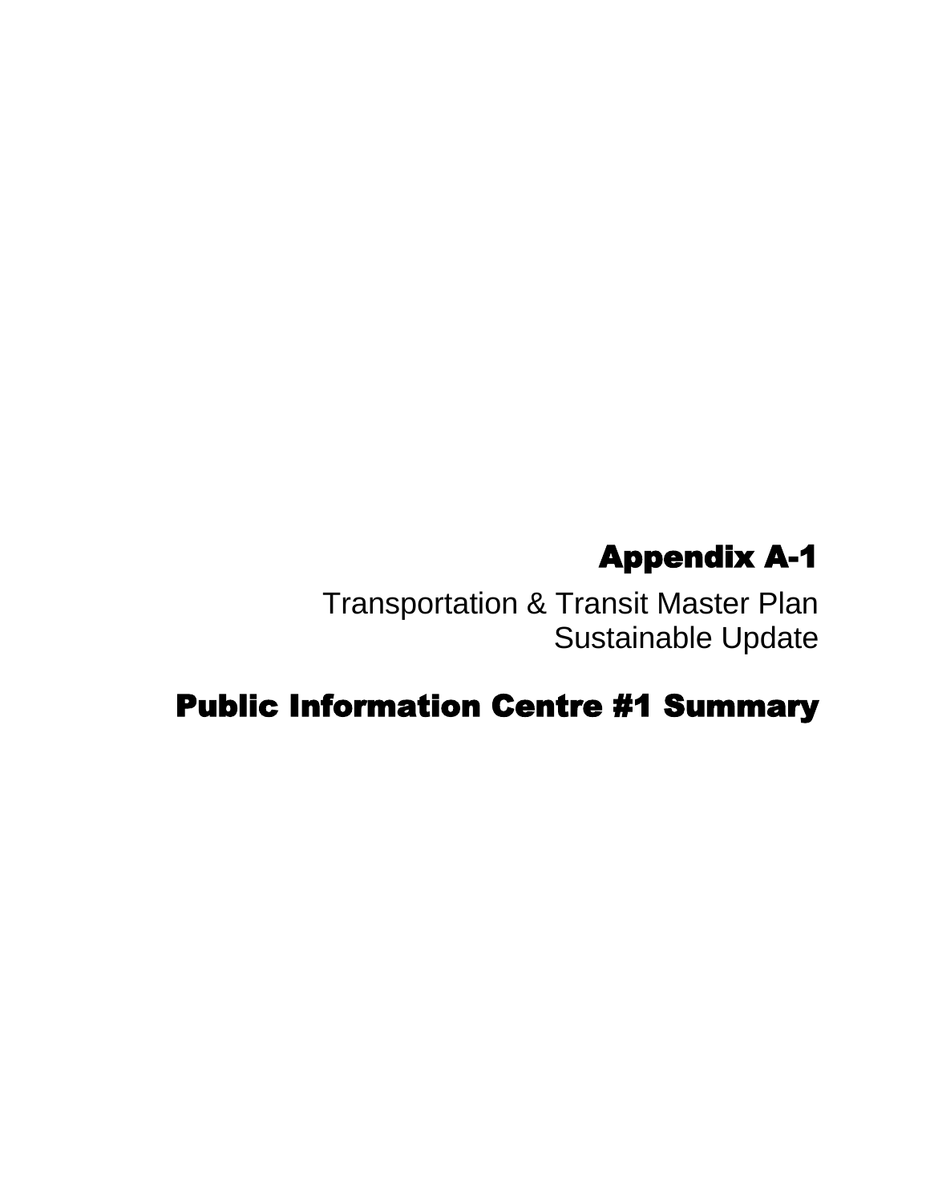# Appendix A-1

Transportation & Transit Master Plan
Sustainable Update

## Public Information Centre #1 Summary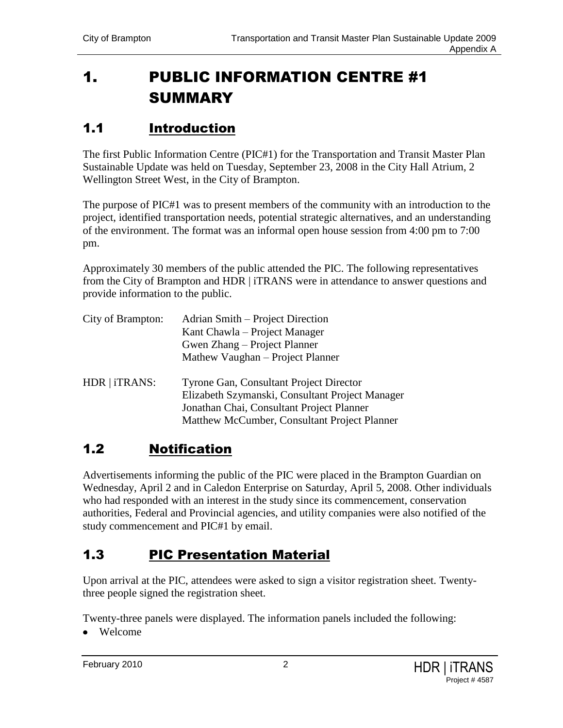# 1. PUBLIC INFORMATION CENTRE #1 SUMMARY

## 1.1 Introduction

The first Public Information Centre (PIC#1) for the Transportation and Transit Master Plan Sustainable Update was held on Tuesday, September 23, 2008 in the City Hall Atrium, 2 Wellington Street West, in the City of Brampton.

The purpose of PIC#1 was to present members of the community with an introduction to the project, identified transportation needs, potential strategic alternatives, and an understanding of the environment. The format was an informal open house session from 4:00 pm to 7:00 pm.

Approximately 30 members of the public attended the PIC. The following representatives from the City of Brampton and HDR | iTRANS were in attendance to answer questions and provide information to the public.

City of Brampton:
- Adrian Smith – Project Direction
- Kant Chawla – Project Manager
- Gwen Zhang – Project Planner
- Mathew Vaughan – Project Planner

HDR | iTRANS:
- Tyrone Gan, Consultant Project Director
- Elizabeth Szymanski, Consultant Project Manager
- Jonathan Chai, Consultant Project Planner
- Matthew McCumber, Consultant Project Planner

## 1.2 Notification

Advertisements informing the public of the PIC were placed in the Brampton Guardian on Wednesday, April 2 and in Caledon Enterprise on Saturday, April 5, 2008. Other individuals who had responded with an interest in the study since its commencement, conservation authorities, Federal and Provincial agencies, and utility companies were also notified of the study commencement and PIC#1 by email.

## 1.3 PIC Presentation Material

Upon arrival at the PIC, attendees were asked to sign a visitor registration sheet. Twenty-three people signed the registration sheet.

Twenty-three panels were displayed. The information panels included the following:

- Welcome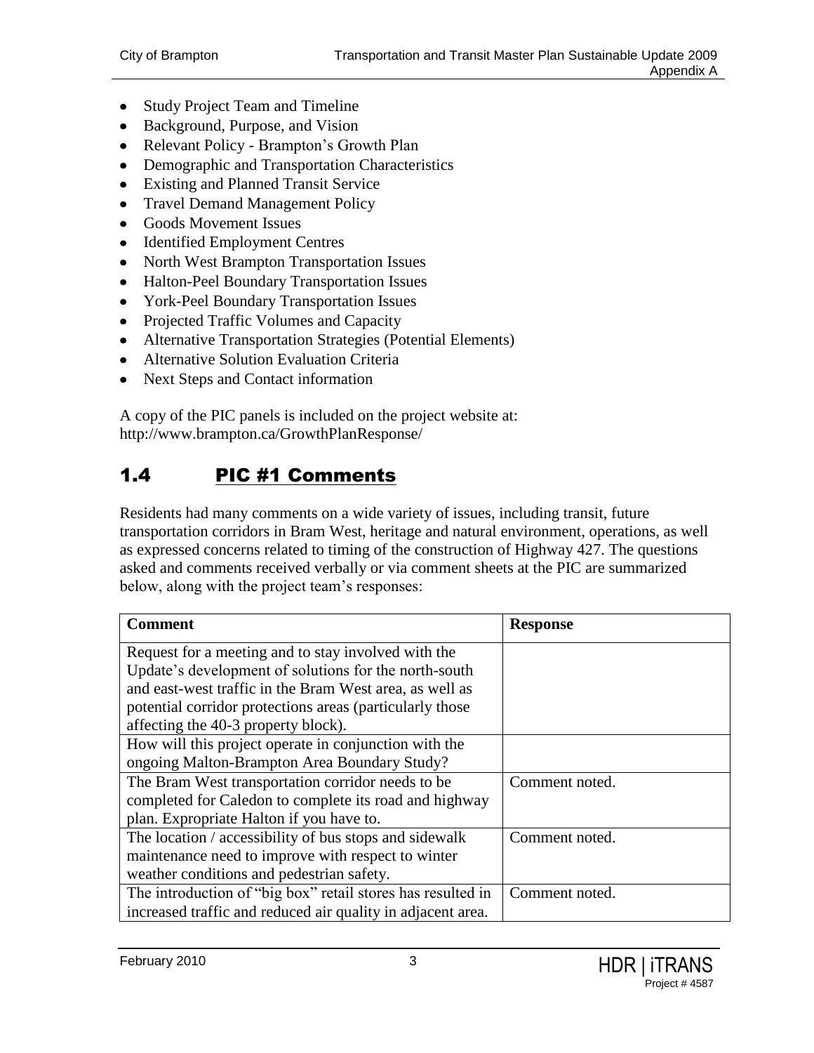- Study Project Team and Timeline
- Background, Purpose, and Vision
- Relevant Policy - Brampton's Growth Plan
- Demographic and Transportation Characteristics
- Existing and Planned Transit Service
- Travel Demand Management Policy
- Goods Movement Issues
- Identified Employment Centres
- North West Brampton Transportation Issues
- Halton-Peel Boundary Transportation Issues
- York-Peel Boundary Transportation Issues
- Projected Traffic Volumes and Capacity
- Alternative Transportation Strategies (Potential Elements)
- Alternative Solution Evaluation Criteria
- Next Steps and Contact information

A copy of the PIC panels is included on the project website at: http://www.brampton.ca/GrowthPlanResponse/

## 1.4 PIC #1 Comments

Residents had many comments on a wide variety of issues, including transit, future transportation corridors in Bram West, heritage and natural environment, operations, as well as expressed concerns related to timing of the construction of Highway 427. The questions asked and comments received verbally or via comment sheets at the PIC are summarized below, along with the project team's responses:

| Comment | Response |
|---|---|
| Request for a meeting and to stay involved with the Update's development of solutions for the north-south and east-west traffic in the Bram West area, as well as potential corridor protections areas (particularly those affecting the 40-3 property block). | |
| How will this project operate in conjunction with the ongoing Malton-Brampton Area Boundary Study? | |
| The Bram West transportation corridor needs to be completed for Caledon to complete its road and highway plan. Expropriate Halton if you have to. | Comment noted. |
| The location / accessibility of bus stops and sidewalk maintenance need to improve with respect to winter weather conditions and pedestrian safety. | Comment noted. |
| The introduction of "big box" retail stores has resulted in increased traffic and reduced air quality in adjacent area. | Comment noted. |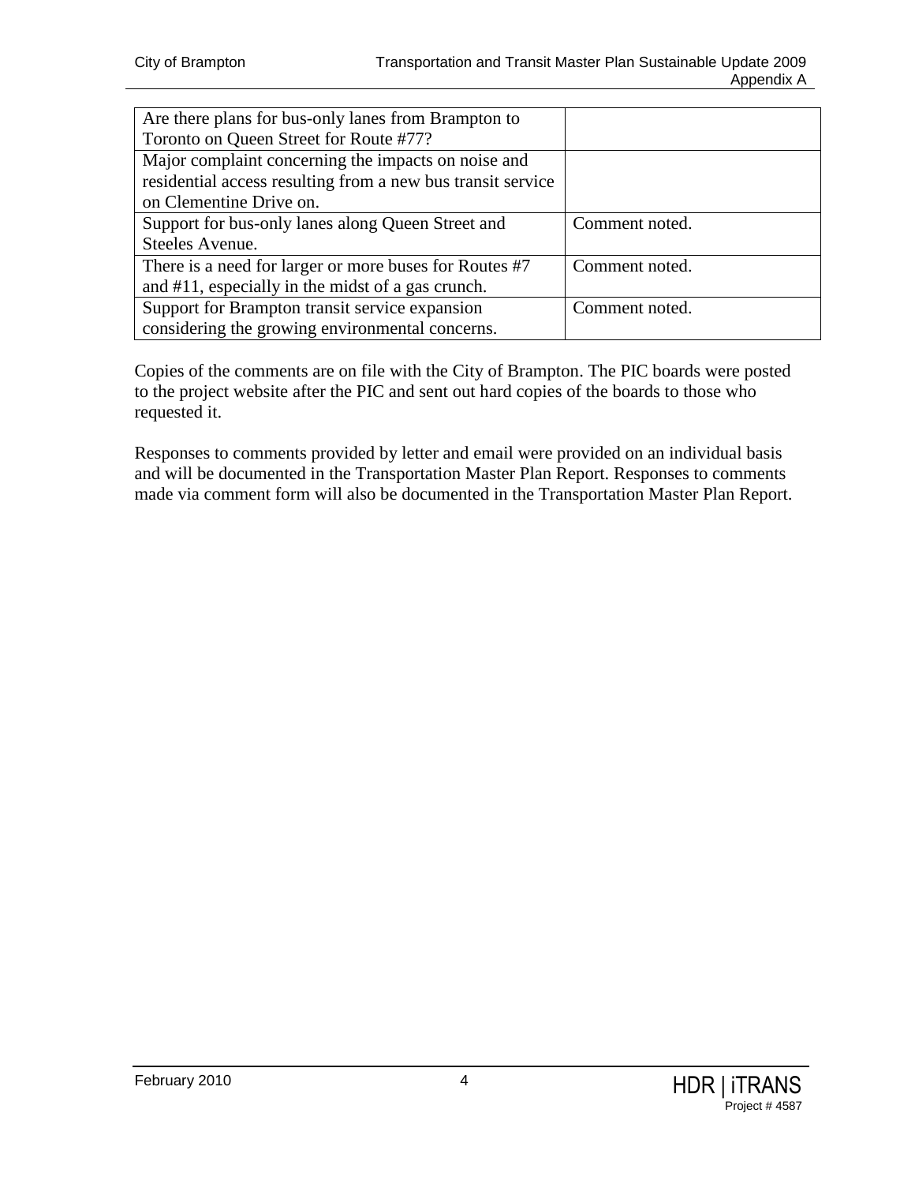| | |
|---|---|
| Are there plans for bus-only lanes from Brampton to Toronto on Queen Street for Route #77? | |
| Major complaint concerning the impacts on noise and residential access resulting from a new bus transit service on Clementine Drive on. | |
| Support for bus-only lanes along Queen Street and Steeles Avenue. | Comment noted. |
| There is a need for larger or more buses for Routes #7 and #11, especially in the midst of a gas crunch. | Comment noted. |
| Support for Brampton transit service expansion considering the growing environmental concerns. | Comment noted. |

Copies of the comments are on file with the City of Brampton. The PIC boards were posted to the project website after the PIC and sent out hard copies of the boards to those who requested it.

Responses to comments provided by letter and email were provided on an individual basis and will be documented in the Transportation Master Plan Report. Responses to comments made via comment form will also be documented in the Transportation Master Plan Report.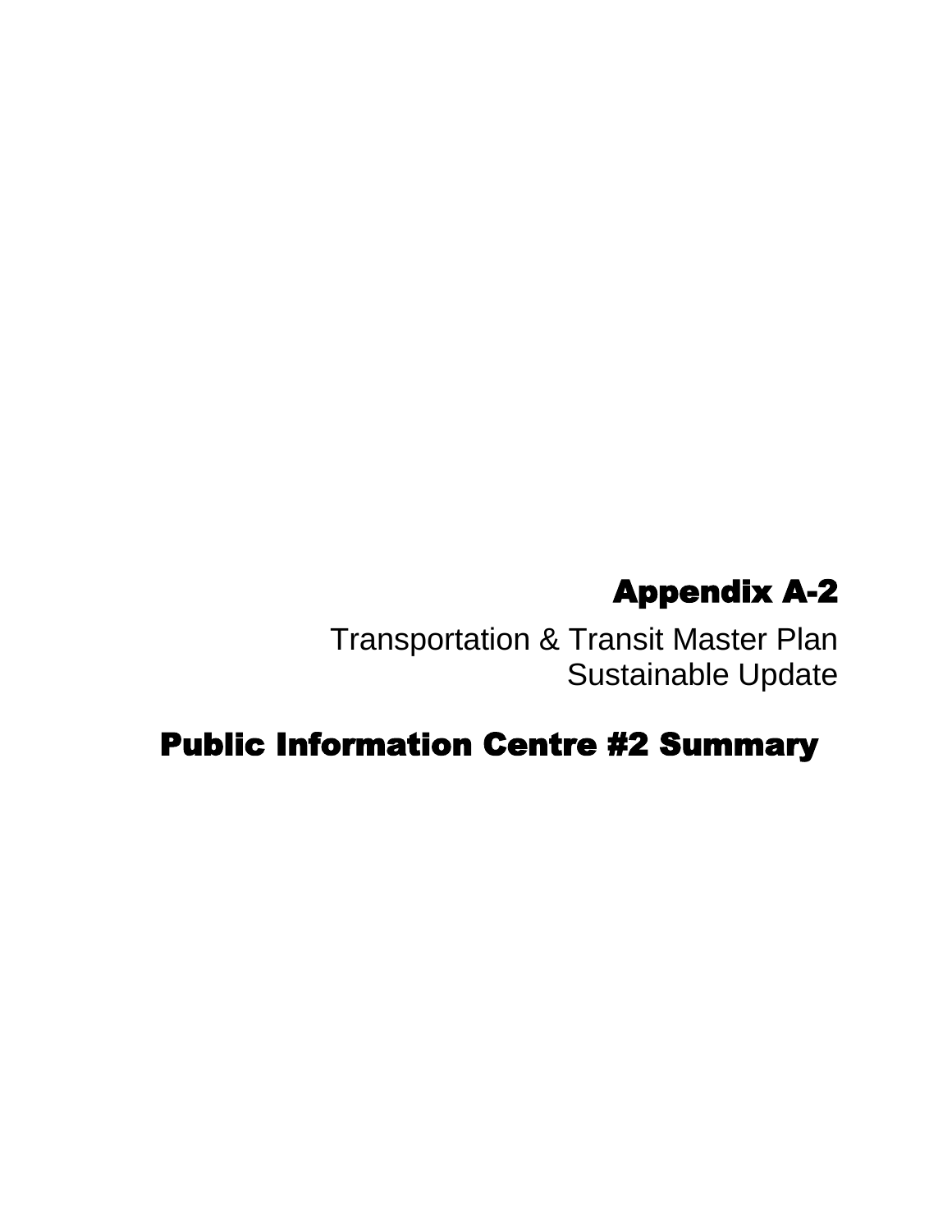# Appendix A-2

Transportation & Transit Master Plan
Sustainable Update

# Public Information Centre #2 Summary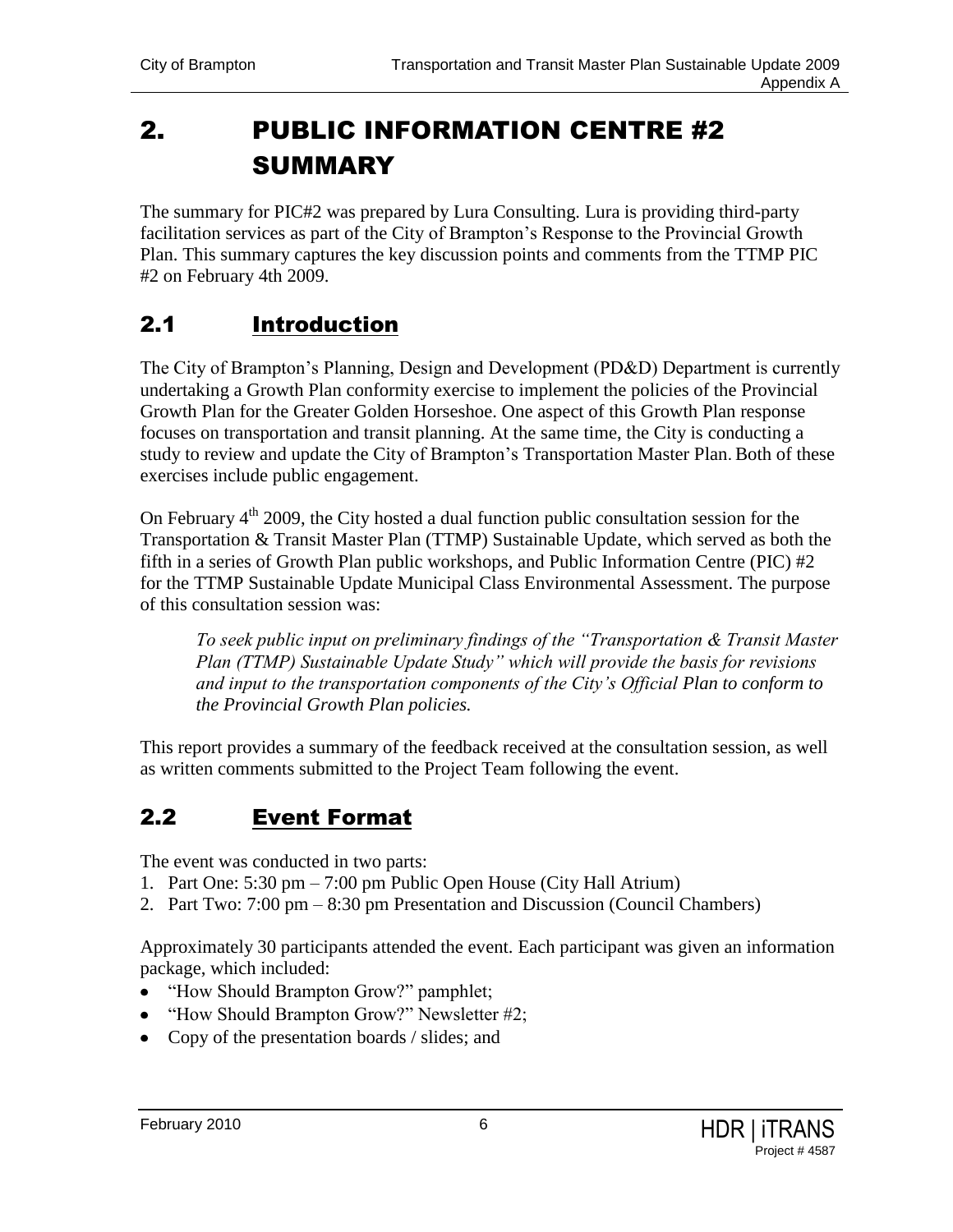# 2. PUBLIC INFORMATION CENTRE #2 SUMMARY

The summary for PIC#2 was prepared by Lura Consulting. Lura is providing third-party facilitation services as part of the City of Brampton's Response to the Provincial Growth Plan. This summary captures the key discussion points and comments from the TTMP PIC #2 on February 4th 2009.

## 2.1 Introduction

The City of Brampton's Planning, Design and Development (PD&D) Department is currently undertaking a Growth Plan conformity exercise to implement the policies of the Provincial Growth Plan for the Greater Golden Horseshoe. One aspect of this Growth Plan response focuses on transportation and transit planning. At the same time, the City is conducting a study to review and update the City of Brampton's Transportation Master Plan. Both of these exercises include public engagement.

On February 4th 2009, the City hosted a dual function public consultation session for the Transportation & Transit Master Plan (TTMP) Sustainable Update, which served as both the fifth in a series of Growth Plan public workshops, and Public Information Centre (PIC) #2 for the TTMP Sustainable Update Municipal Class Environmental Assessment. The purpose of this consultation session was:

> *To seek public input on preliminary findings of the "Transportation & Transit Master Plan (TTMP) Sustainable Update Study" which will provide the basis for revisions and input to the transportation components of the City's Official Plan to conform to the Provincial Growth Plan policies.*

This report provides a summary of the feedback received at the consultation session, as well as written comments submitted to the Project Team following the event.

## 2.2 Event Format

The event was conducted in two parts:

1. Part One: 5:30 pm – 7:00 pm Public Open House (City Hall Atrium)
2. Part Two: 7:00 pm – 8:30 pm Presentation and Discussion (Council Chambers)

Approximately 30 participants attended the event. Each participant was given an information package, which included:

- "How Should Brampton Grow?" pamphlet;
- "How Should Brampton Grow?" Newsletter #2;
- Copy of the presentation boards / slides; and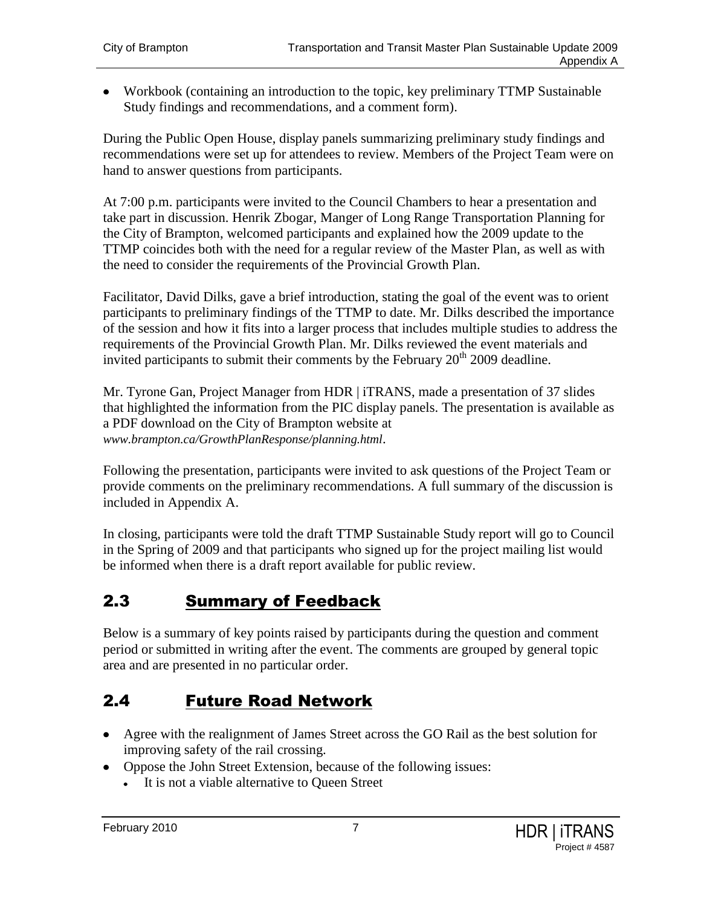- Workbook (containing an introduction to the topic, key preliminary TTMP Sustainable Study findings and recommendations, and a comment form).

During the Public Open House, display panels summarizing preliminary study findings and recommendations were set up for attendees to review. Members of the Project Team were on hand to answer questions from participants.

At 7:00 p.m. participants were invited to the Council Chambers to hear a presentation and take part in discussion. Henrik Zbogar, Manger of Long Range Transportation Planning for the City of Brampton, welcomed participants and explained how the 2009 update to the TTMP coincides both with the need for a regular review of the Master Plan, as well as with the need to consider the requirements of the Provincial Growth Plan.

Facilitator, David Dilks, gave a brief introduction, stating the goal of the event was to orient participants to preliminary findings of the TTMP to date. Mr. Dilks described the importance of the session and how it fits into a larger process that includes multiple studies to address the requirements of the Provincial Growth Plan. Mr. Dilks reviewed the event materials and invited participants to submit their comments by the February 20th 2009 deadline.

Mr. Tyrone Gan, Project Manager from HDR | iTRANS, made a presentation of 37 slides that highlighted the information from the PIC display panels. The presentation is available as a PDF download on the City of Brampton website at *www.brampton.ca/GrowthPlanResponse/planning.html*.

Following the presentation, participants were invited to ask questions of the Project Team or provide comments on the preliminary recommendations. A full summary of the discussion is included in Appendix A.

In closing, participants were told the draft TTMP Sustainable Study report will go to Council in the Spring of 2009 and that participants who signed up for the project mailing list would be informed when there is a draft report available for public review.

## 2.3 Summary of Feedback

Below is a summary of key points raised by participants during the question and comment period or submitted in writing after the event. The comments are grouped by general topic area and are presented in no particular order.

## 2.4 Future Road Network

- Agree with the realignment of James Street across the GO Rail as the best solution for improving safety of the rail crossing.
- Oppose the John Street Extension, because of the following issues:
  - It is not a viable alternative to Queen Street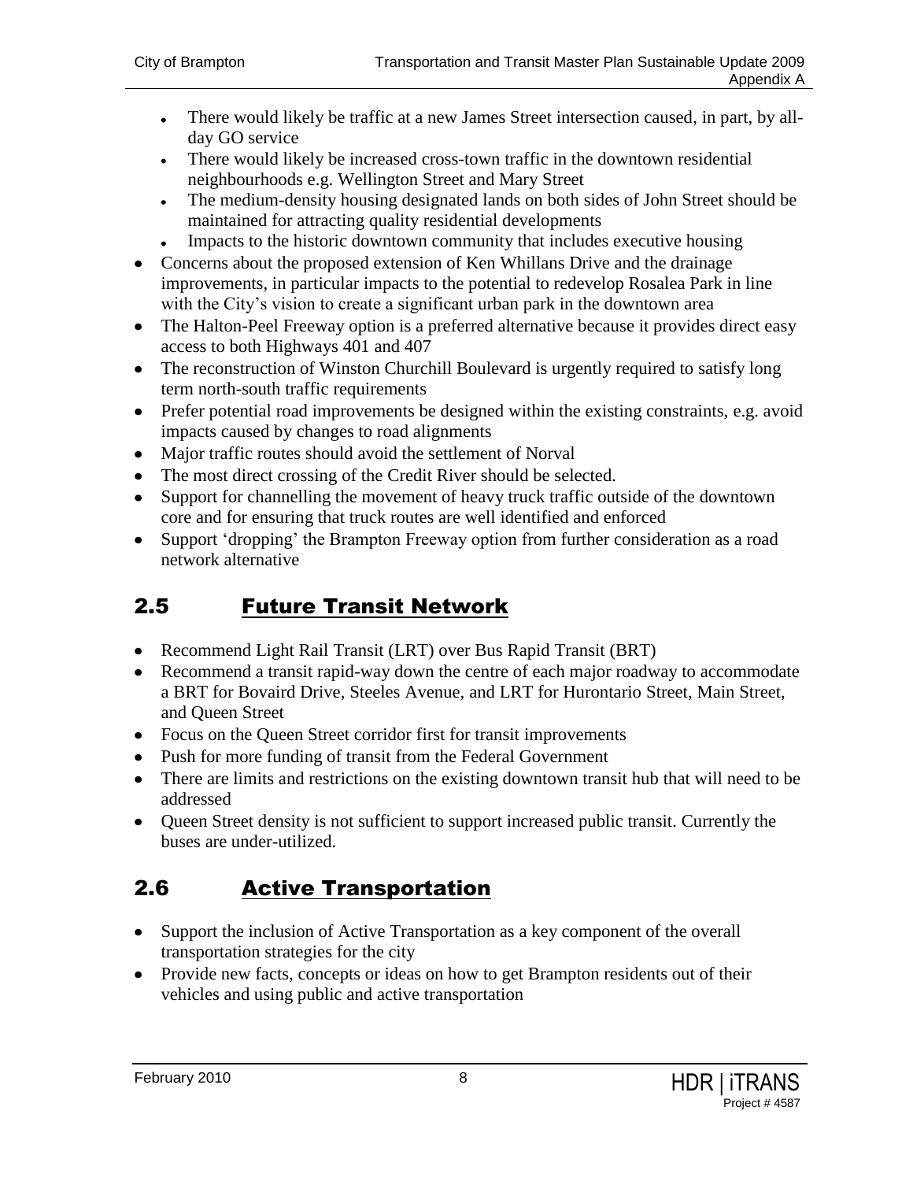- There would likely be traffic at a new James Street intersection caused, in part, by all-day GO service
  - There would likely be increased cross-town traffic in the downtown residential neighbourhoods e.g. Wellington Street and Mary Street
  - The medium-density housing designated lands on both sides of John Street should be maintained for attracting quality residential developments
  - Impacts to the historic downtown community that includes executive housing
- Concerns about the proposed extension of Ken Whillans Drive and the drainage improvements, in particular impacts to the potential to redevelop Rosalea Park in line with the City's vision to create a significant urban park in the downtown area
- The Halton-Peel Freeway option is a preferred alternative because it provides direct easy access to both Highways 401 and 407
- The reconstruction of Winston Churchill Boulevard is urgently required to satisfy long term north-south traffic requirements
- Prefer potential road improvements be designed within the existing constraints, e.g. avoid impacts caused by changes to road alignments
- Major traffic routes should avoid the settlement of Norval
- The most direct crossing of the Credit River should be selected.
- Support for channelling the movement of heavy truck traffic outside of the downtown core and for ensuring that truck routes are well identified and enforced
- Support 'dropping' the Brampton Freeway option from further consideration as a road network alternative

## 2.5 Future Transit Network

- Recommend Light Rail Transit (LRT) over Bus Rapid Transit (BRT)
- Recommend a transit rapid-way down the centre of each major roadway to accommodate a BRT for Bovaird Drive, Steeles Avenue, and LRT for Hurontario Street, Main Street, and Queen Street
- Focus on the Queen Street corridor first for transit improvements
- Push for more funding of transit from the Federal Government
- There are limits and restrictions on the existing downtown transit hub that will need to be addressed
- Queen Street density is not sufficient to support increased public transit. Currently the buses are under-utilized.

## 2.6 Active Transportation

- Support the inclusion of Active Transportation as a key component of the overall transportation strategies for the city
- Provide new facts, concepts or ideas on how to get Brampton residents out of their vehicles and using public and active transportation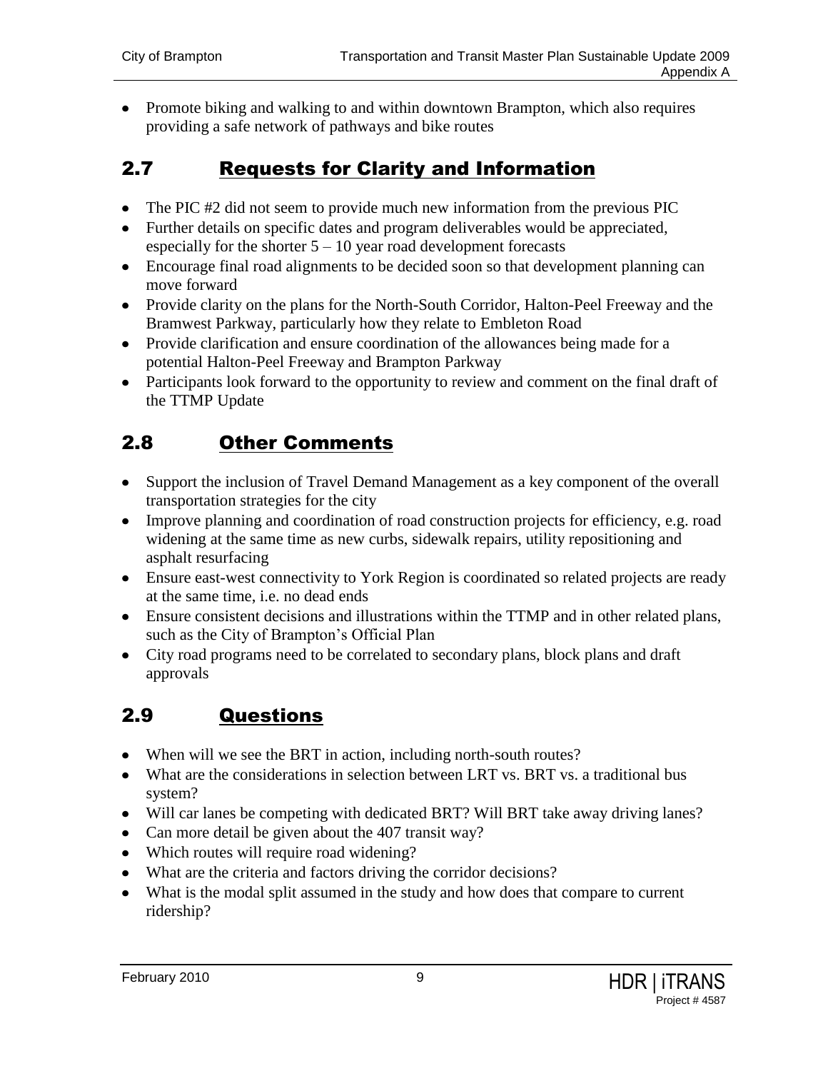- Promote biking and walking to and within downtown Brampton, which also requires providing a safe network of pathways and bike routes

## 2.7 Requests for Clarity and Information

- The PIC #2 did not seem to provide much new information from the previous PIC
- Further details on specific dates and program deliverables would be appreciated, especially for the shorter 5 – 10 year road development forecasts
- Encourage final road alignments to be decided soon so that development planning can move forward
- Provide clarity on the plans for the North-South Corridor, Halton-Peel Freeway and the Bramwest Parkway, particularly how they relate to Embleton Road
- Provide clarification and ensure coordination of the allowances being made for a potential Halton-Peel Freeway and Brampton Parkway
- Participants look forward to the opportunity to review and comment on the final draft of the TTMP Update

## 2.8 Other Comments

- Support the inclusion of Travel Demand Management as a key component of the overall transportation strategies for the city
- Improve planning and coordination of road construction projects for efficiency, e.g. road widening at the same time as new curbs, sidewalk repairs, utility repositioning and asphalt resurfacing
- Ensure east-west connectivity to York Region is coordinated so related projects are ready at the same time, i.e. no dead ends
- Ensure consistent decisions and illustrations within the TTMP and in other related plans, such as the City of Brampton's Official Plan
- City road programs need to be correlated to secondary plans, block plans and draft approvals

## 2.9 Questions

- When will we see the BRT in action, including north-south routes?
- What are the considerations in selection between LRT vs. BRT vs. a traditional bus system?
- Will car lanes be competing with dedicated BRT? Will BRT take away driving lanes?
- Can more detail be given about the 407 transit way?
- Which routes will require road widening?
- What are the criteria and factors driving the corridor decisions?
- What is the modal split assumed in the study and how does that compare to current ridership?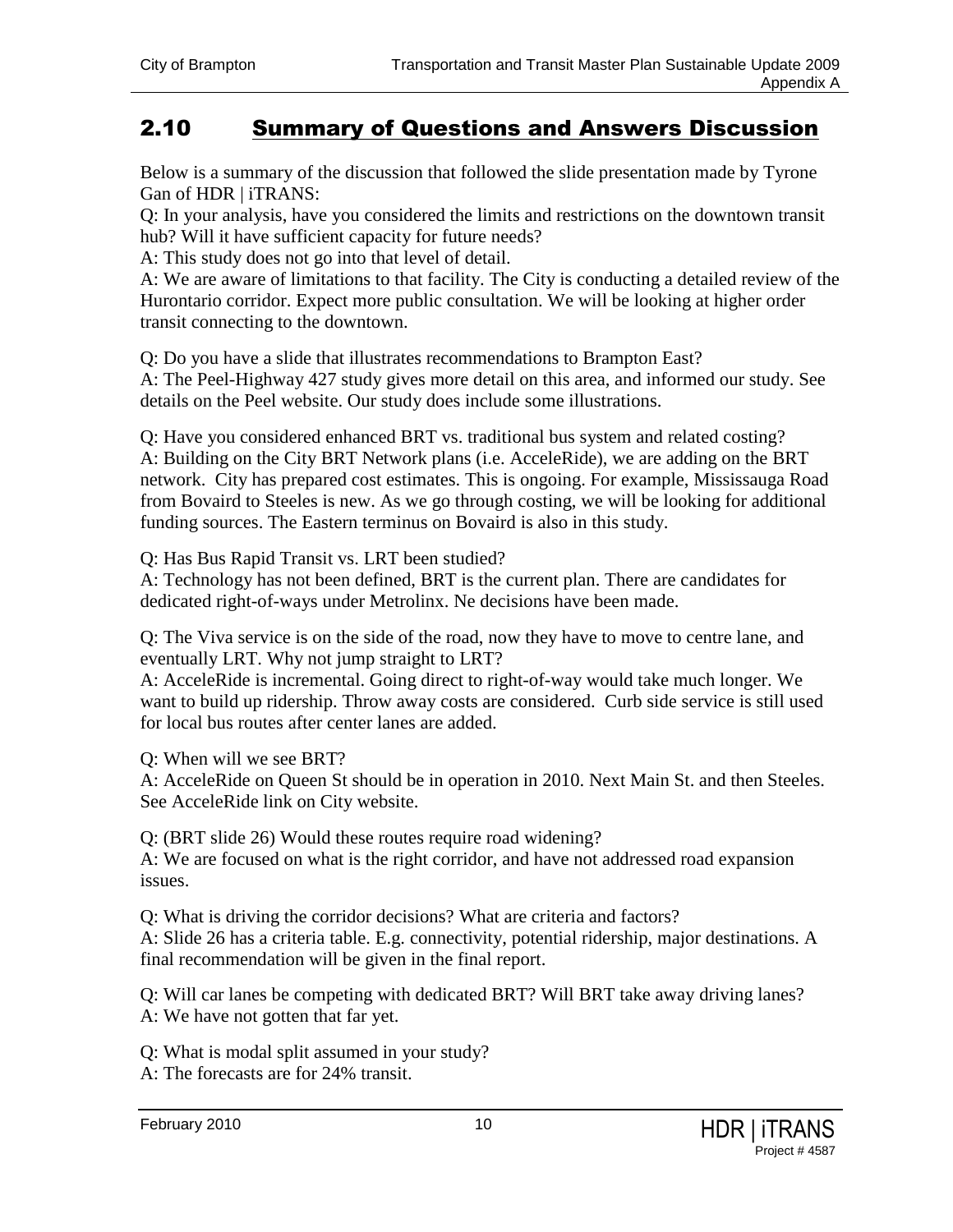## 2.10 Summary of Questions and Answers Discussion

Below is a summary of the discussion that followed the slide presentation made by Tyrone Gan of HDR | iTRANS:

Q: In your analysis, have you considered the limits and restrictions on the downtown transit hub? Will it have sufficient capacity for future needs?

A: This study does not go into that level of detail.

A: We are aware of limitations to that facility. The City is conducting a detailed review of the Hurontario corridor. Expect more public consultation. We will be looking at higher order transit connecting to the downtown.

Q: Do you have a slide that illustrates recommendations to Brampton East?

A: The Peel-Highway 427 study gives more detail on this area, and informed our study. See details on the Peel website. Our study does include some illustrations.

Q: Have you considered enhanced BRT vs. traditional bus system and related costing?

A: Building on the City BRT Network plans (i.e. AcceleRide), we are adding on the BRT network. City has prepared cost estimates. This is ongoing. For example, Mississauga Road from Bovaird to Steeles is new. As we go through costing, we will be looking for additional funding sources. The Eastern terminus on Bovaird is also in this study.

Q: Has Bus Rapid Transit vs. LRT been studied?

A: Technology has not been defined, BRT is the current plan. There are candidates for dedicated right-of-ways under Metrolinx. Ne decisions have been made.

Q: The Viva service is on the side of the road, now they have to move to centre lane, and eventually LRT. Why not jump straight to LRT?

A: AcceleRide is incremental. Going direct to right-of-way would take much longer. We want to build up ridership. Throw away costs are considered. Curb side service is still used for local bus routes after center lanes are added.

Q: When will we see BRT?

A: AcceleRide on Queen St should be in operation in 2010. Next Main St. and then Steeles. See AcceleRide link on City website.

Q: (BRT slide 26) Would these routes require road widening?

A: We are focused on what is the right corridor, and have not addressed road expansion issues.

Q: What is driving the corridor decisions? What are criteria and factors?

A: Slide 26 has a criteria table. E.g. connectivity, potential ridership, major destinations. A final recommendation will be given in the final report.

Q: Will car lanes be competing with dedicated BRT? Will BRT take away driving lanes?

A: We have not gotten that far yet.

Q: What is modal split assumed in your study?

A: The forecasts are for 24% transit.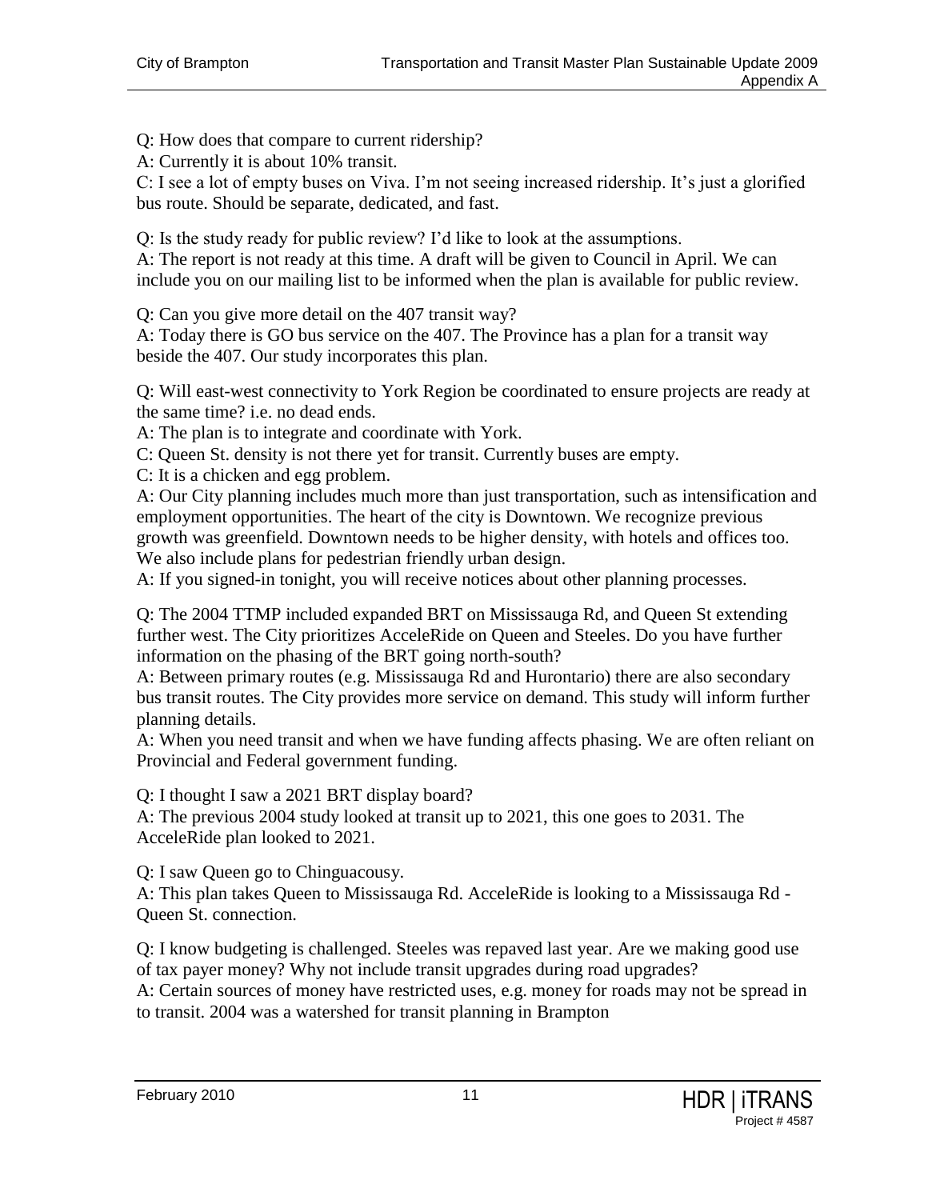Q: How does that compare to current ridership?

A: Currently it is about 10% transit.

C: I see a lot of empty buses on Viva. I'm not seeing increased ridership. It's just a glorified bus route. Should be separate, dedicated, and fast.

Q: Is the study ready for public review? I'd like to look at the assumptions.

A: The report is not ready at this time. A draft will be given to Council in April. We can include you on our mailing list to be informed when the plan is available for public review.

Q: Can you give more detail on the 407 transit way?

A: Today there is GO bus service on the 407. The Province has a plan for a transit way beside the 407. Our study incorporates this plan.

Q: Will east-west connectivity to York Region be coordinated to ensure projects are ready at the same time? i.e. no dead ends.

A: The plan is to integrate and coordinate with York.

C: Queen St. density is not there yet for transit. Currently buses are empty.

C: It is a chicken and egg problem.

A: Our City planning includes much more than just transportation, such as intensification and employment opportunities. The heart of the city is Downtown. We recognize previous growth was greenfield. Downtown needs to be higher density, with hotels and offices too. We also include plans for pedestrian friendly urban design.

A: If you signed-in tonight, you will receive notices about other planning processes.

Q: The 2004 TTMP included expanded BRT on Mississauga Rd, and Queen St extending further west. The City prioritizes AcceleRide on Queen and Steeles. Do you have further information on the phasing of the BRT going north-south?

A: Between primary routes (e.g. Mississauga Rd and Hurontario) there are also secondary bus transit routes. The City provides more service on demand. This study will inform further planning details.

A: When you need transit and when we have funding affects phasing. We are often reliant on Provincial and Federal government funding.

Q: I thought I saw a 2021 BRT display board?

A: The previous 2004 study looked at transit up to 2021, this one goes to 2031. The AcceleRide plan looked to 2021.

Q: I saw Queen go to Chinguacousy.

A: This plan takes Queen to Mississauga Rd. AcceleRide is looking to a Mississauga Rd - Queen St. connection.

Q: I know budgeting is challenged. Steeles was repaved last year. Are we making good use of tax payer money? Why not include transit upgrades during road upgrades?

A: Certain sources of money have restricted uses, e.g. money for roads may not be spread in to transit. 2004 was a watershed for transit planning in Brampton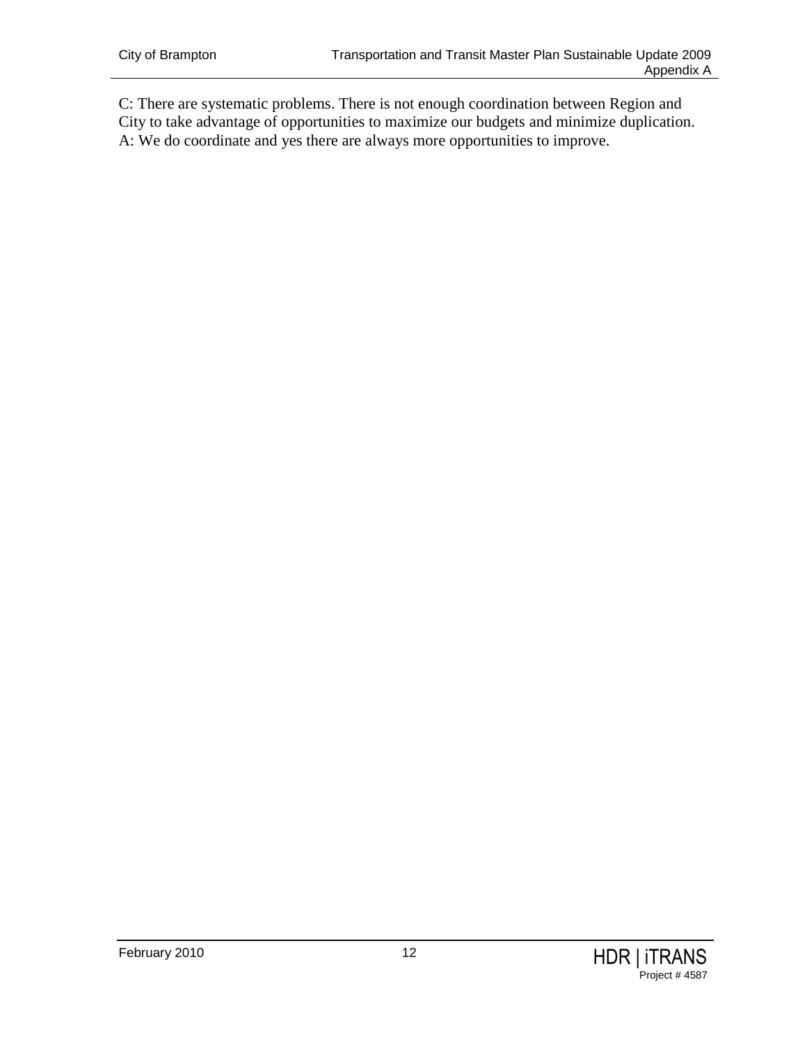C: There are systematic problems. There is not enough coordination between Region and City to take advantage of opportunities to maximize our budgets and minimize duplication.
A: We do coordinate and yes there are always more opportunities to improve.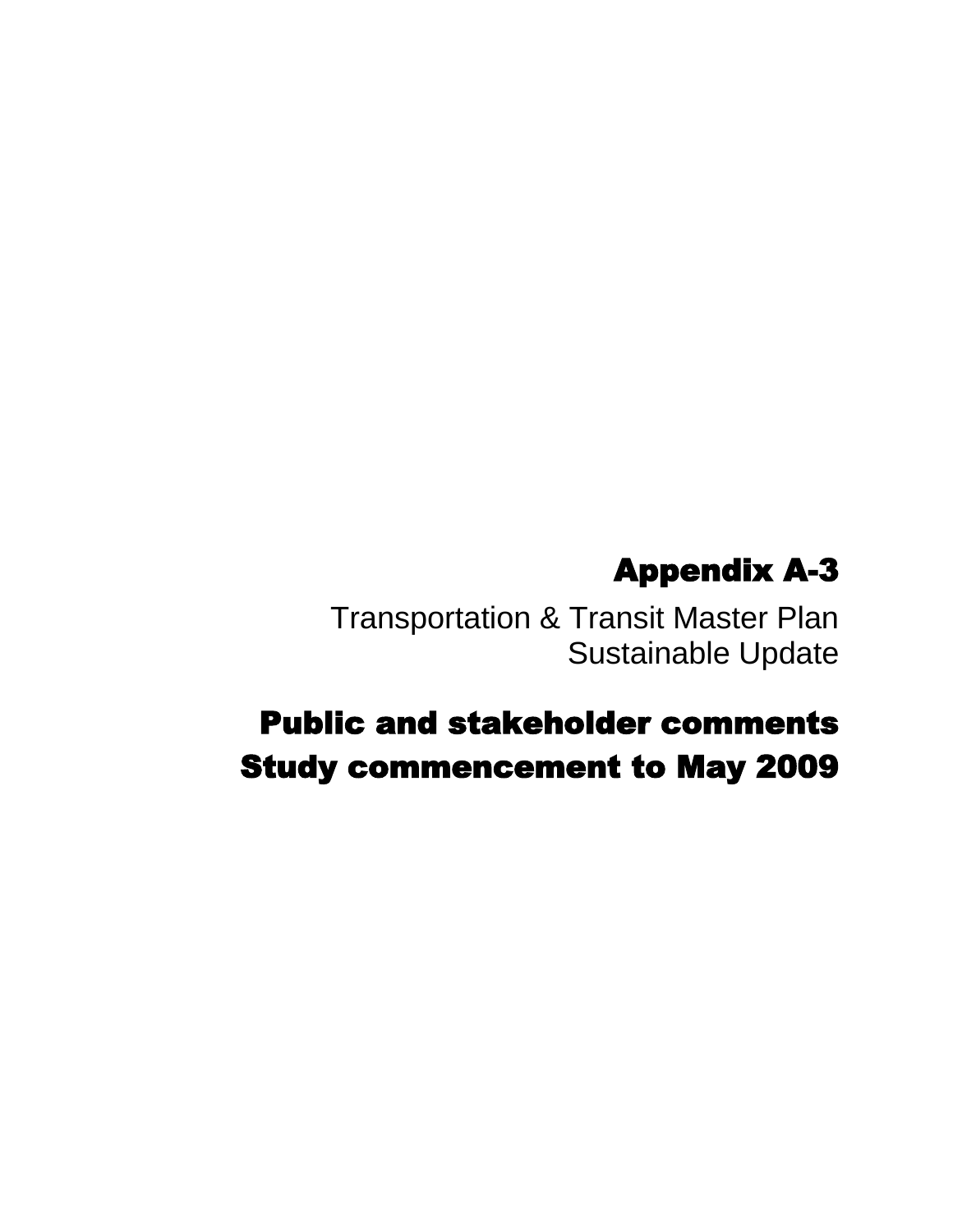# Appendix A-3

Transportation & Transit Master Plan
Sustainable Update

## Public and stakeholder comments
## Study commencement to May 2009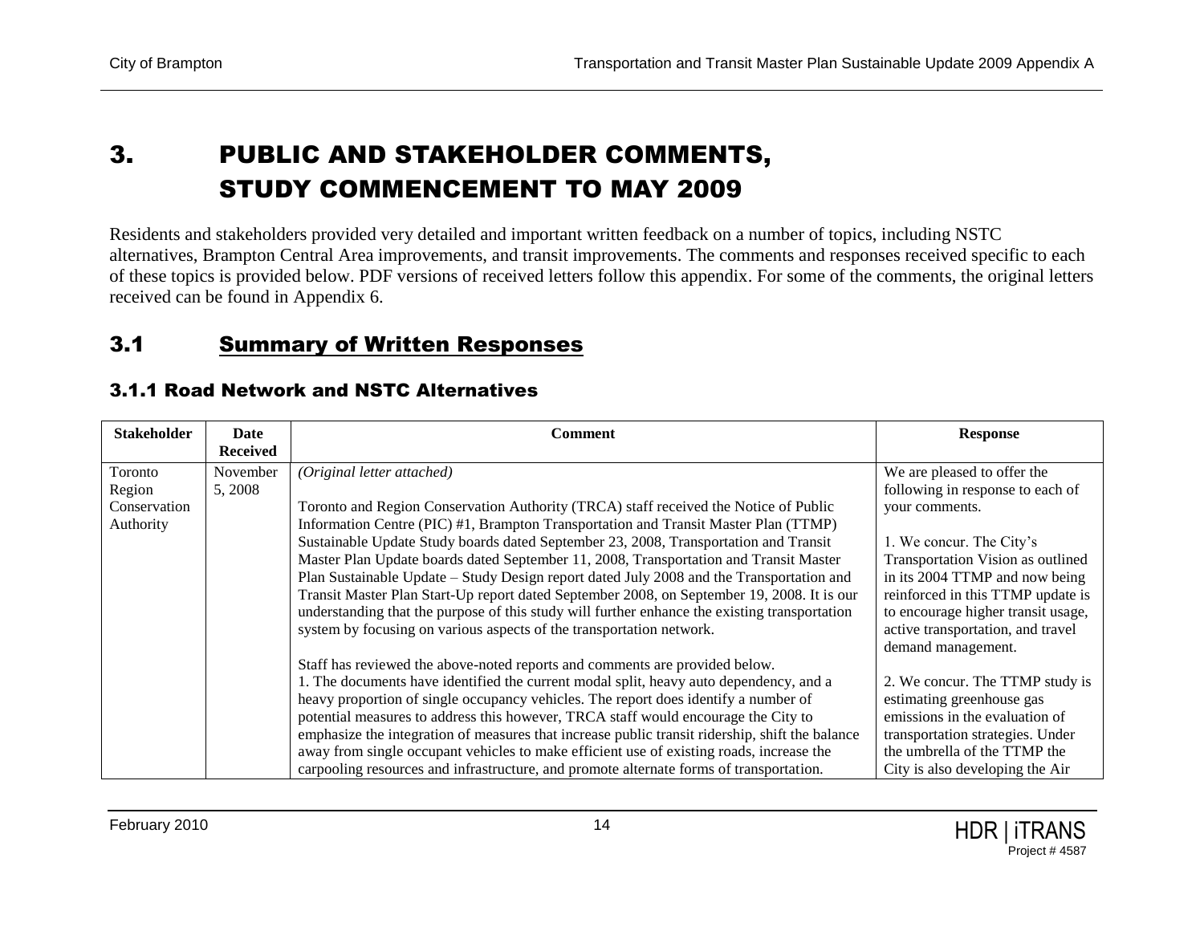# 3. PUBLIC AND STAKEHOLDER COMMENTS, STUDY COMMENCEMENT TO MAY 2009

Residents and stakeholders provided very detailed and important written feedback on a number of topics, including NSTC alternatives, Brampton Central Area improvements, and transit improvements. The comments and responses received specific to each of these topics is provided below. PDF versions of received letters follow this appendix. For some of the comments, the original letters received can be found in Appendix 6.

## 3.1 Summary of Written Responses

### 3.1.1 Road Network and NSTC Alternatives

| Stakeholder | Date Received | Comment | Response |
|---|---|---|---|
| Toronto Region Conservation Authority | November 5, 2008 | *(Original letter attached)*<br><br>Toronto and Region Conservation Authority (TRCA) staff received the Notice of Public Information Centre (PIC) #1, Brampton Transportation and Transit Master Plan (TTMP) Sustainable Update Study boards dated September 23, 2008, Transportation and Transit Master Plan Update boards dated September 11, 2008, Transportation and Transit Master Plan Sustainable Update – Study Design report dated July 2008 and the Transportation and Transit Master Plan Start-Up report dated September 2008, on September 19, 2008. It is our understanding that the purpose of this study will further enhance the existing transportation system by focusing on various aspects of the transportation network.<br><br>Staff has reviewed the above-noted reports and comments are provided below.<br>1. The documents have identified the current modal split, heavy auto dependency, and a heavy proportion of single occupancy vehicles. The report does identify a number of potential measures to address this however, TRCA staff would encourage the City to emphasize the integration of measures that increase public transit ridership, shift the balance away from single occupant vehicles to make efficient use of existing roads, increase the carpooling resources and infrastructure, and promote alternate forms of transportation. | We are pleased to offer the following in response to each of your comments.<br><br>1. We concur. The City's Transportation Vision as outlined in its 2004 TTMP and now being reinforced in this TTMP update is to encourage higher transit usage, active transportation, and travel demand management.<br><br>2. We concur. The TTMP study is estimating greenhouse gas emissions in the evaluation of transportation strategies. Under the umbrella of the TTMP the City is also developing the Air |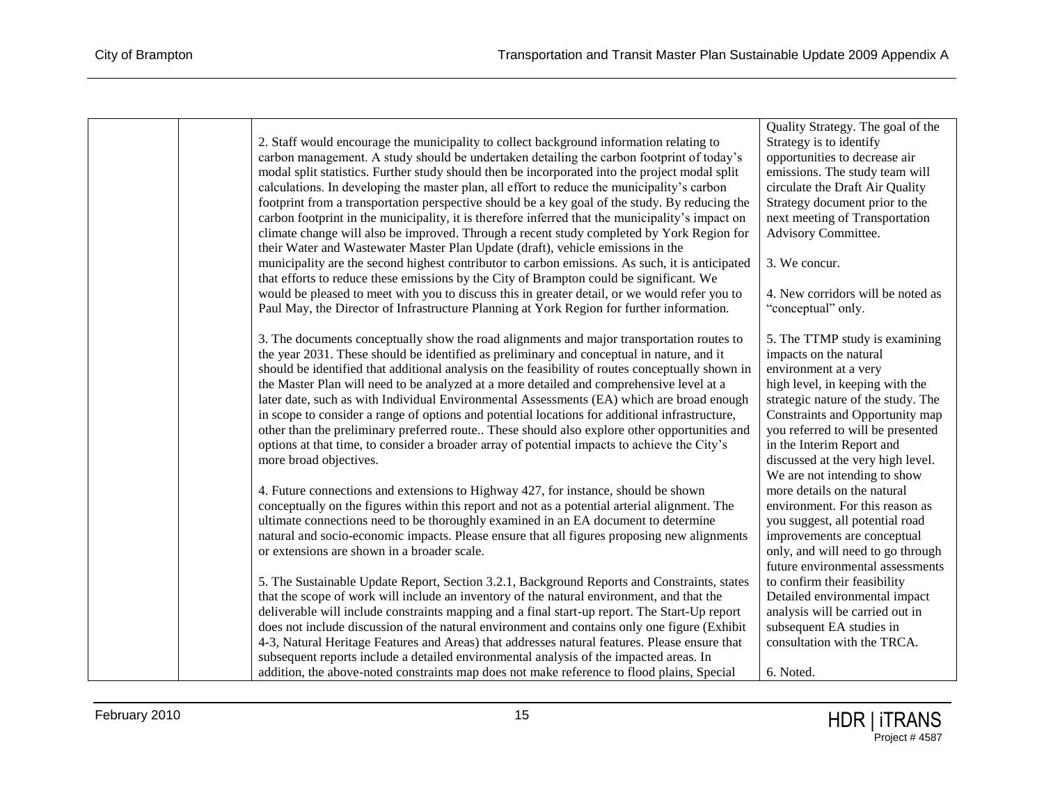| | | | |
|---|---|---|---|
| | | 2. Staff would encourage the municipality to collect background information relating to carbon management. A study should be undertaken detailing the carbon footprint of today's modal split statistics. Further study should then be incorporated into the project modal split calculations. In developing the master plan, all effort to reduce the municipality's carbon footprint from a transportation perspective should be a key goal of the study. By reducing the carbon footprint in the municipality, it is therefore inferred that the municipality's impact on climate change will also be improved. Through a recent study completed by York Region for their Water and Wastewater Master Plan Update (draft), vehicle emissions in the municipality are the second highest contributor to carbon emissions. As such, it is anticipated that efforts to reduce these emissions by the City of Brampton could be significant. We would be pleased to meet with you to discuss this in greater detail, or we would refer you to Paul May, the Director of Infrastructure Planning at York Region for further information.<br><br>3. The documents conceptually show the road alignments and major transportation routes to the year 2031. These should be identified as preliminary and conceptual in nature, and it should be identified that additional analysis on the feasibility of routes conceptually shown in the Master Plan will need to be analyzed at a more detailed and comprehensive level at a later date, such as with Individual Environmental Assessments (EA) which are broad enough in scope to consider a range of options and potential locations for additional infrastructure, other than the preliminary preferred route.. These should also explore other opportunities and options at that time, to consider a broader array of potential impacts to achieve the City's more broad objectives.<br><br>4. Future connections and extensions to Highway 427, for instance, should be shown conceptually on the figures within this report and not as a potential arterial alignment. The ultimate connections need to be thoroughly examined in an EA document to determine natural and socio-economic impacts. Please ensure that all figures proposing new alignments or extensions are shown in a broader scale.<br><br>5. The Sustainable Update Report, Section 3.2.1, Background Reports and Constraints, states that the scope of work will include an inventory of the natural environment, and that the deliverable will include constraints mapping and a final start-up report. The Start-Up report does not include discussion of the natural environment and contains only one figure (Exhibit 4-3, Natural Heritage Features and Areas) that addresses natural features. Please ensure that subsequent reports include a detailed environmental analysis of the impacted areas. In addition, the above-noted constraints map does not make reference to flood plains, Special | Quality Strategy. The goal of the Strategy is to identify opportunities to decrease air emissions. The study team will circulate the Draft Air Quality Strategy document prior to the next meeting of Transportation Advisory Committee.<br><br>3. We concur.<br><br>4. New corridors will be noted as "conceptual" only.<br><br>5. The TTMP study is examining impacts on the natural environment at a very high level, in keeping with the strategic nature of the study. The Constraints and Opportunity map you referred to will be presented in the Interim Report and discussed at the very high level. We are not intending to show more details on the natural environment. For this reason as you suggest, all potential road improvements are conceptual only, and will need to go through future environmental assessments to confirm their feasibility Detailed environmental impact analysis will be carried out in subsequent EA studies in consultation with the TRCA.<br><br>6. Noted. |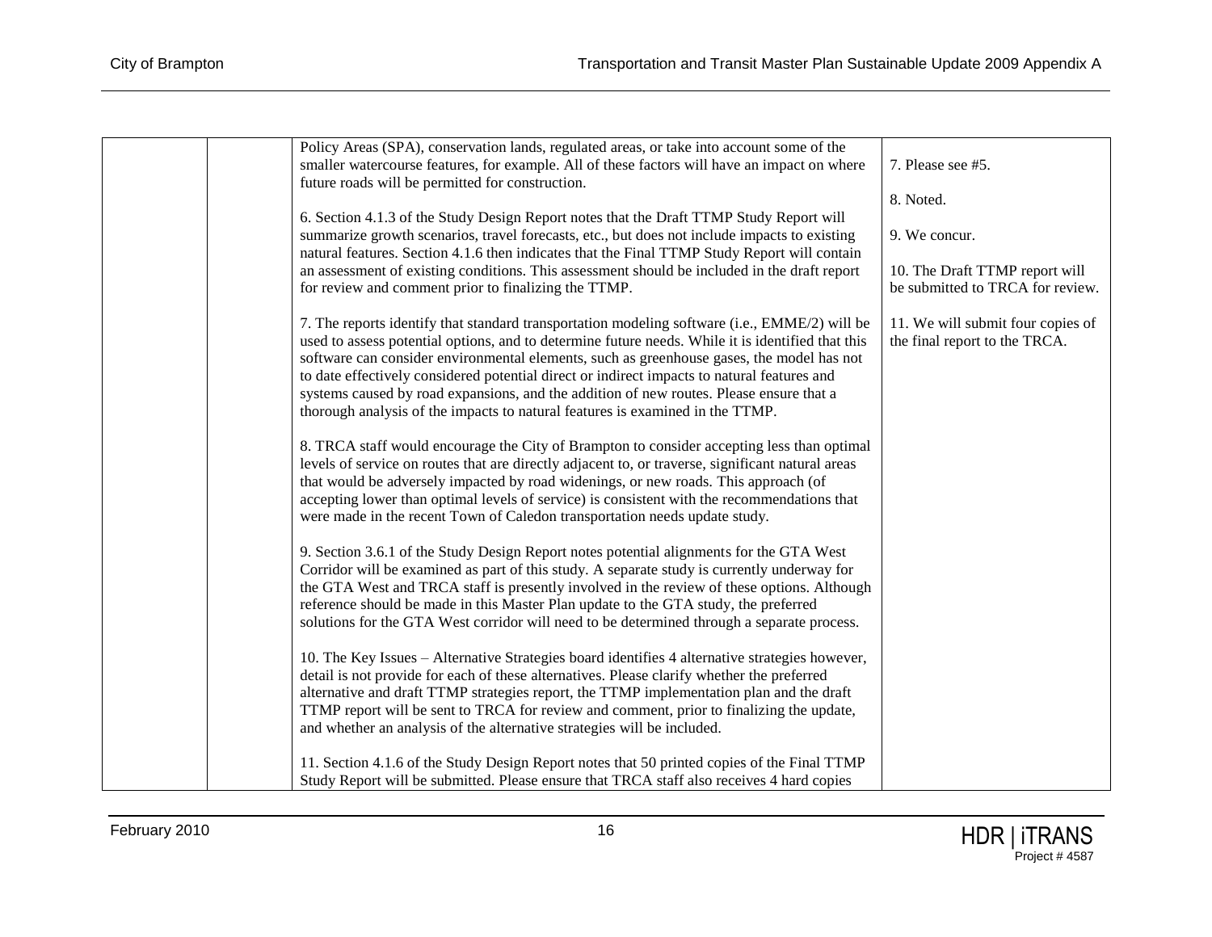| | | | |
|---|---|---|---|
| | | Policy Areas (SPA), conservation lands, regulated areas, or take into account some of the smaller watercourse features, for example. All of these factors will have an impact on where future roads will be permitted for construction.<br><br>6. Section 4.1.3 of the Study Design Report notes that the Draft TTMP Study Report will summarize growth scenarios, travel forecasts, etc., but does not include impacts to existing natural features. Section 4.1.6 then indicates that the Final TTMP Study Report will contain an assessment of existing conditions. This assessment should be included in the draft report for review and comment prior to finalizing the TTMP.<br><br>7. The reports identify that standard transportation modeling software (i.e., EMME/2) will be used to assess potential options, and to determine future needs. While it is identified that this software can consider environmental elements, such as greenhouse gases, the model has not to date effectively considered potential direct or indirect impacts to natural features and systems caused by road expansions, and the addition of new routes. Please ensure that a thorough analysis of the impacts to natural features is examined in the TTMP.<br><br>8. TRCA staff would encourage the City of Brampton to consider accepting less than optimal levels of service on routes that are directly adjacent to, or traverse, significant natural areas that would be adversely impacted by road widenings, or new roads. This approach (of accepting lower than optimal levels of service) is consistent with the recommendations that were made in the recent Town of Caledon transportation needs update study.<br><br>9. Section 3.6.1 of the Study Design Report notes potential alignments for the GTA West Corridor will be examined as part of this study. A separate study is currently underway for the GTA West and TRCA staff is presently involved in the review of these options. Although reference should be made in this Master Plan update to the GTA study, the preferred solutions for the GTA West corridor will need to be determined through a separate process.<br><br>10. The Key Issues – Alternative Strategies board identifies 4 alternative strategies however, detail is not provide for each of these alternatives. Please clarify whether the preferred alternative and draft TTMP strategies report, the TTMP implementation plan and the draft TTMP report will be sent to TRCA for review and comment, prior to finalizing the update, and whether an analysis of the alternative strategies will be included.<br><br>11. Section 4.1.6 of the Study Design Report notes that 50 printed copies of the Final TTMP Study Report will be submitted. Please ensure that TRCA staff also receives 4 hard copies | 7. Please see #5.<br><br>8. Noted.<br><br>9. We concur.<br><br>10. The Draft TTMP report will be submitted to TRCA for review.<br><br>11. We will submit four copies of the final report to the TRCA. |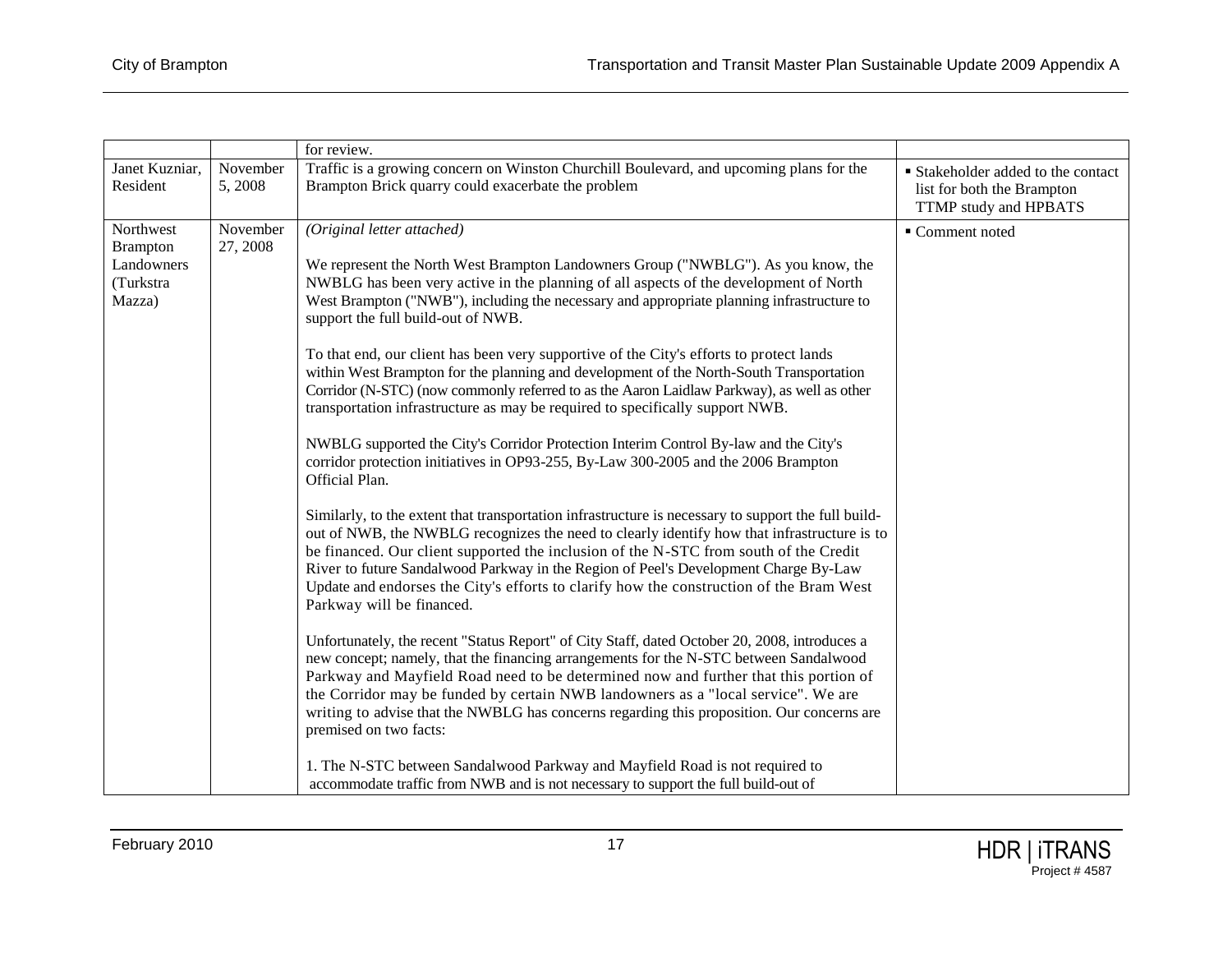| | | | |
|---|---|---|---|
| | | for review. | |
| Janet Kuzniar, Resident | November 5, 2008 | Traffic is a growing concern on Winston Churchill Boulevard, and upcoming plans for the Brampton Brick quarry could exacerbate the problem | ▪ Stakeholder added to the contact list for both the Brampton TTMP study and HPBATS |
| Northwest Brampton Landowners (Turkstra Mazza) | November 27, 2008 | *(Original letter attached)*<br><br>We represent the North West Brampton Landowners Group ("NWBLG"). As you know, the NWBLG has been very active in the planning of all aspects of the development of North West Brampton ("NWB"), including the necessary and appropriate planning infrastructure to support the full build-out of NWB.<br><br>To that end, our client has been very supportive of the City's efforts to protect lands within West Brampton for the planning and development of the North-South Transportation Corridor (N-STC) (now commonly referred to as the Aaron Laidlaw Parkway), as well as other transportation infrastructure as may be required to specifically support NWB.<br><br>NWBLG supported the City's Corridor Protection Interim Control By-law and the City's corridor protection initiatives in OP93-255, By-Law 300-2005 and the 2006 Brampton Official Plan.<br><br>Similarly, to the extent that transportation infrastructure is necessary to support the full build-out of NWB, the NWBLG recognizes the need to clearly identify how that infrastructure is to be financed. Our client supported the inclusion of the N-STC from south of the Credit River to future Sandalwood Parkway in the Region of Peel's Development Charge By-Law Update and endorses the City's efforts to clarify how the construction of the Bram West Parkway will be financed.<br><br>Unfortunately, the recent "Status Report" of City Staff, dated October 20, 2008, introduces a new concept; namely, that the financing arrangements for the N-STC between Sandalwood Parkway and Mayfield Road need to be determined now and further that this portion of the Corridor may be funded by certain NWB landowners as a "local service". We are writing to advise that the NWBLG has concerns regarding this proposition. Our concerns are premised on two facts:<br><br>1. The N-STC between Sandalwood Parkway and Mayfield Road is not required to accommodate traffic from NWB and is not necessary to support the full build-out of | ▪ Comment noted |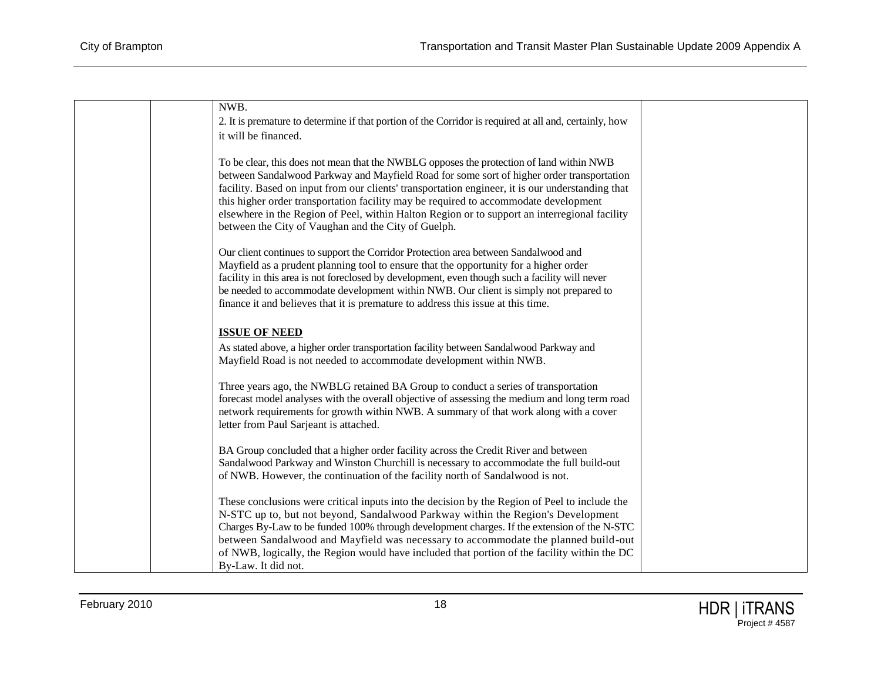| | | NWB.<br>2. It is premature to determine if that portion of the Corridor is required at all and, certainly, how it will be financed.<br><br>To be clear, this does not mean that the NWBLG opposes the protection of land within NWB between Sandalwood Parkway and Mayfield Road for some sort of higher order transportation facility. Based on input from our clients' transportation engineer, it is our understanding that this higher order transportation facility may be required to accommodate development elsewhere in the Region of Peel, within Halton Region or to support an interregional facility between the City of Vaughan and the City of Guelph.<br><br>Our client continues to support the Corridor Protection area between Sandalwood and Mayfield as a prudent planning tool to ensure that the opportunity for a higher order facility in this area is not foreclosed by development, even though such a facility will never be needed to accommodate development within NWB. Our client is simply not prepared to finance it and believes that it is premature to address this issue at this time.<br><br>**ISSUE OF NEED**<br>As stated above, a higher order transportation facility between Sandalwood Parkway and Mayfield Road is not needed to accommodate development within NWB.<br><br>Three years ago, the NWBLG retained BA Group to conduct a series of transportation forecast model analyses with the overall objective of assessing the medium and long term road network requirements for growth within NWB. A summary of that work along with a cover letter from Paul Sarjeant is attached.<br><br>BA Group concluded that a higher order facility across the Credit River and between Sandalwood Parkway and Winston Churchill is necessary to accommodate the full build-out of NWB. However, the continuation of the facility north of Sandalwood is not.<br><br>These conclusions were critical inputs into the decision by the Region of Peel to include the N-STC up to, but not beyond, Sandalwood Parkway within the Region's Development Charges By-Law to be funded 100% through development charges. If the extension of the N-STC between Sandalwood and Mayfield was necessary to accommodate the planned build-out of NWB, logically, the Region would have included that portion of the facility within the DC By-Law. It did not. | |
|---|---|---|---|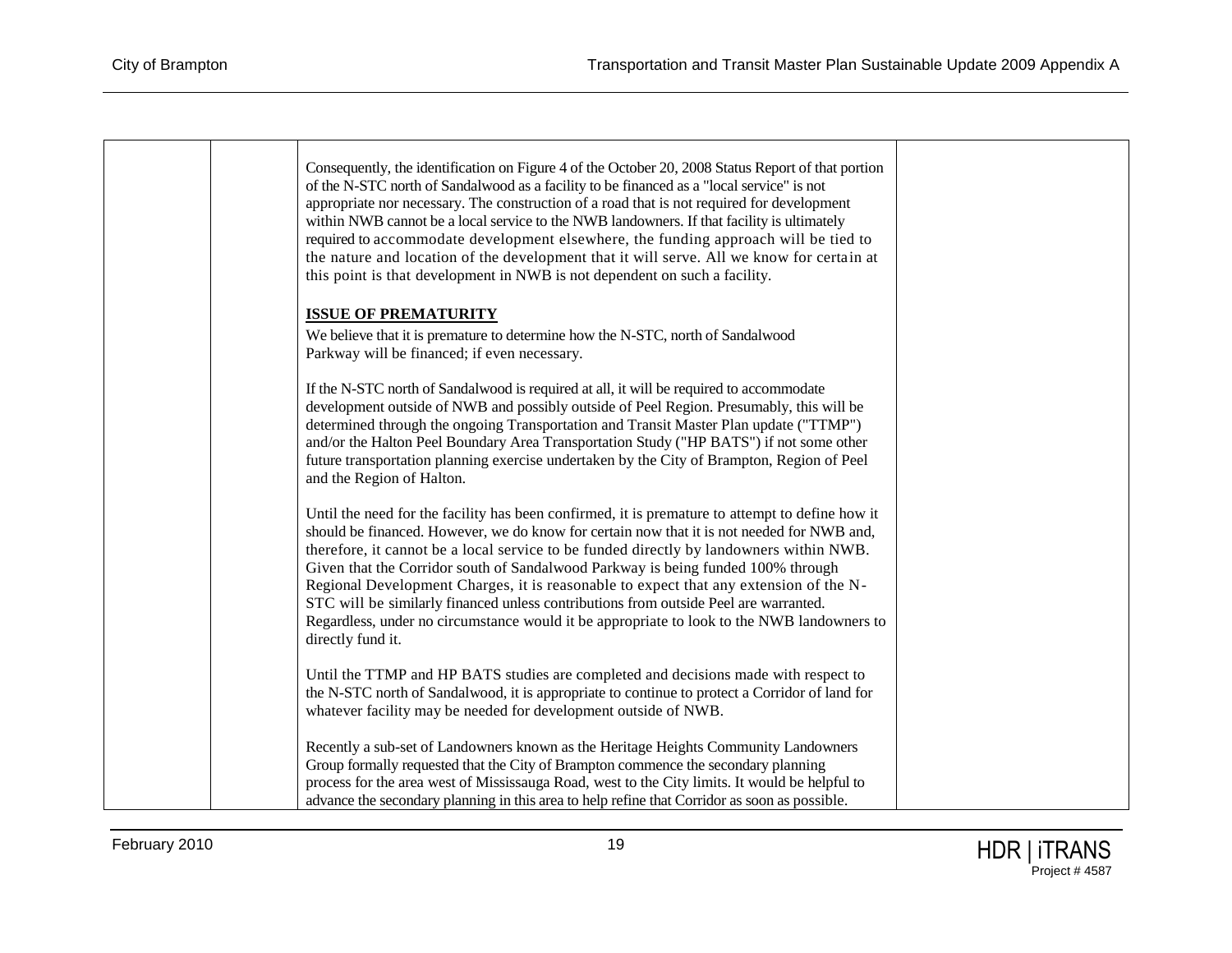| | | | |
|---|---|---|---|
| | | Consequently, the identification on Figure 4 of the October 20, 2008 Status Report of that portion of the N-STC north of Sandalwood as a facility to be financed as a "local service" is not appropriate nor necessary. The construction of a road that is not required for development within NWB cannot be a local service to the NWB landowners. If that facility is ultimately required to accommodate development elsewhere, the funding approach will be tied to the nature and location of the development that it will serve. All we know for certain at this point is that development in NWB is not dependent on such a facility.<br><br>**ISSUE OF PREMATURITY**<br>We believe that it is premature to determine how the N-STC, north of Sandalwood Parkway will be financed; if even necessary.<br><br>If the N-STC north of Sandalwood is required at all, it will be required to accommodate development outside of NWB and possibly outside of Peel Region. Presumably, this will be determined through the ongoing Transportation and Transit Master Plan update ("TTMP") and/or the Halton Peel Boundary Area Transportation Study ("HP BATS") if not some other future transportation planning exercise undertaken by the City of Brampton, Region of Peel and the Region of Halton.<br><br>Until the need for the facility has been confirmed, it is premature to attempt to define how it should be financed. However, we do know for certain now that it is not needed for NWB and, therefore, it cannot be a local service to be funded directly by landowners within NWB. Given that the Corridor south of Sandalwood Parkway is being funded 100% through Regional Development Charges, it is reasonable to expect that any extension of the N-STC will be similarly financed unless contributions from outside Peel are warranted. Regardless, under no circumstance would it be appropriate to look to the NWB landowners to directly fund it.<br><br>Until the TTMP and HP BATS studies are completed and decisions made with respect to the N-STC north of Sandalwood, it is appropriate to continue to protect a Corridor of land for whatever facility may be needed for development outside of NWB.<br><br>Recently a sub-set of Landowners known as the Heritage Heights Community Landowners Group formally requested that the City of Brampton commence the secondary planning process for the area west of Mississauga Road, west to the City limits. It would be helpful to advance the secondary planning in this area to help refine that Corridor as soon as possible. | |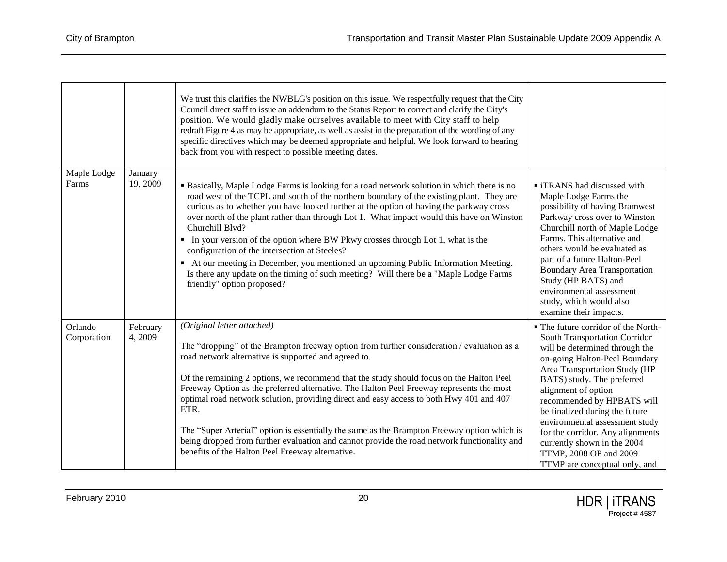| | | | |
|---|---|---|---|
| | | We trust this clarifies the NWBLG's position on this issue. We respectfully request that the City Council direct staff to issue an addendum to the Status Report to correct and clarify the City's position. We would gladly make ourselves available to meet with City staff to help redraft Figure 4 as may be appropriate, as well as assist in the preparation of the wording of any specific directives which may be deemed appropriate and helpful. We look forward to hearing back from you with respect to possible meeting dates. | |
| Maple Lodge Farms | January 19, 2009 | ▪ Basically, Maple Lodge Farms is looking for a road network solution in which there is no road west of the TCPL and south of the northern boundary of the existing plant. They are curious as to whether you have looked further at the option of having the parkway cross over north of the plant rather than through Lot 1. What impact would this have on Winston Churchill Blvd?<br>▪ In your version of the option where BW Pkwy crosses through Lot 1, what is the configuration of the intersection at Steeles?<br>▪ At our meeting in December, you mentioned an upcoming Public Information Meeting. Is there any update on the timing of such meeting? Will there be a "Maple Lodge Farms friendly" option proposed? | ▪ iTRANS had discussed with Maple Lodge Farms the possibility of having Bramwest Parkway cross over to Winston Churchill north of Maple Lodge Farms. This alternative and others would be evaluated as part of a future Halton-Peel Boundary Area Transportation Study (HP BATS) and environmental assessment study, which would also examine their impacts. |
| Orlando Corporation | February 4, 2009 | *(Original letter attached)*<br><br>The "dropping" of the Brampton freeway option from further consideration / evaluation as a road network alternative is supported and agreed to.<br><br>Of the remaining 2 options, we recommend that the study should focus on the Halton Peel Freeway Option as the preferred alternative. The Halton Peel Freeway represents the most optimal road network solution, providing direct and easy access to both Hwy 401 and 407 ETR.<br><br>The "Super Arterial" option is essentially the same as the Brampton Freeway option which is being dropped from further evaluation and cannot provide the road network functionality and benefits of the Halton Peel Freeway alternative. | ▪ The future corridor of the North-South Transportation Corridor will be determined through the on-going Halton-Peel Boundary Area Transportation Study (HP BATS) study. The preferred alignment of option recommended by HPBATS will be finalized during the future environmental assessment study for the corridor. Any alignments currently shown in the 2004 TTMP, 2008 OP and 2009 TTMP are conceptual only, and |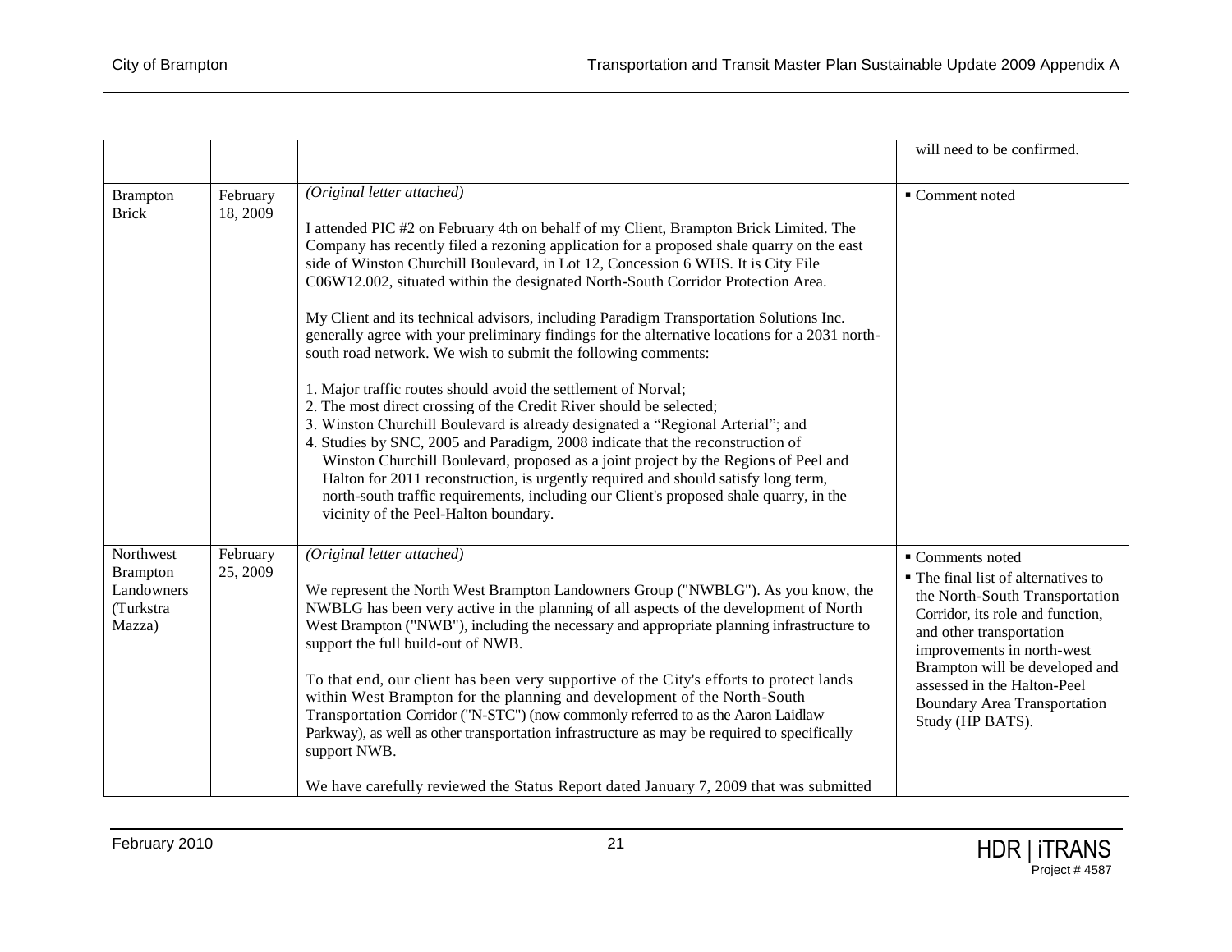| | | | |
|---|---|---|---|
| | | | will need to be confirmed. |
| Brampton Brick | February 18, 2009 | *(Original letter attached)*<br><br>I attended PIC #2 on February 4th on behalf of my Client, Brampton Brick Limited. The Company has recently filed a rezoning application for a proposed shale quarry on the east side of Winston Churchill Boulevard, in Lot 12, Concession 6 WHS. It is City File C06W12.002, situated within the designated North-South Corridor Protection Area.<br><br>My Client and its technical advisors, including Paradigm Transportation Solutions Inc. generally agree with your preliminary findings for the alternative locations for a 2031 north-south road network. We wish to submit the following comments:<br><br>1. Major traffic routes should avoid the settlement of Norval;<br>2. The most direct crossing of the Credit River should be selected;<br>3. Winston Churchill Boulevard is already designated a "Regional Arterial"; and<br>4. Studies by SNC, 2005 and Paradigm, 2008 indicate that the reconstruction of Winston Churchill Boulevard, proposed as a joint project by the Regions of Peel and Halton for 2011 reconstruction, is urgently required and should satisfy long term, north-south traffic requirements, including our Client's proposed shale quarry, in the vicinity of the Peel-Halton boundary. | ▪ Comment noted |
| Northwest Brampton Landowners (Turkstra Mazza) | February 25, 2009 | *(Original letter attached)*<br><br>We represent the North West Brampton Landowners Group ("NWBLG"). As you know, the NWBLG has been very active in the planning of all aspects of the development of North West Brampton ("NWB"), including the necessary and appropriate planning infrastructure to support the full build-out of NWB.<br><br>To that end, our client has been very supportive of the City's efforts to protect lands within West Brampton for the planning and development of the North-South Transportation Corridor ("N-STC") (now commonly referred to as the Aaron Laidlaw Parkway), as well as other transportation infrastructure as may be required to specifically support NWB.<br><br>We have carefully reviewed the Status Report dated January 7, 2009 that was submitted | ▪ Comments noted<br>▪ The final list of alternatives to the North-South Transportation Corridor, its role and function, and other transportation improvements in north-west Brampton will be developed and assessed in the Halton-Peel Boundary Area Transportation Study (HP BATS). |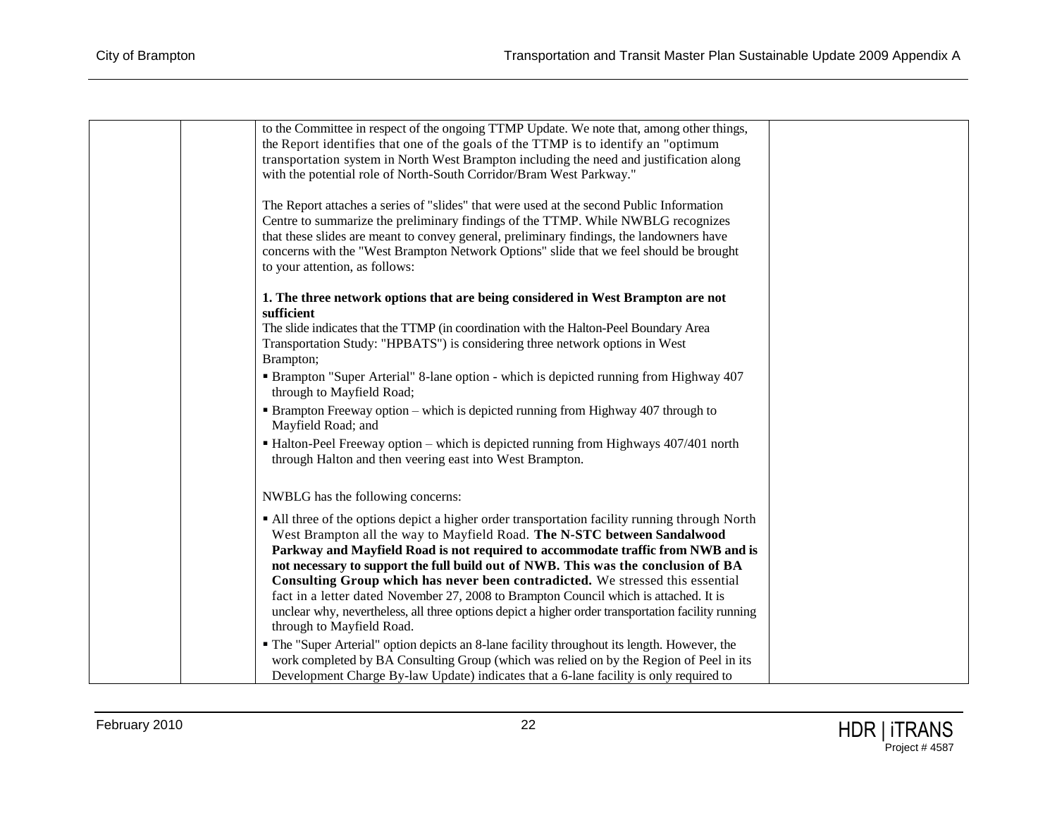| | | to the Committee in respect of the ongoing TTMP Update. We note that, among other things, the Report identifies that one of the goals of the TTMP is to identify an "optimum transportation system in North West Brampton including the need and justification along with the potential role of North-South Corridor/Bram West Parkway."<br><br>The Report attaches a series of "slides" that were used at the second Public Information Centre to summarize the preliminary findings of the TTMP. While NWBLG recognizes that these slides are meant to convey general, preliminary findings, the landowners have concerns with the "West Brampton Network Options" slide that we feel should be brought to your attention, as follows:<br><br>**1. The three network options that are being considered in West Brampton are not sufficient**<br>The slide indicates that the TTMP (in coordination with the Halton-Peel Boundary Area Transportation Study: "HPBATS") is considering three network options in West Brampton;<br>▪ Brampton "Super Arterial" 8-lane option - which is depicted running from Highway 407 through to Mayfield Road;<br>▪ Brampton Freeway option – which is depicted running from Highway 407 through to Mayfield Road; and<br>▪ Halton-Peel Freeway option – which is depicted running from Highways 407/401 north through Halton and then veering east into West Brampton.<br><br>NWBLG has the following concerns:<br>▪ All three of the options depict a higher order transportation facility running through North West Brampton all the way to Mayfield Road. **The N-STC between Sandalwood Parkway and Mayfield Road is not required to accommodate traffic from NWB and is not necessary to support the full build out of NWB. This was the conclusion of BA Consulting Group which has never been contradicted.** We stressed this essential fact in a letter dated November 27, 2008 to Brampton Council which is attached. It is unclear why, nevertheless, all three options depict a higher order transportation facility running through to Mayfield Road.<br>▪ The "Super Arterial" option depicts an 8-lane facility throughout its length. However, the work completed by BA Consulting Group (which was relied on by the Region of Peel in its Development Charge By-law Update) indicates that a 6-lane facility is only required to | |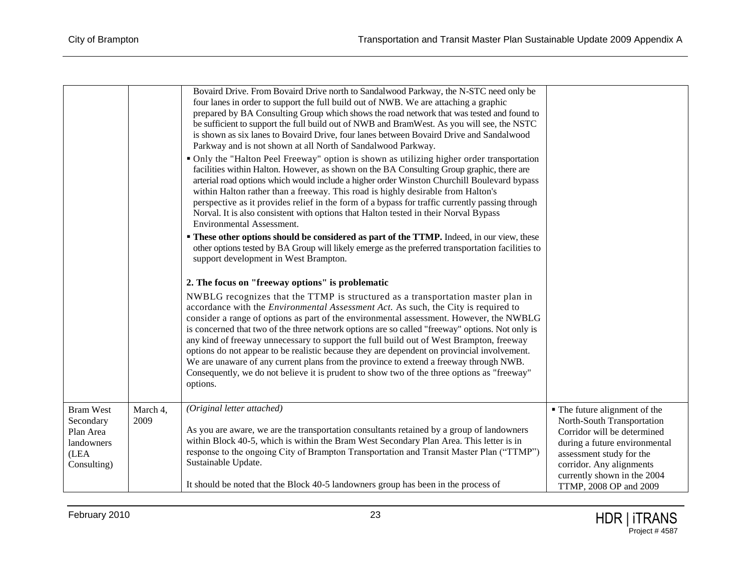| | | | |
|---|---|---|---|
| | | Bovaird Drive. From Bovaird Drive north to Sandalwood Parkway, the N-STC need only be four lanes in order to support the full build out of NWB. We are attaching a graphic prepared by BA Consulting Group which shows the road network that was tested and found to be sufficient to support the full build out of NWB and BramWest. As you will see, the NSTC is shown as six lanes to Bovaird Drive, four lanes between Bovaird Drive and Sandalwood Parkway and is not shown at all North of Sandalwood Parkway.<br>▪ Only the "Halton Peel Freeway" option is shown as utilizing higher order transportation facilities within Halton. However, as shown on the BA Consulting Group graphic, there are arterial road options which would include a higher order Winston Churchill Boulevard bypass within Halton rather than a freeway. This road is highly desirable from Halton's perspective as it provides relief in the form of a bypass for traffic currently passing through Norval. It is also consistent with options that Halton tested in their Norval Bypass Environmental Assessment.<br>▪ **These other options should be considered as part of the TTMP.** Indeed, in our view, these other options tested by BA Group will likely emerge as the preferred transportation facilities to support development in West Brampton.<br><br>**2. The focus on "freeway options" is problematic**<br>NWBLG recognizes that the TTMP is structured as a transportation master plan in accordance with the *Environmental Assessment Act.* As such, the City is required to consider a range of options as part of the environmental assessment. However, the NWBLG is concerned that two of the three network options are so called "freeway" options. Not only is any kind of freeway unnecessary to support the full build out of West Brampton, freeway options do not appear to be realistic because they are dependent on provincial involvement. We are unaware of any current plans from the province to extend a freeway through NWB. Consequently, we do not believe it is prudent to show two of the three options as "freeway" options. | |
| Bram West Secondary Plan Area landowners (LEA Consulting) | March 4, 2009 | *(Original letter attached)*<br><br>As you are aware, we are the transportation consultants retained by a group of landowners within Block 40-5, which is within the Bram West Secondary Plan Area. This letter is in response to the ongoing City of Brampton Transportation and Transit Master Plan ("TTMP") Sustainable Update.<br><br>It should be noted that the Block 40-5 landowners group has been in the process of | ▪ The future alignment of the North-South Transportation Corridor will be determined during a future environmental assessment study for the corridor. Any alignments currently shown in the 2004 TTMP, 2008 OP and 2009 |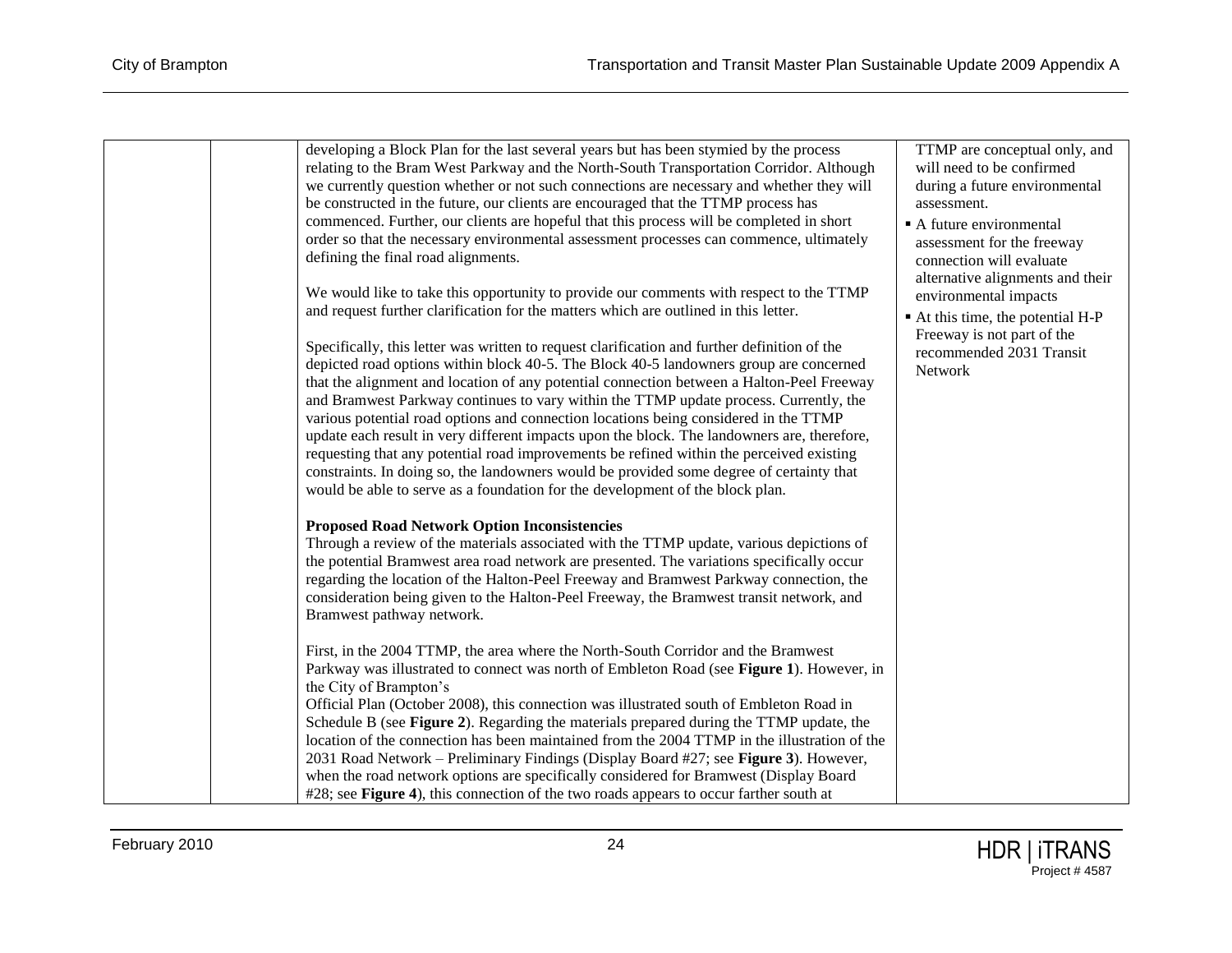| | | | |
|---|---|---|---|
| | | developing a Block Plan for the last several years but has been stymied by the process relating to the Bram West Parkway and the North-South Transportation Corridor. Although we currently question whether or not such connections are necessary and whether they will be constructed in the future, our clients are encouraged that the TTMP process has commenced. Further, our clients are hopeful that this process will be completed in short order so that the necessary environmental assessment processes can commence, ultimately defining the final road alignments.<br><br>We would like to take this opportunity to provide our comments with respect to the TTMP and request further clarification for the matters which are outlined in this letter.<br><br>Specifically, this letter was written to request clarification and further definition of the depicted road options within block 40-5. The Block 40-5 landowners group are concerned that the alignment and location of any potential connection between a Halton-Peel Freeway and Bramwest Parkway continues to vary within the TTMP update process. Currently, the various potential road options and connection locations being considered in the TTMP update each result in very different impacts upon the block. The landowners are, therefore, requesting that any potential road improvements be refined within the perceived existing constraints. In doing so, the landowners would be provided some degree of certainty that would be able to serve as a foundation for the development of the block plan.<br><br>**Proposed Road Network Option Inconsistencies**<br>Through a review of the materials associated with the TTMP update, various depictions of the potential Bramwest area road network are presented. The variations specifically occur regarding the location of the Halton-Peel Freeway and Bramwest Parkway connection, the consideration being given to the Halton-Peel Freeway, the Bramwest transit network, and Bramwest pathway network.<br><br>First, in the 2004 TTMP, the area where the North-South Corridor and the Bramwest Parkway was illustrated to connect was north of Embleton Road (see **Figure 1**). However, in the City of Brampton's Official Plan (October 2008), this connection was illustrated south of Embleton Road in Schedule B (see **Figure 2**). Regarding the materials prepared during the TTMP update, the location of the connection has been maintained from the 2004 TTMP in the illustration of the 2031 Road Network – Preliminary Findings (Display Board #27; see **Figure 3**). However, when the road network options are specifically considered for Bramwest (Display Board #28; see **Figure 4**), this connection of the two roads appears to occur farther south at | TTMP are conceptual only, and will need to be confirmed during a future environmental assessment.<br>▪ A future environmental assessment for the freeway connection will evaluate alternative alignments and their environmental impacts<br>▪ At this time, the potential H-P Freeway is not part of the recommended 2031 Transit Network |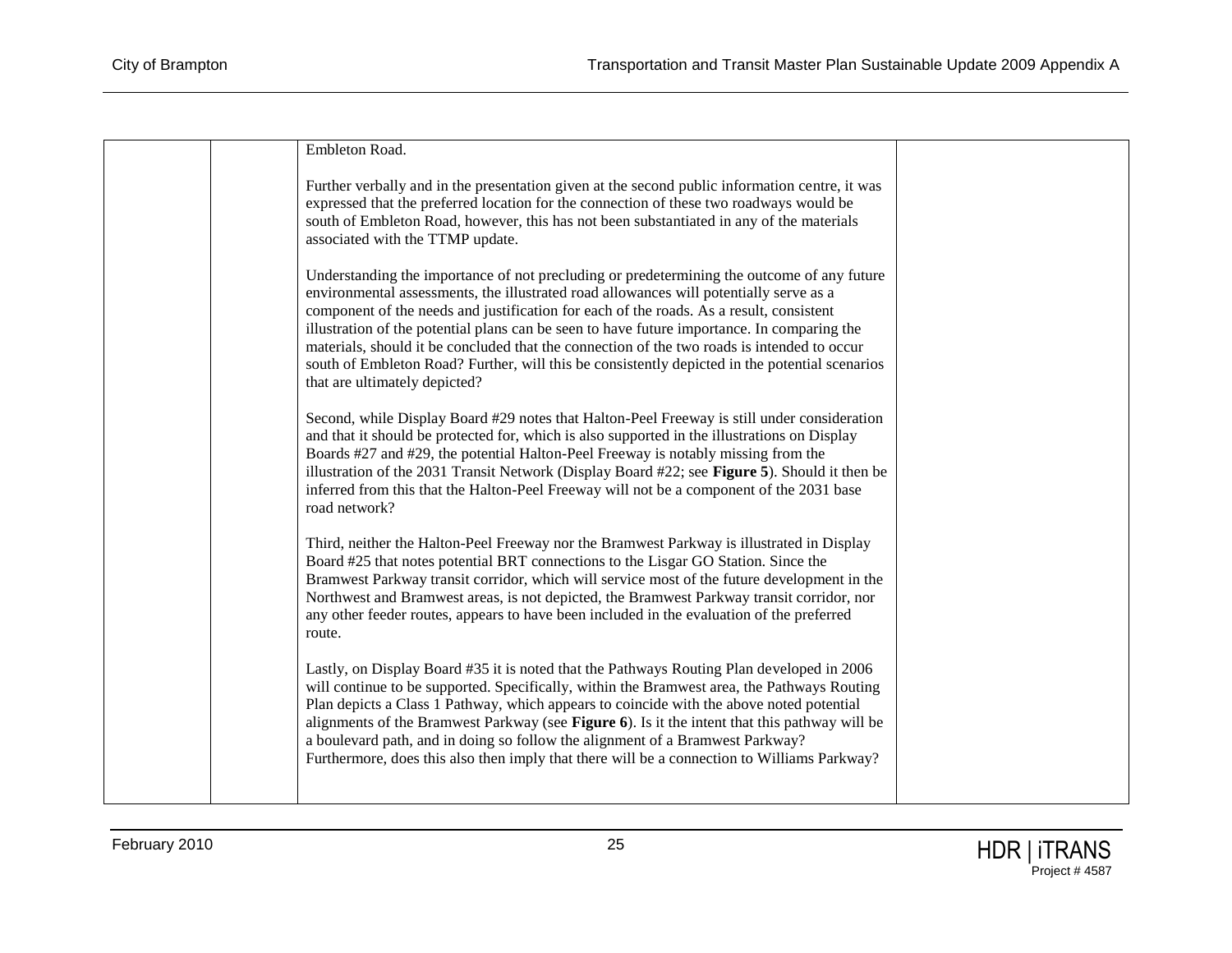| | | | |
|---|---|---|---|
| | | Embleton Road.<br><br>Further verbally and in the presentation given at the second public information centre, it was expressed that the preferred location for the connection of these two roadways would be south of Embleton Road, however, this has not been substantiated in any of the materials associated with the TTMP update.<br><br>Understanding the importance of not precluding or predetermining the outcome of any future environmental assessments, the illustrated road allowances will potentially serve as a component of the needs and justification for each of the roads. As a result, consistent illustration of the potential plans can be seen to have future importance. In comparing the materials, should it be concluded that the connection of the two roads is intended to occur south of Embleton Road? Further, will this be consistently depicted in the potential scenarios that are ultimately depicted?<br><br>Second, while Display Board #29 notes that Halton-Peel Freeway is still under consideration and that it should be protected for, which is also supported in the illustrations on Display Boards #27 and #29, the potential Halton-Peel Freeway is notably missing from the illustration of the 2031 Transit Network (Display Board #22; see **Figure 5**). Should it then be inferred from this that the Halton-Peel Freeway will not be a component of the 2031 base road network?<br><br>Third, neither the Halton-Peel Freeway nor the Bramwest Parkway is illustrated in Display Board #25 that notes potential BRT connections to the Lisgar GO Station. Since the Bramwest Parkway transit corridor, which will service most of the future development in the Northwest and Bramwest areas, is not depicted, the Bramwest Parkway transit corridor, nor any other feeder routes, appears to have been included in the evaluation of the preferred route.<br><br>Lastly, on Display Board #35 it is noted that the Pathways Routing Plan developed in 2006 will continue to be supported. Specifically, within the Bramwest area, the Pathways Routing Plan depicts a Class 1 Pathway, which appears to coincide with the above noted potential alignments of the Bramwest Parkway (see **Figure 6**). Is it the intent that this pathway will be a boulevard path, and in doing so follow the alignment of a Bramwest Parkway? Furthermore, does this also then imply that there will be a connection to Williams Parkway? | |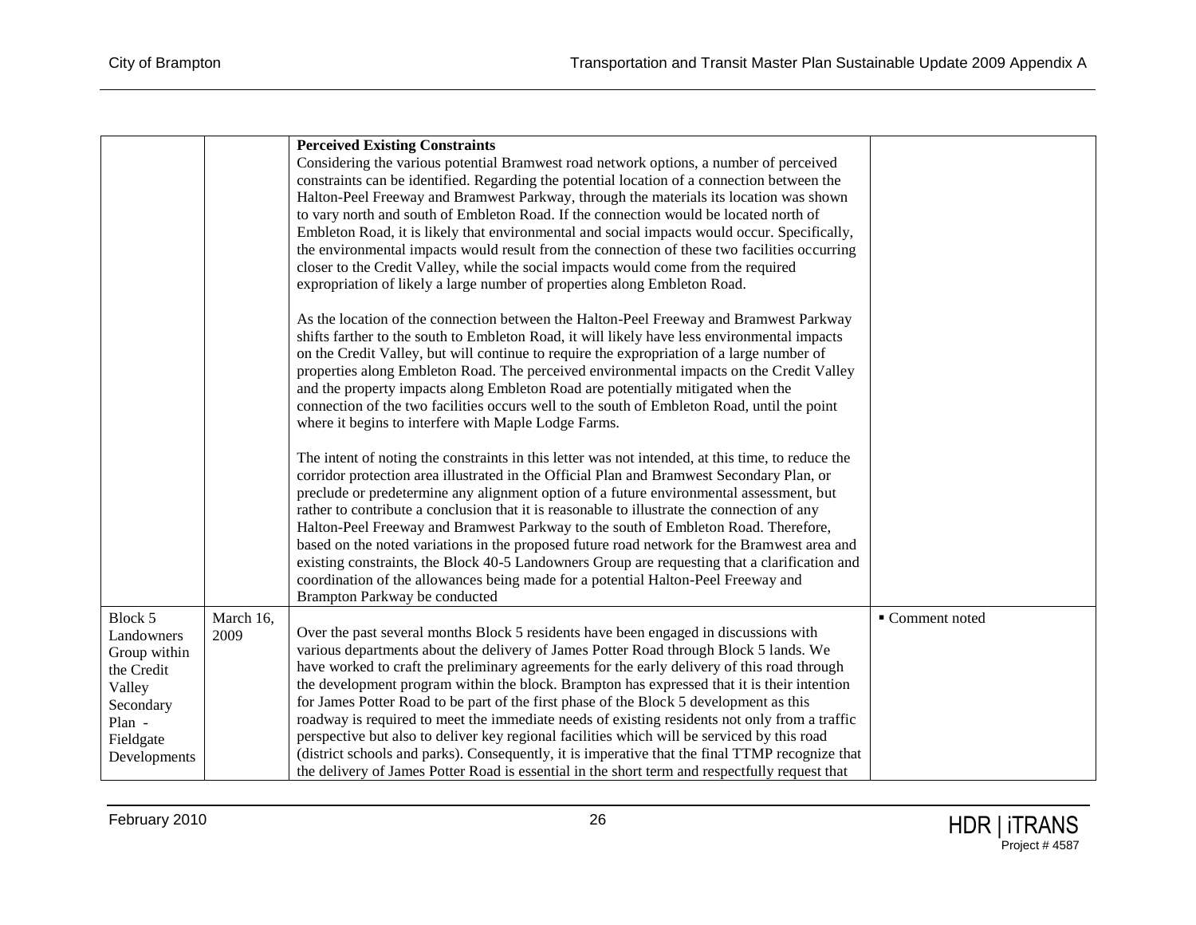| | | | |
|---|---|---|---|
| | | **Perceived Existing Constraints**<br>Considering the various potential Bramwest road network options, a number of perceived constraints can be identified. Regarding the potential location of a connection between the Halton-Peel Freeway and Bramwest Parkway, through the materials its location was shown to vary north and south of Embleton Road. If the connection would be located north of Embleton Road, it is likely that environmental and social impacts would occur. Specifically, the environmental impacts would result from the connection of these two facilities occurring closer to the Credit Valley, while the social impacts would come from the required expropriation of likely a large number of properties along Embleton Road.<br><br>As the location of the connection between the Halton-Peel Freeway and Bramwest Parkway shifts farther to the south to Embleton Road, it will likely have less environmental impacts on the Credit Valley, but will continue to require the expropriation of a large number of properties along Embleton Road. The perceived environmental impacts on the Credit Valley and the property impacts along Embleton Road are potentially mitigated when the connection of the two facilities occurs well to the south of Embleton Road, until the point where it begins to interfere with Maple Lodge Farms.<br><br>The intent of noting the constraints in this letter was not intended, at this time, to reduce the corridor protection area illustrated in the Official Plan and Bramwest Secondary Plan, or preclude or predetermine any alignment option of a future environmental assessment, but rather to contribute a conclusion that it is reasonable to illustrate the connection of any Halton-Peel Freeway and Bramwest Parkway to the south of Embleton Road. Therefore, based on the noted variations in the proposed future road network for the Bramwest area and existing constraints, the Block 40-5 Landowners Group are requesting that a clarification and coordination of the allowances being made for a potential Halton-Peel Freeway and Brampton Parkway be conducted | |
| Block 5 Landowners Group within the Credit Valley Secondary Plan - Fieldgate Developments | March 16, 2009 | Over the past several months Block 5 residents have been engaged in discussions with various departments about the delivery of James Potter Road through Block 5 lands. We have worked to craft the preliminary agreements for the early delivery of this road through the development program within the block. Brampton has expressed that it is their intention for James Potter Road to be part of the first phase of the Block 5 development as this roadway is required to meet the immediate needs of existing residents not only from a traffic perspective but also to deliver key regional facilities which will be serviced by this road (district schools and parks). Consequently, it is imperative that the final TTMP recognize that the delivery of James Potter Road is essential in the short term and respectfully request that | ▪ Comment noted |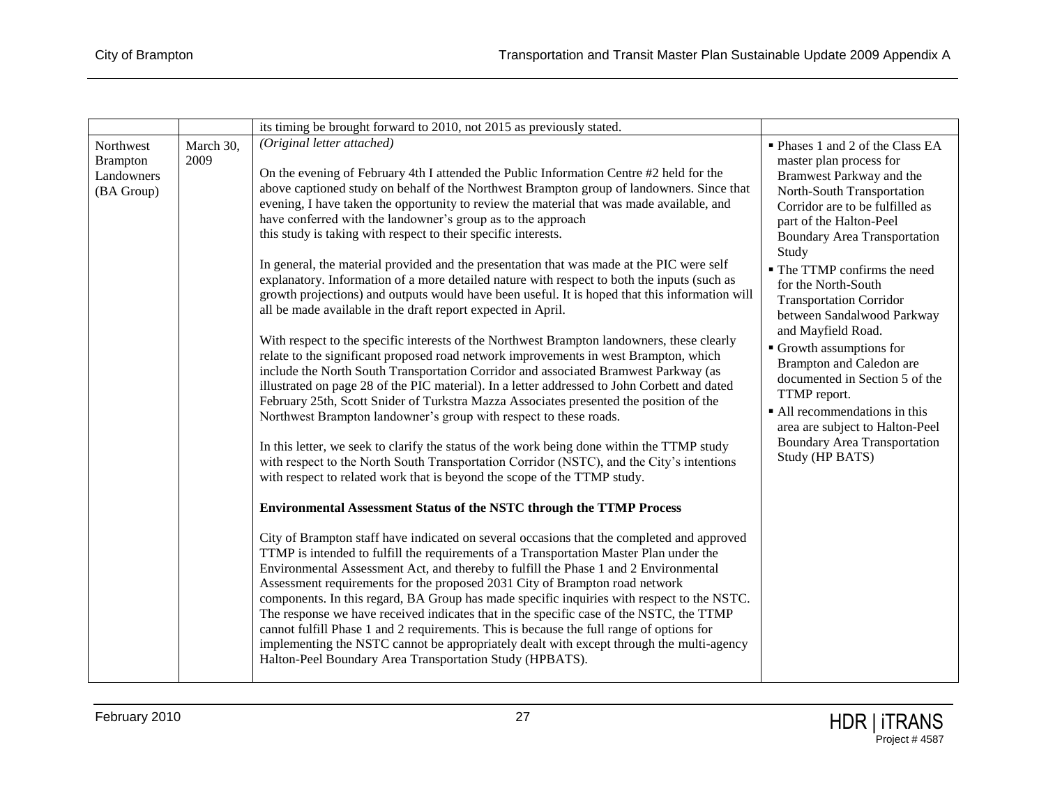| | | | |
|---|---|---|---|
| | | its timing be brought forward to 2010, not 2015 as previously stated. | |
| Northwest Brampton Landowners (BA Group) | March 30, 2009 | *(Original letter attached)*<br><br>On the evening of February 4th I attended the Public Information Centre #2 held for the above captioned study on behalf of the Northwest Brampton group of landowners. Since that evening, I have taken the opportunity to review the material that was made available, and have conferred with the landowner's group as to the approach this study is taking with respect to their specific interests.<br><br>In general, the material provided and the presentation that was made at the PIC were self explanatory. Information of a more detailed nature with respect to both the inputs (such as growth projections) and outputs would have been useful. It is hoped that this information will all be made available in the draft report expected in April.<br><br>With respect to the specific interests of the Northwest Brampton landowners, these clearly relate to the significant proposed road network improvements in west Brampton, which include the North South Transportation Corridor and associated Bramwest Parkway (as illustrated on page 28 of the PIC material). In a letter addressed to John Corbett and dated February 25th, Scott Snider of Turkstra Mazza Associates presented the position of the Northwest Brampton landowner's group with respect to these roads.<br><br>In this letter, we seek to clarify the status of the work being done within the TTMP study with respect to the North South Transportation Corridor (NSTC), and the City's intentions with respect to related work that is beyond the scope of the TTMP study.<br><br>**Environmental Assessment Status of the NSTC through the TTMP Process**<br><br>City of Brampton staff have indicated on several occasions that the completed and approved TTMP is intended to fulfill the requirements of a Transportation Master Plan under the Environmental Assessment Act, and thereby to fulfill the Phase 1 and 2 Environmental Assessment requirements for the proposed 2031 City of Brampton road network components. In this regard, BA Group has made specific inquiries with respect to the NSTC. The response we have received indicates that in the specific case of the NSTC, the TTMP cannot fulfill Phase 1 and 2 requirements. This is because the full range of options for implementing the NSTC cannot be appropriately dealt with except through the multi-agency Halton-Peel Boundary Area Transportation Study (HPBATS). | ▪ Phases 1 and 2 of the Class EA master plan process for Bramwest Parkway and the North-South Transportation Corridor are to be fulfilled as part of the Halton-Peel Boundary Area Transportation Study<br>▪ The TTMP confirms the need for the North-South Transportation Corridor between Sandalwood Parkway and Mayfield Road.<br>▪ Growth assumptions for Brampton and Caledon are documented in Section 5 of the TTMP report.<br>▪ All recommendations in this area are subject to Halton-Peel Boundary Area Transportation Study (HP BATS) |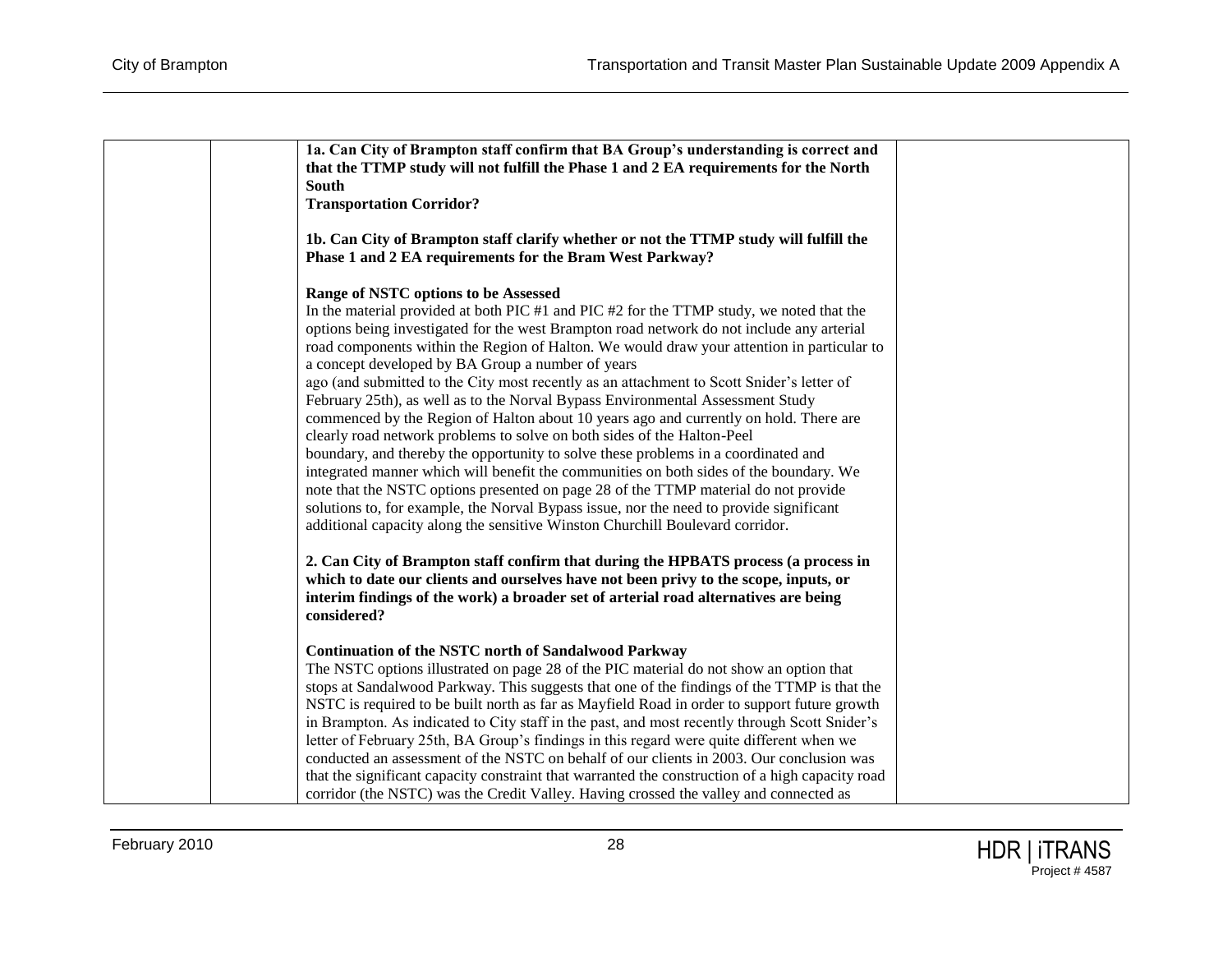| | | | |
|---|---|---|---|
| | | **1a. Can City of Brampton staff confirm that BA Group's understanding is correct and that the TTMP study will not fulfill the Phase 1 and 2 EA requirements for the North South Transportation Corridor?**<br><br>**1b. Can City of Brampton staff clarify whether or not the TTMP study will fulfill the Phase 1 and 2 EA requirements for the Bram West Parkway?**<br><br>**Range of NSTC options to be Assessed**<br>In the material provided at both PIC #1 and PIC #2 for the TTMP study, we noted that the options being investigated for the west Brampton road network do not include any arterial road components within the Region of Halton. We would draw your attention in particular to a concept developed by BA Group a number of years ago (and submitted to the City most recently as an attachment to Scott Snider's letter of February 25th), as well as to the Norval Bypass Environmental Assessment Study commenced by the Region of Halton about 10 years ago and currently on hold. There are clearly road network problems to solve on both sides of the Halton-Peel boundary, and thereby the opportunity to solve these problems in a coordinated and integrated manner which will benefit the communities on both sides of the boundary. We note that the NSTC options presented on page 28 of the TTMP material do not provide solutions to, for example, the Norval Bypass issue, nor the need to provide significant additional capacity along the sensitive Winston Churchill Boulevard corridor.<br><br>**2. Can City of Brampton staff confirm that during the HPBATS process (a process in which to date our clients and ourselves have not been privy to the scope, inputs, or interim findings of the work) a broader set of arterial road alternatives are being considered?**<br><br>**Continuation of the NSTC north of Sandalwood Parkway**<br>The NSTC options illustrated on page 28 of the PIC material do not show an option that stops at Sandalwood Parkway. This suggests that one of the findings of the TTMP is that the NSTC is required to be built north as far as Mayfield Road in order to support future growth in Brampton. As indicated to City staff in the past, and most recently through Scott Snider's letter of February 25th, BA Group's findings in this regard were quite different when we conducted an assessment of the NSTC on behalf of our clients in 2003. Our conclusion was that the significant capacity constraint that warranted the construction of a high capacity road corridor (the NSTC) was the Credit Valley. Having crossed the valley and connected as | |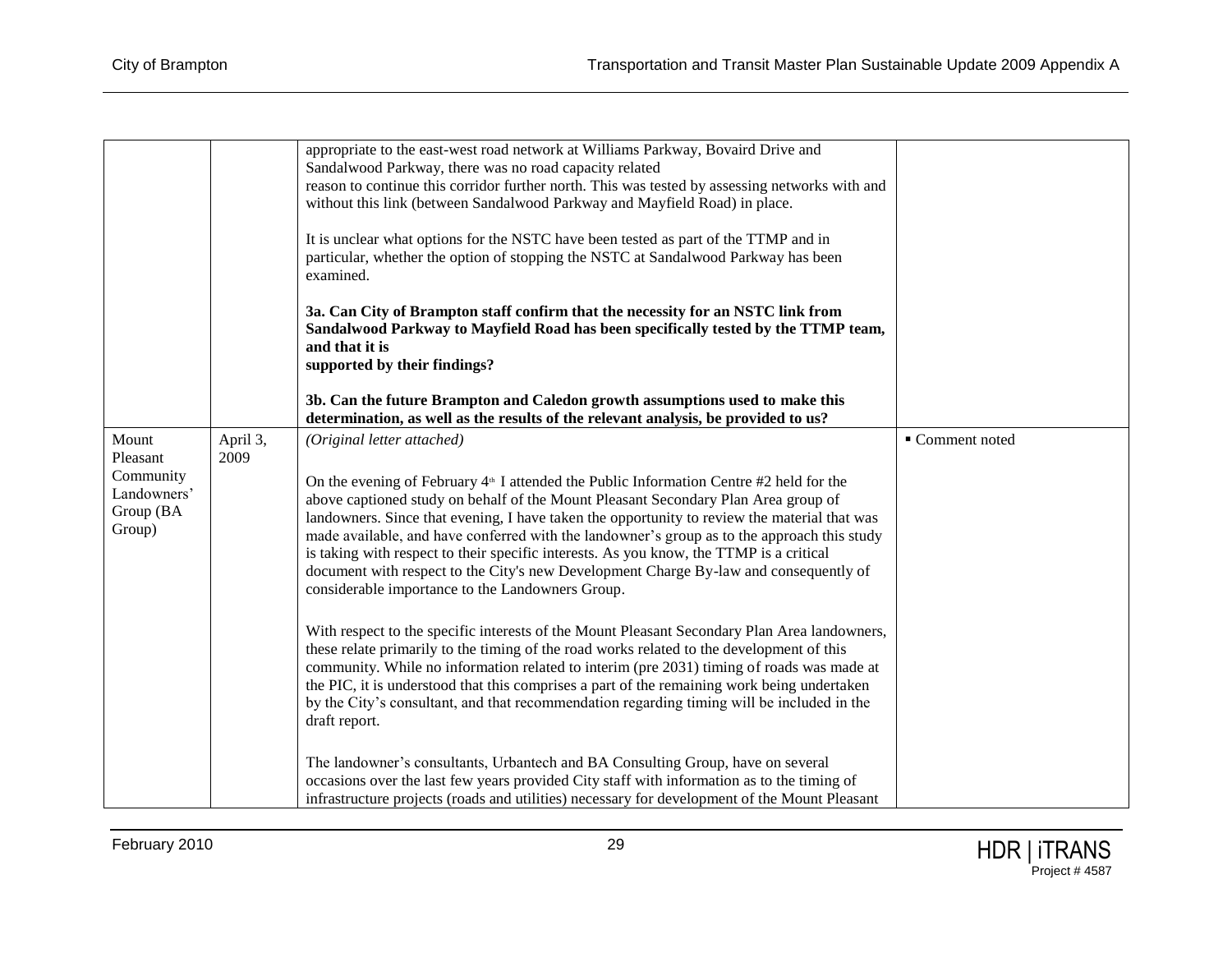| | | | |
|---|---|---|---|
| | | appropriate to the east-west road network at Williams Parkway, Bovaird Drive and Sandalwood Parkway, there was no road capacity related reason to continue this corridor further north. This was tested by assessing networks with and without this link (between Sandalwood Parkway and Mayfield Road) in place.<br><br>It is unclear what options for the NSTC have been tested as part of the TTMP and in particular, whether the option of stopping the NSTC at Sandalwood Parkway has been examined.<br><br>**3a. Can City of Brampton staff confirm that the necessity for an NSTC link from Sandalwood Parkway to Mayfield Road has been specifically tested by the TTMP team, and that it is supported by their findings?**<br><br>**3b. Can the future Brampton and Caledon growth assumptions used to make this determination, as well as the results of the relevant analysis, be provided to us?** | |
| Mount Pleasant Community Landowners' Group (BA Group) | April 3, 2009 | *(Original letter attached)*<br><br>On the evening of February 4th I attended the Public Information Centre #2 held for the above captioned study on behalf of the Mount Pleasant Secondary Plan Area group of landowners. Since that evening, I have taken the opportunity to review the material that was made available, and have conferred with the landowner's group as to the approach this study is taking with respect to their specific interests. As you know, the TTMP is a critical document with respect to the City's new Development Charge By-law and consequently of considerable importance to the Landowners Group.<br><br>With respect to the specific interests of the Mount Pleasant Secondary Plan Area landowners, these relate primarily to the timing of the road works related to the development of this community. While no information related to interim (pre 2031) timing of roads was made at the PIC, it is understood that this comprises a part of the remaining work being undertaken by the City's consultant, and that recommendation regarding timing will be included in the draft report.<br><br>The landowner's consultants, Urbantech and BA Consulting Group, have on several occasions over the last few years provided City staff with information as to the timing of infrastructure projects (roads and utilities) necessary for development of the Mount Pleasant | ▪ Comment noted |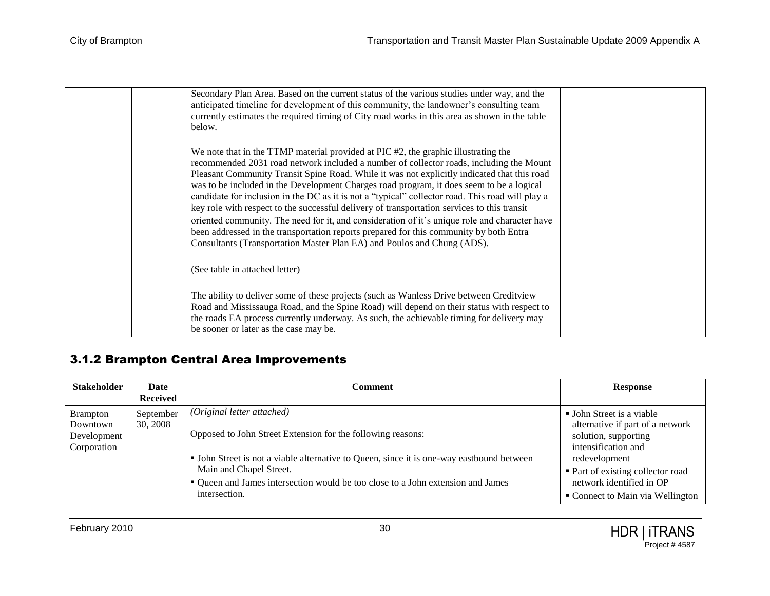| | | Secondary Plan Area. Based on the current status of the various studies under way, and the anticipated timeline for development of this community, the landowner's consulting team currently estimates the required timing of City road works in this area as shown in the table below.<br><br>We note that in the TTMP material provided at PIC #2, the graphic illustrating the recommended 2031 road network included a number of collector roads, including the Mount Pleasant Community Transit Spine Road. While it was not explicitly indicated that this road was to be included in the Development Charges road program, it does seem to be a logical candidate for inclusion in the DC as it is not a "typical" collector road. This road will play a key role with respect to the successful delivery of transportation services to this transit oriented community. The need for it, and consideration of it's unique role and character have been addressed in the transportation reports prepared for this community by both Entra Consultants (Transportation Master Plan EA) and Poulos and Chung (ADS).<br><br>(See table in attached letter)<br><br>The ability to deliver some of these projects (such as Wanless Drive between Creditview Road and Mississauga Road, and the Spine Road) will depend on their status with respect to the roads EA process currently underway. As such, the achievable timing for delivery may be sooner or later as the case may be. | |
|---|---|---|---|

### 3.1.2 Brampton Central Area Improvements

| Stakeholder | Date Received | Comment | Response |
|---|---|---|---|
| Brampton Downtown Development Corporation | September 30, 2008 | *(Original letter attached)*<br><br>Opposed to John Street Extension for the following reasons:<br><br>▪ John Street is not a viable alternative to Queen, since it is one-way eastbound between Main and Chapel Street.<br>▪ Queen and James intersection would be too close to a John extension and James intersection. | ▪ John Street is a viable alternative if part of a network solution, supporting intensification and redevelopment<br>▪ Part of existing collector road network identified in OP<br>▪ Connect to Main via Wellington |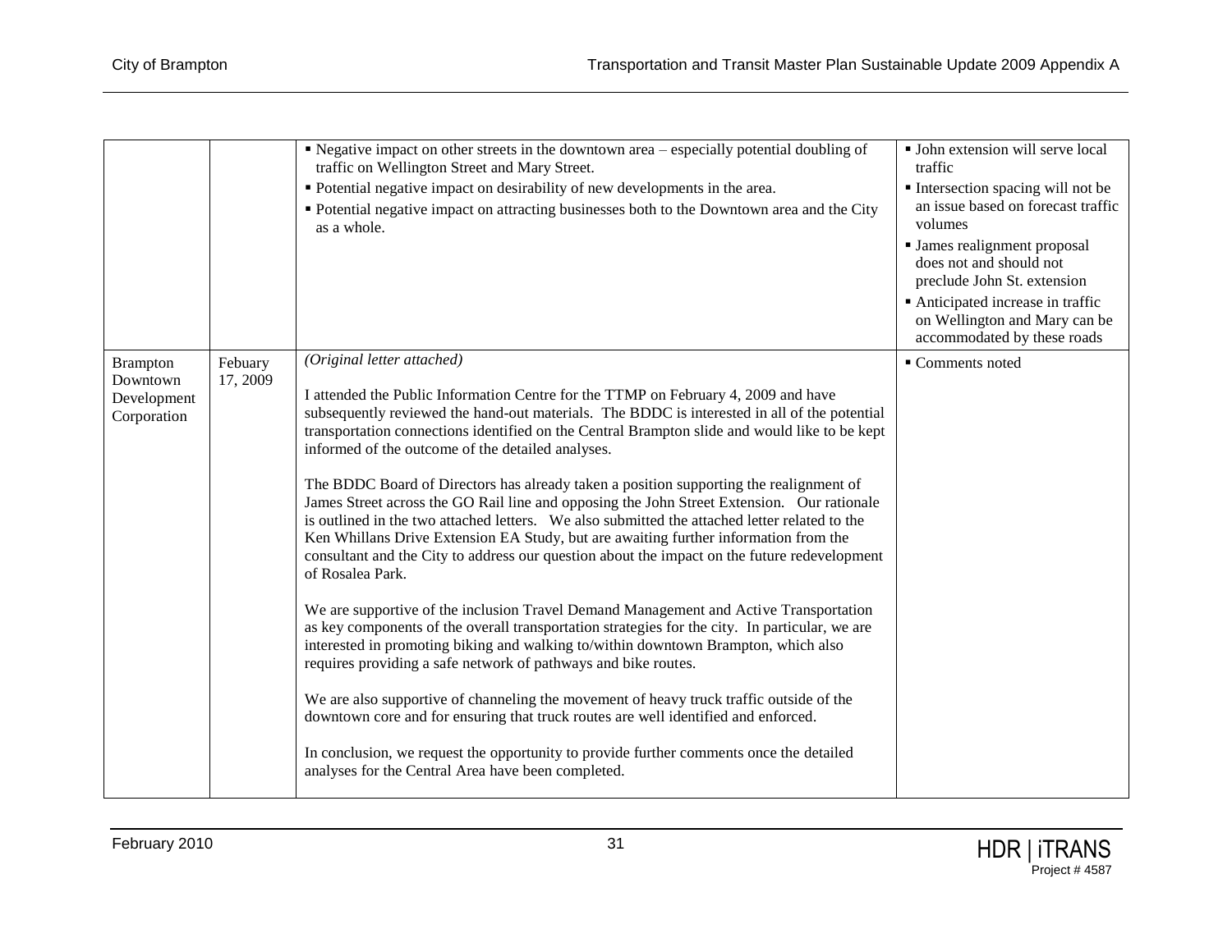| | | | |
|---|---|---|---|
| | | ▪ Negative impact on other streets in the downtown area – especially potential doubling of traffic on Wellington Street and Mary Street.<br>▪ Potential negative impact on desirability of new developments in the area.<br>▪ Potential negative impact on attracting businesses both to the Downtown area and the City as a whole. | ▪ John extension will serve local traffic<br>▪ Intersection spacing will not be an issue based on forecast traffic volumes<br>▪ James realignment proposal does not and should not preclude John St. extension<br>▪ Anticipated increase in traffic on Wellington and Mary can be accommodated by these roads |
| Brampton Downtown Development Corporation | Febuary 17, 2009 | *(Original letter attached)*<br><br>I attended the Public Information Centre for the TTMP on February 4, 2009 and have subsequently reviewed the hand-out materials. The BDDC is interested in all of the potential transportation connections identified on the Central Brampton slide and would like to be kept informed of the outcome of the detailed analyses.<br><br>The BDDC Board of Directors has already taken a position supporting the realignment of James Street across the GO Rail line and opposing the John Street Extension. Our rationale is outlined in the two attached letters. We also submitted the attached letter related to the Ken Whillans Drive Extension EA Study, but are awaiting further information from the consultant and the City to address our question about the impact on the future redevelopment of Rosalea Park.<br><br>We are supportive of the inclusion Travel Demand Management and Active Transportation as key components of the overall transportation strategies for the city. In particular, we are interested in promoting biking and walking to/within downtown Brampton, which also requires providing a safe network of pathways and bike routes.<br><br>We are also supportive of channeling the movement of heavy truck traffic outside of the downtown core and for ensuring that truck routes are well identified and enforced.<br><br>In conclusion, we request the opportunity to provide further comments once the detailed analyses for the Central Area have been completed. | ▪ Comments noted |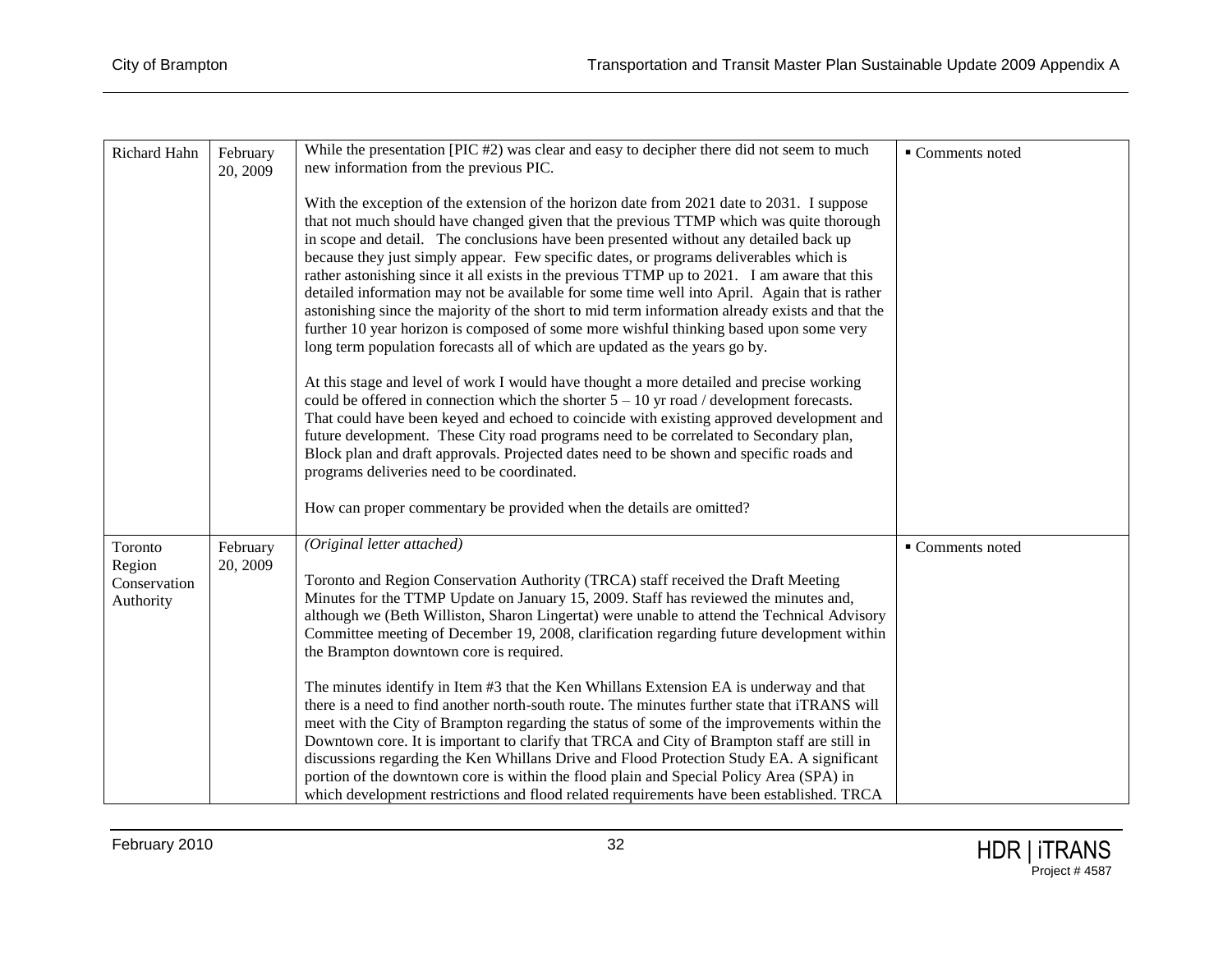| | | | |
|---|---|---|---|
| Richard Hahn | February 20, 2009 | While the presentation [PIC #2) was clear and easy to decipher there did not seem to much new information from the previous PIC.<br><br>With the exception of the extension of the horizon date from 2021 date to 2031. I suppose that not much should have changed given that the previous TTMP which was quite thorough in scope and detail. The conclusions have been presented without any detailed back up because they just simply appear. Few specific dates, or programs deliverables which is rather astonishing since it all exists in the previous TTMP up to 2021. I am aware that this detailed information may not be available for some time well into April. Again that is rather astonishing since the majority of the short to mid term information already exists and that the further 10 year horizon is composed of some more wishful thinking based upon some very long term population forecasts all of which are updated as the years go by.<br><br>At this stage and level of work I would have thought a more detailed and precise working could be offered in connection which the shorter 5 – 10 yr road / development forecasts. That could have been keyed and echoed to coincide with existing approved development and future development. These City road programs need to be correlated to Secondary plan, Block plan and draft approvals. Projected dates need to be shown and specific roads and programs deliveries need to be coordinated.<br><br>How can proper commentary be provided when the details are omitted? | ▪ Comments noted |
| Toronto Region Conservation Authority | February 20, 2009 | *(Original letter attached)*<br><br>Toronto and Region Conservation Authority (TRCA) staff received the Draft Meeting Minutes for the TTMP Update on January 15, 2009. Staff has reviewed the minutes and, although we (Beth Williston, Sharon Lingertat) were unable to attend the Technical Advisory Committee meeting of December 19, 2008, clarification regarding future development within the Brampton downtown core is required.<br><br>The minutes identify in Item #3 that the Ken Whillans Extension EA is underway and that there is a need to find another north-south route. The minutes further state that iTRANS will meet with the City of Brampton regarding the status of some of the improvements within the Downtown core. It is important to clarify that TRCA and City of Brampton staff are still in discussions regarding the Ken Whillans Drive and Flood Protection Study EA. A significant portion of the downtown core is within the flood plain and Special Policy Area (SPA) in which development restrictions and flood related requirements have been established. TRCA | ▪ Comments noted |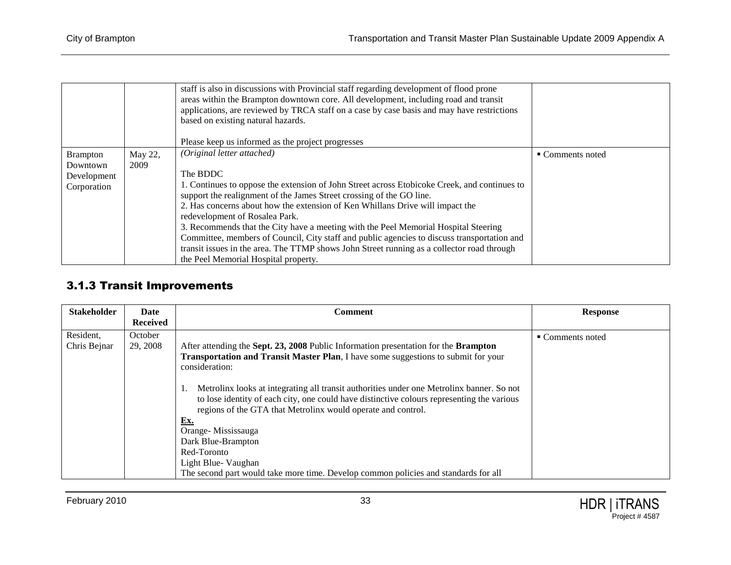| | | | |
|---|---|---|---|
| | | staff is also in discussions with Provincial staff regarding development of flood prone areas within the Brampton downtown core. All development, including road and transit applications, are reviewed by TRCA staff on a case by case basis and may have restrictions based on existing natural hazards.<br><br>Please keep us informed as the project progresses | |
| Brampton Downtown Development Corporation | May 22, 2009 | *(Original letter attached)*<br><br>The BDDC<br>1. Continues to oppose the extension of John Street across Etobicoke Creek, and continues to support the realignment of the James Street crossing of the GO line.<br>2. Has concerns about how the extension of Ken Whillans Drive will impact the redevelopment of Rosalea Park.<br>3. Recommends that the City have a meeting with the Peel Memorial Hospital Steering Committee, members of Council, City staff and public agencies to discuss transportation and transit issues in the area. The TTMP shows John Street running as a collector road through the Peel Memorial Hospital property. | ▪ Comments noted |

### 3.1.3 Transit Improvements

| Stakeholder | Date Received | Comment | Response |
|---|---|---|---|
| Resident, Chris Bejnar | October 29, 2008 | After attending the **Sept. 23, 2008** Public Information presentation for the **Brampton Transportation and Transit Master Plan**, I have some suggestions to submit for your consideration:<br><br>1. Metrolinx looks at integrating all transit authorities under one Metrolinx banner. So not to lose identity of each city, one could have distinctive colours representing the various regions of the GTA that Metrolinx would operate and control.<br>**Ex.**<br>Orange- Mississauga<br>Dark Blue-Brampton<br>Red-Toronto<br>Light Blue- Vaughan<br>The second part would take more time. Develop common policies and standards for all | ▪ Comments noted |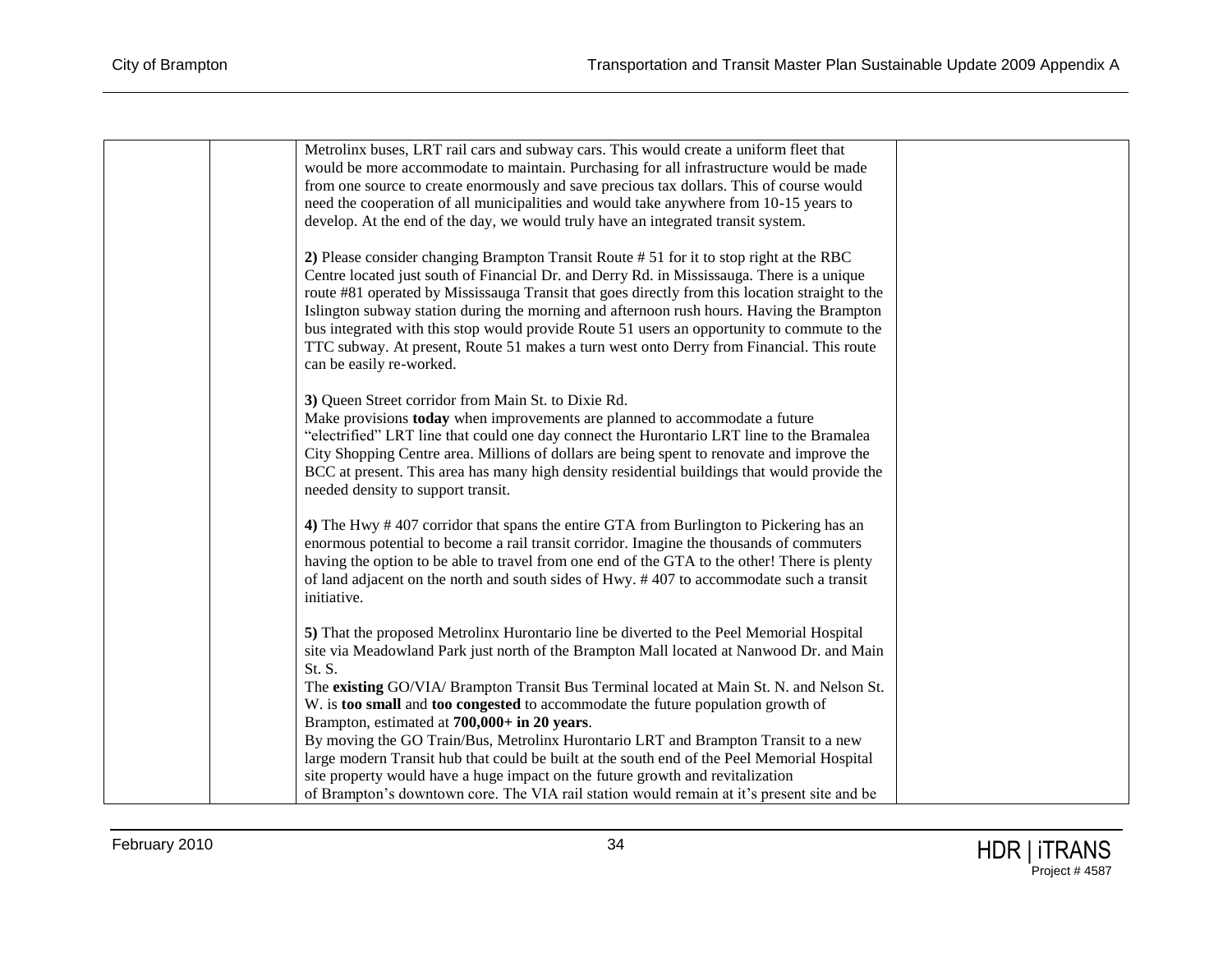| | | | |
|---|---|---|---|
| | | Metrolinx buses, LRT rail cars and subway cars. This would create a uniform fleet that would be more accommodate to maintain. Purchasing for all infrastructure would be made from one source to create enormously and save precious tax dollars. This of course would need the cooperation of all municipalities and would take anywhere from 10-15 years to develop. At the end of the day, we would truly have an integrated transit system.<br><br>**2)** Please consider changing Brampton Transit Route # 51 for it to stop right at the RBC Centre located just south of Financial Dr. and Derry Rd. in Mississauga. There is a unique route #81 operated by Mississauga Transit that goes directly from this location straight to the Islington subway station during the morning and afternoon rush hours. Having the Brampton bus integrated with this stop would provide Route 51 users an opportunity to commute to the TTC subway. At present, Route 51 makes a turn west onto Derry from Financial. This route can be easily re-worked.<br><br>**3)** Queen Street corridor from Main St. to Dixie Rd.<br>Make provisions **today** when improvements are planned to accommodate a future "electrified" LRT line that could one day connect the Hurontario LRT line to the Bramalea City Shopping Centre area. Millions of dollars are being spent to renovate and improve the BCC at present. This area has many high density residential buildings that would provide the needed density to support transit.<br><br>**4)** The Hwy # 407 corridor that spans the entire GTA from Burlington to Pickering has an enormous potential to become a rail transit corridor. Imagine the thousands of commuters having the option to be able to travel from one end of the GTA to the other! There is plenty of land adjacent on the north and south sides of Hwy. # 407 to accommodate such a transit initiative.<br><br>**5)** That the proposed Metrolinx Hurontario line be diverted to the Peel Memorial Hospital site via Meadowland Park just north of the Brampton Mall located at Nanwood Dr. and Main St. S.<br>The **existing** GO/VIA/ Brampton Transit Bus Terminal located at Main St. N. and Nelson St. W. is **too small** and **too congested** to accommodate the future population growth of Brampton, estimated at **700,000+ in 20 years**.<br>By moving the GO Train/Bus, Metrolinx Hurontario LRT and Brampton Transit to a new large modern Transit hub that could be built at the south end of the Peel Memorial Hospital site property would have a huge impact on the future growth and revitalization of Brampton's downtown core. The VIA rail station would remain at it's present site and be | |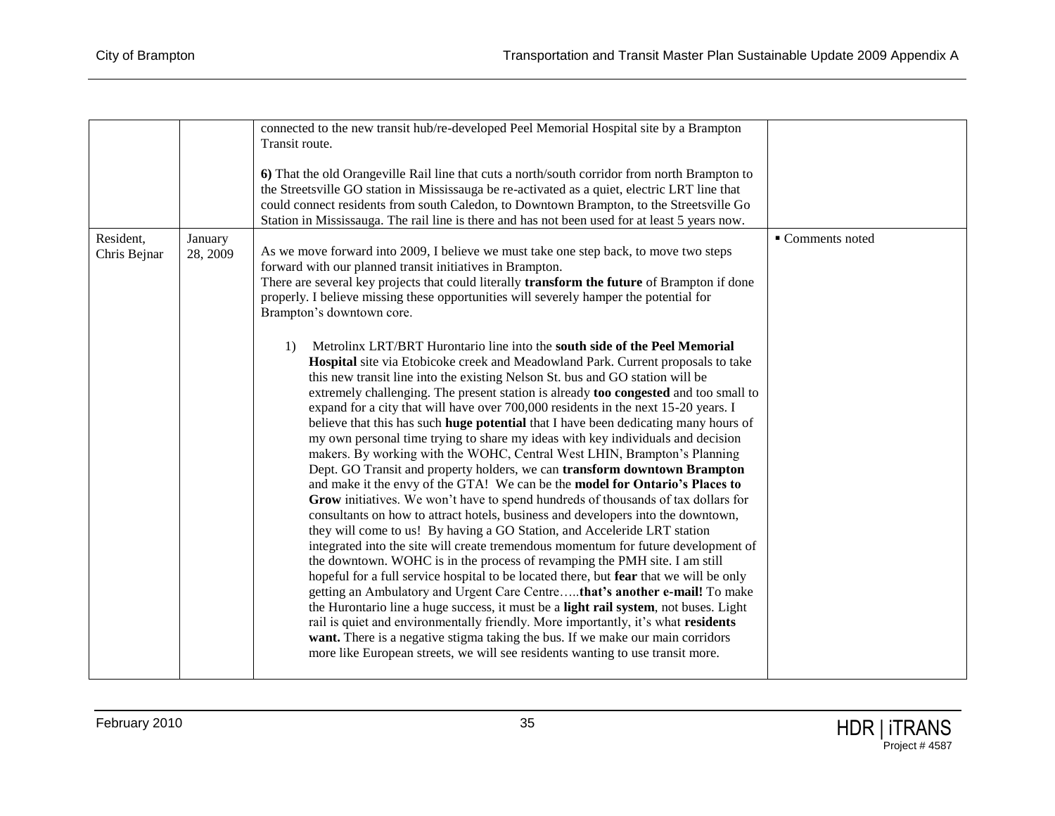| | | | |
|---|---|---|---|
| | | connected to the new transit hub/re-developed Peel Memorial Hospital site by a Brampton Transit route.<br><br>**6)** That the old Orangeville Rail line that cuts a north/south corridor from north Brampton to the Streetsville GO station in Mississauga be re-activated as a quiet, electric LRT line that could connect residents from south Caledon, to Downtown Brampton, to the Streetsville Go Station in Mississauga. The rail line is there and has not been used for at least 5 years now. | |
| Resident, Chris Bejnar | January 28, 2009 | As we move forward into 2009, I believe we must take one step back, to move two steps forward with our planned transit initiatives in Brampton.<br>There are several key projects that could literally **transform the future** of Brampton if done properly. I believe missing these opportunities will severely hamper the potential for Brampton's downtown core.<br><br>1) Metrolinx LRT/BRT Hurontario line into the **south side of the Peel Memorial Hospital** site via Etobicoke creek and Meadowland Park. Current proposals to take this new transit line into the existing Nelson St. bus and GO station will be extremely challenging. The present station is already **too congested** and too small to expand for a city that will have over 700,000 residents in the next 15-20 years. I believe that this has such **huge potential** that I have been dedicating many hours of my own personal time trying to share my ideas with key individuals and decision makers. By working with the WOHC, Central West LHIN, Brampton's Planning Dept. GO Transit and property holders, we can **transform downtown Brampton** and make it the envy of the GTA! We can be the **model for Ontario's Places to Grow** initiatives. We won't have to spend hundreds of thousands of tax dollars for consultants on how to attract hotels, business and developers into the downtown, they will come to us! By having a GO Station, and Acceleride LRT station integrated into the site will create tremendous momentum for future development of the downtown. WOHC is in the process of revamping the PMH site. I am still hopeful for a full service hospital to be located there, but **fear** that we will be only getting an Ambulatory and Urgent Care Centre…..**that's another e-mail!** To make the Hurontario line a huge success, it must be a **light rail system**, not buses. Light rail is quiet and environmentally friendly. More importantly, it's what **residents want.** There is a negative stigma taking the bus. If we make our main corridors more like European streets, we will see residents wanting to use transit more. | ▪ Comments noted |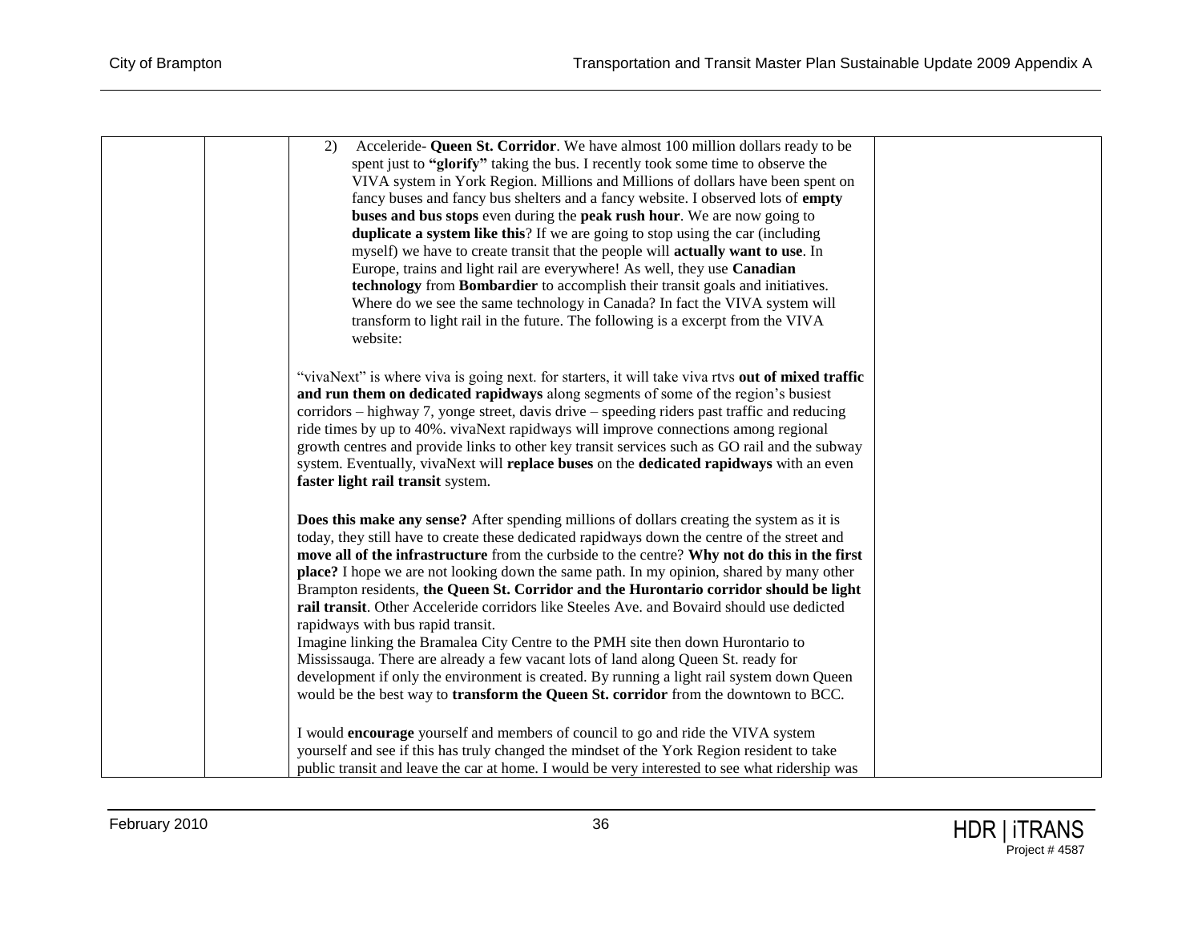| | | 2) Acceleride- **Queen St. Corridor**. We have almost 100 million dollars ready to be spent just to **"glorify"** taking the bus. I recently took some time to observe the VIVA system in York Region. Millions and Millions of dollars have been spent on fancy buses and fancy bus shelters and a fancy website. I observed lots of **empty buses and bus stops** even during the **peak rush hour**. We are now going to **duplicate a system like this**? If we are going to stop using the car (including myself) we have to create transit that the people will **actually want to use**. In Europe, trains and light rail are everywhere! As well, they use **Canadian technology** from **Bombardier** to accomplish their transit goals and initiatives. Where do we see the same technology in Canada? In fact the VIVA system will transform to light rail in the future. The following is a excerpt from the VIVA website:<br><br>"vivaNext" is where viva is going next. for starters, it will take viva rtvs **out of mixed traffic and run them on dedicated rapidways** along segments of some of the region's busiest corridors – highway 7, yonge street, davis drive – speeding riders past traffic and reducing ride times by up to 40%. vivaNext rapidways will improve connections among regional growth centres and provide links to other key transit services such as GO rail and the subway system. Eventually, vivaNext will **replace buses** on the **dedicated rapidways** with an even **faster light rail transit** system.<br><br>**Does this make any sense?** After spending millions of dollars creating the system as it is today, they still have to create these dedicated rapidways down the centre of the street and **move all of the infrastructure** from the curbside to the centre? **Why not do this in the first place?** I hope we are not looking down the same path. In my opinion, shared by many other Brampton residents, **the Queen St. Corridor and the Hurontario corridor should be light rail transit**. Other Acceleride corridors like Steeles Ave. and Bovaird should use dedicted rapidways with bus rapid transit.<br>Imagine linking the Bramalea City Centre to the PMH site then down Hurontario to Mississauga. There are already a few vacant lots of land along Queen St. ready for development if only the environment is created. By running a light rail system down Queen would be the best way to **transform the Queen St. corridor** from the downtown to BCC.<br><br>I would **encourage** yourself and members of council to go and ride the VIVA system yourself and see if this has truly changed the mindset of the York Region resident to take public transit and leave the car at home. I would be very interested to see what ridership was | |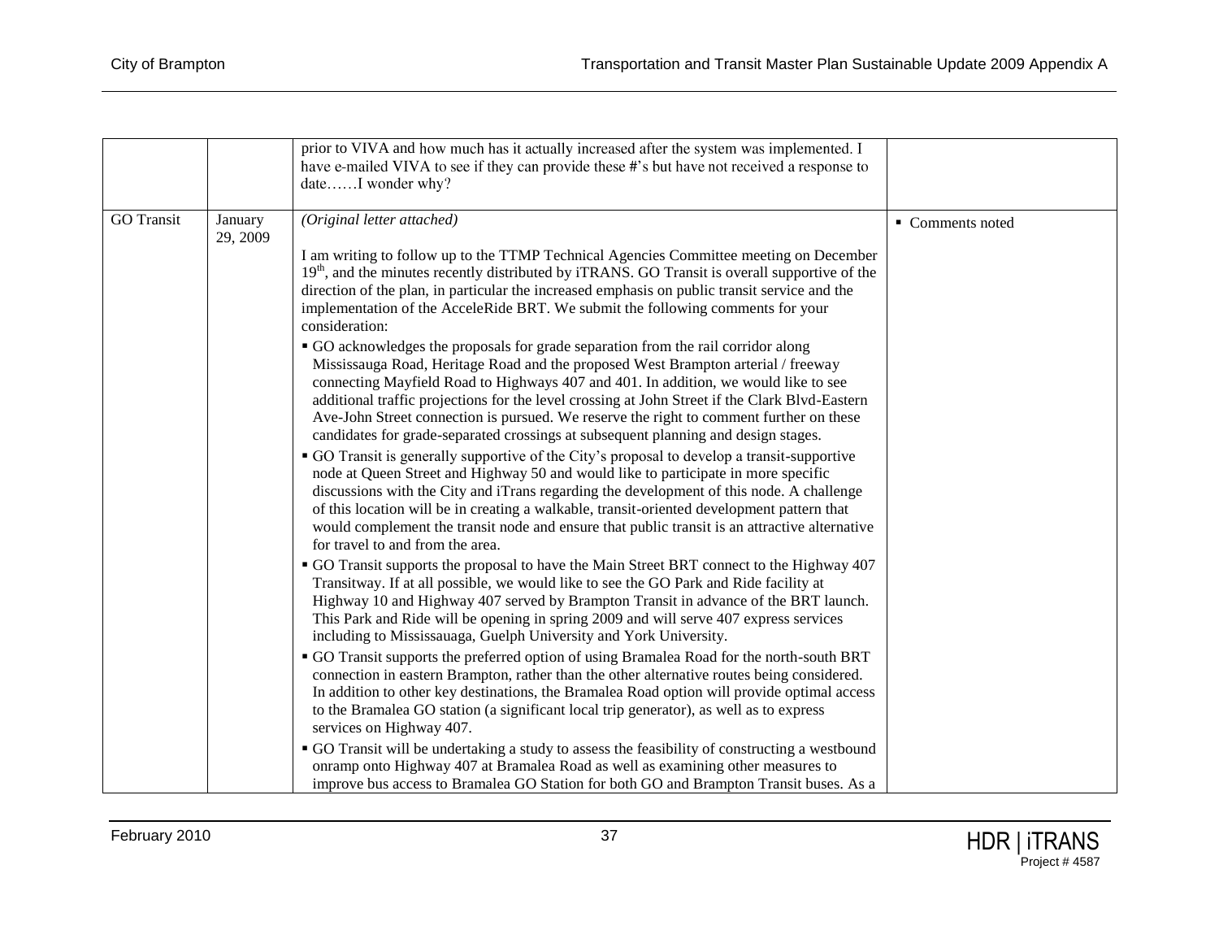| | | | |
|---|---|---|---|
| | | prior to VIVA and how much has it actually increased after the system was implemented. I have e-mailed VIVA to see if they can provide these #'s but have not received a response to date……I wonder why? | |
| GO Transit | January 29, 2009 | *(Original letter attached)*<br><br>I am writing to follow up to the TTMP Technical Agencies Committee meeting on December 19th, and the minutes recently distributed by iTRANS. GO Transit is overall supportive of the direction of the plan, in particular the increased emphasis on public transit service and the implementation of the AcceleRide BRT. We submit the following comments for your consideration:<br>▪ GO acknowledges the proposals for grade separation from the rail corridor along Mississauga Road, Heritage Road and the proposed West Brampton arterial / freeway connecting Mayfield Road to Highways 407 and 401. In addition, we would like to see additional traffic projections for the level crossing at John Street if the Clark Blvd-Eastern Ave-John Street connection is pursued. We reserve the right to comment further on these candidates for grade-separated crossings at subsequent planning and design stages.<br>▪ GO Transit is generally supportive of the City's proposal to develop a transit-supportive node at Queen Street and Highway 50 and would like to participate in more specific discussions with the City and iTrans regarding the development of this node. A challenge of this location will be in creating a walkable, transit-oriented development pattern that would complement the transit node and ensure that public transit is an attractive alternative for travel to and from the area.<br>▪ GO Transit supports the proposal to have the Main Street BRT connect to the Highway 407 Transitway. If at all possible, we would like to see the GO Park and Ride facility at Highway 10 and Highway 407 served by Brampton Transit in advance of the BRT launch. This Park and Ride will be opening in spring 2009 and will serve 407 express services including to Mississauaga, Guelph University and York University.<br>▪ GO Transit supports the preferred option of using Bramalea Road for the north-south BRT connection in eastern Brampton, rather than the other alternative routes being considered. In addition to other key destinations, the Bramalea Road option will provide optimal access to the Bramalea GO station (a significant local trip generator), as well as to express services on Highway 407.<br>▪ GO Transit will be undertaking a study to assess the feasibility of constructing a westbound onramp onto Highway 407 at Bramalea Road as well as examining other measures to improve bus access to Bramalea GO Station for both GO and Brampton Transit buses. As a | ▪ Comments noted |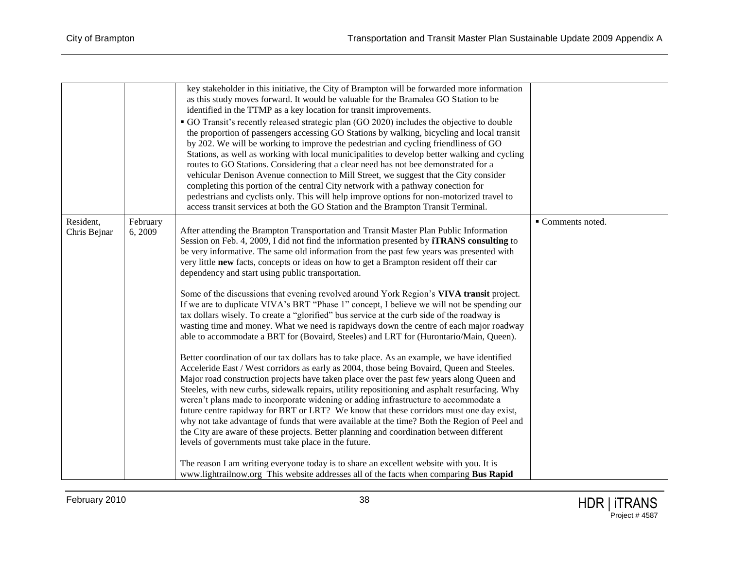| | | | |
|---|---|---|---|
| | | key stakeholder in this initiative, the City of Brampton will be forwarded more information as this study moves forward. It would be valuable for the Bramalea GO Station to be identified in the TTMP as a key location for transit improvements.<br>▪ GO Transit's recently released strategic plan (GO 2020) includes the objective to double the proportion of passengers accessing GO Stations by walking, bicycling and local transit by 202. We will be working to improve the pedestrian and cycling friendliness of GO Stations, as well as working with local municipalities to develop better walking and cycling routes to GO Stations. Considering that a clear need has not bee demonstrated for a vehicular Denison Avenue connection to Mill Street, we suggest that the City consider completing this portion of the central City network with a pathway conection for pedestrians and cyclists only. This will help improve options for non-motorized travel to access transit services at both the GO Station and the Brampton Transit Terminal. | |
| Resident, Chris Bejnar | February 6, 2009 | After attending the Brampton Transportation and Transit Master Plan Public Information Session on Feb. 4, 2009, I did not find the information presented by **iTRANS consulting** to be very informative. The same old information from the past few years was presented with very little **new** facts, concepts or ideas on how to get a Brampton resident off their car dependency and start using public transportation.<br><br>Some of the discussions that evening revolved around York Region's **VIVA transit** project. If we are to duplicate VIVA's BRT "Phase 1" concept, I believe we will not be spending our tax dollars wisely. To create a "glorified" bus service at the curb side of the roadway is wasting time and money. What we need is rapidways down the centre of each major roadway able to accommodate a BRT for (Bovaird, Steeles) and LRT for (Hurontario/Main, Queen).<br><br>Better coordination of our tax dollars has to take place. As an example, we have identified Acceleride East / West corridors as early as 2004, those being Bovaird, Queen and Steeles. Major road construction projects have taken place over the past few years along Queen and Steeles, with new curbs, sidewalk repairs, utility repositioning and asphalt resurfacing. Why weren't plans made to incorporate widening or adding infrastructure to accommodate a future centre rapidway for BRT or LRT? We know that these corridors must one day exist, why not take advantage of funds that were available at the time? Both the Region of Peel and the City are aware of these projects. Better planning and coordination between different levels of governments must take place in the future.<br><br>The reason I am writing everyone today is to share an excellent website with you. It is www.lightrailnow.org This website addresses all of the facts when comparing **Bus Rapid** | ▪ Comments noted. |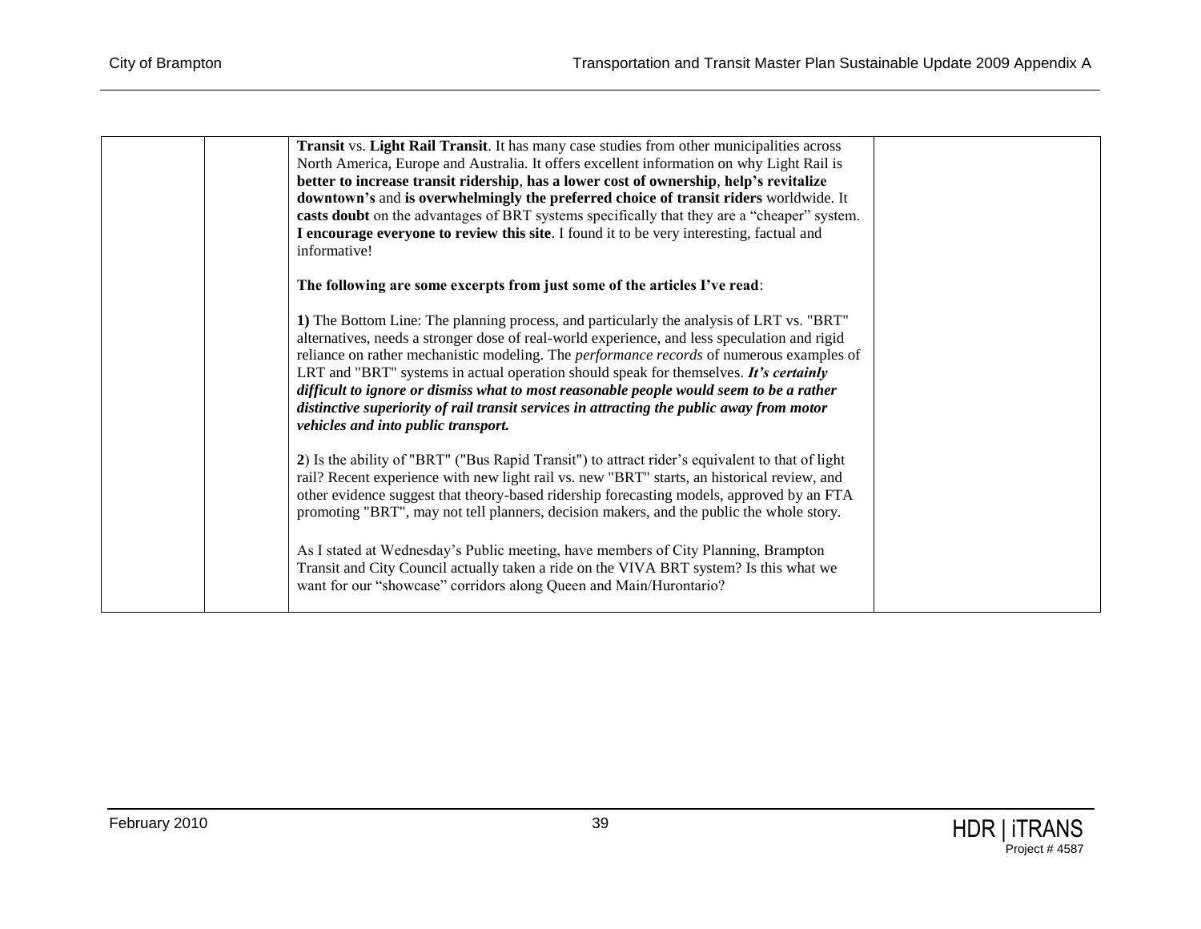| | | | |
|---|---|---|---|
| | | **Transit** vs. **Light Rail Transit**. It has many case studies from other municipalities across North America, Europe and Australia. It offers excellent information on why Light Rail is **better to increase transit ridership**, **has a lower cost of ownership**, **help's revitalize downtown's** and **is overwhelmingly the preferred choice of transit riders** worldwide. It **casts doubt** on the advantages of BRT systems specifically that they are a "cheaper" system. **I encourage everyone to review this site**. I found it to be very interesting, factual and informative!<br><br>**The following are some excerpts from just some of the articles I've read**:<br><br>**1)** The Bottom Line: The planning process, and particularly the analysis of LRT vs. "BRT" alternatives, needs a stronger dose of real-world experience, and less speculation and rigid reliance on rather mechanistic modeling. The *performance records* of numerous examples of LRT and "BRT" systems in actual operation should speak for themselves. ***It's certainly difficult to ignore or dismiss what to most reasonable people would seem to be a rather distinctive superiority of rail transit services in attracting the public away from motor vehicles and into public transport.***<br><br>**2**) Is the ability of "BRT" ("Bus Rapid Transit") to attract rider's equivalent to that of light rail? Recent experience with new light rail vs. new "BRT" starts, an historical review, and other evidence suggest that theory-based ridership forecasting models, approved by an FTA promoting "BRT", may not tell planners, decision makers, and the public the whole story.<br><br>As I stated at Wednesday's Public meeting, have members of City Planning, Brampton Transit and City Council actually taken a ride on the VIVA BRT system? Is this what we want for our "showcase" corridors along Queen and Main/Hurontario? | |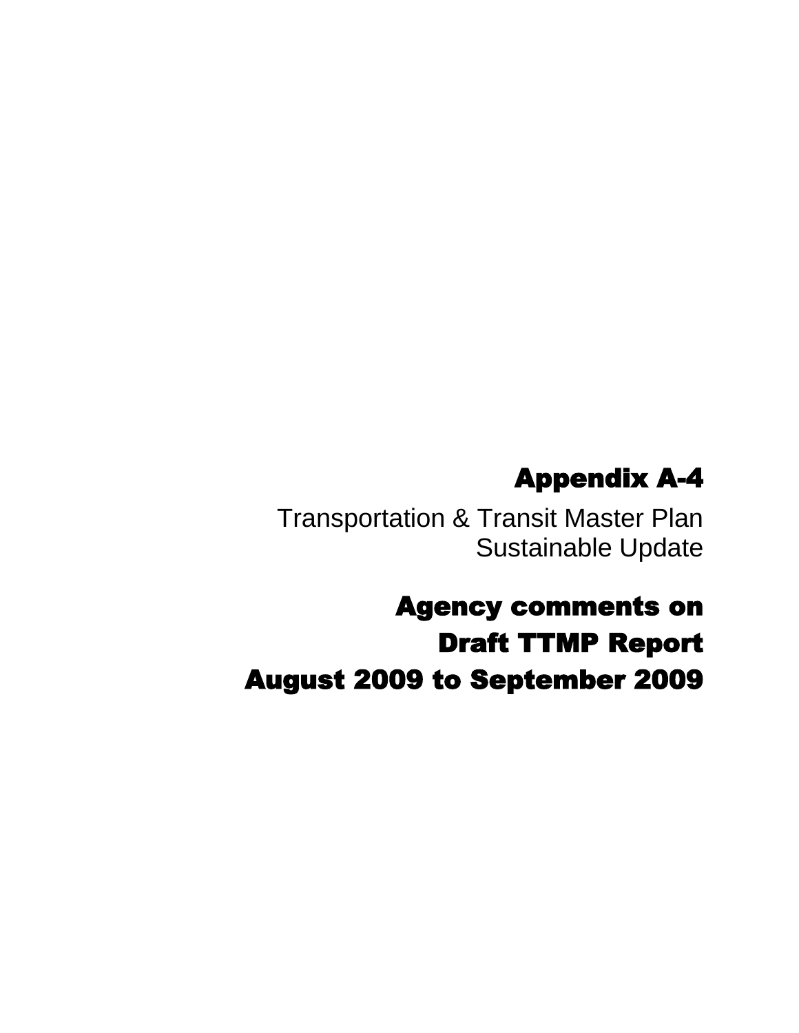# Appendix A-4

Transportation & Transit Master Plan
Sustainable Update

# Agency comments on Draft TTMP Report August 2009 to September 2009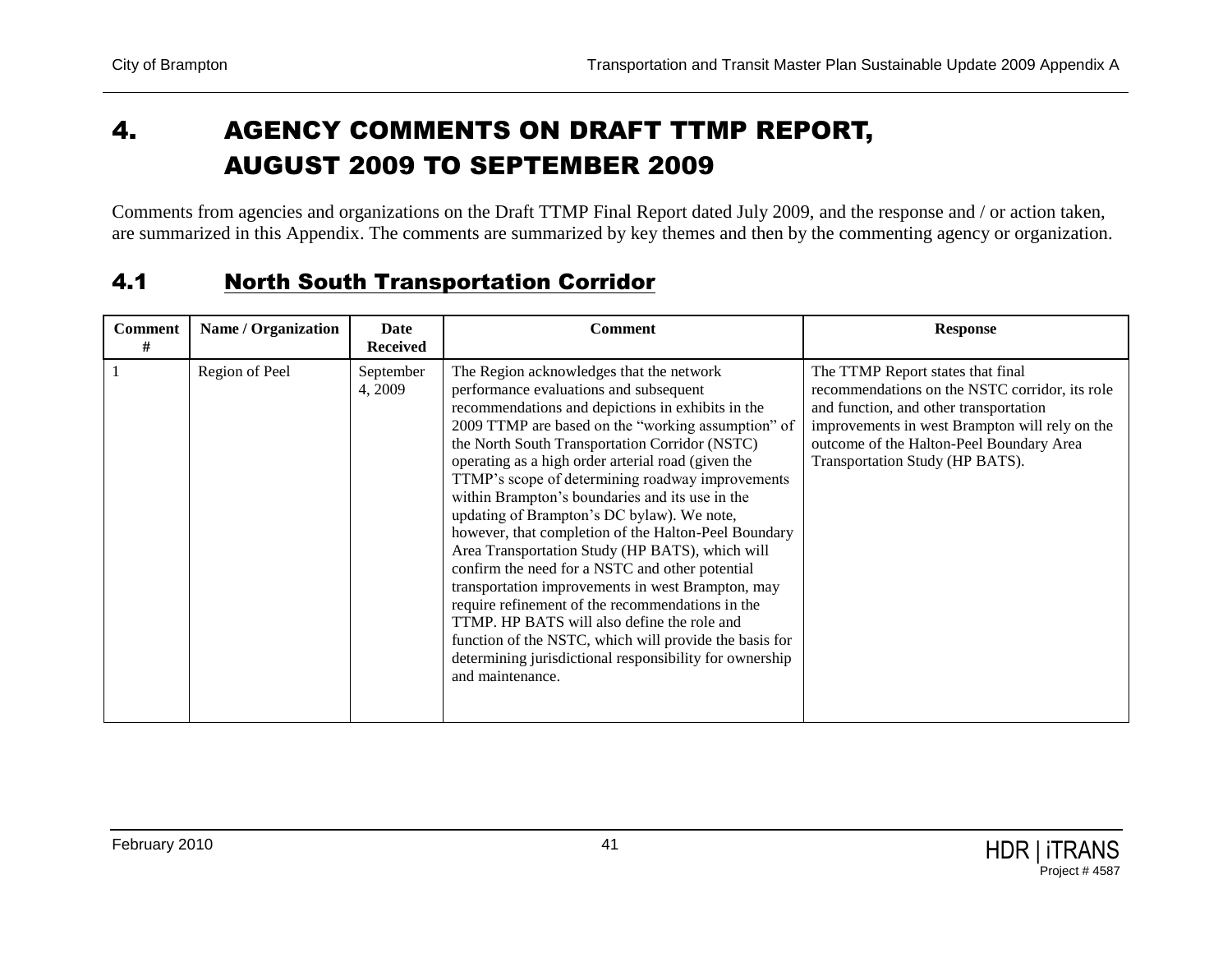# 4. AGENCY COMMENTS ON DRAFT TTMP REPORT, AUGUST 2009 TO SEPTEMBER 2009

Comments from agencies and organizations on the Draft TTMP Final Report dated July 2009, and the response and / or action taken, are summarized in this Appendix. The comments are summarized by key themes and then by the commenting agency or organization.

## 4.1 North South Transportation Corridor

| Comment # | Name / Organization | Date Received | Comment | Response |
|---|---|---|---|---|
| 1 | Region of Peel | September 4, 2009 | The Region acknowledges that the network performance evaluations and subsequent recommendations and depictions in exhibits in the 2009 TTMP are based on the "working assumption" of the North South Transportation Corridor (NSTC) operating as a high order arterial road (given the TTMP's scope of determining roadway improvements within Brampton's boundaries and its use in the updating of Brampton's DC bylaw). We note, however, that completion of the Halton-Peel Boundary Area Transportation Study (HP BATS), which will confirm the need for a NSTC and other potential transportation improvements in west Brampton, may require refinement of the recommendations in the TTMP. HP BATS will also define the role and function of the NSTC, which will provide the basis for determining jurisdictional responsibility for ownership and maintenance. | The TTMP Report states that final recommendations on the NSTC corridor, its role and function, and other transportation improvements in west Brampton will rely on the outcome of the Halton-Peel Boundary Area Transportation Study (HP BATS). |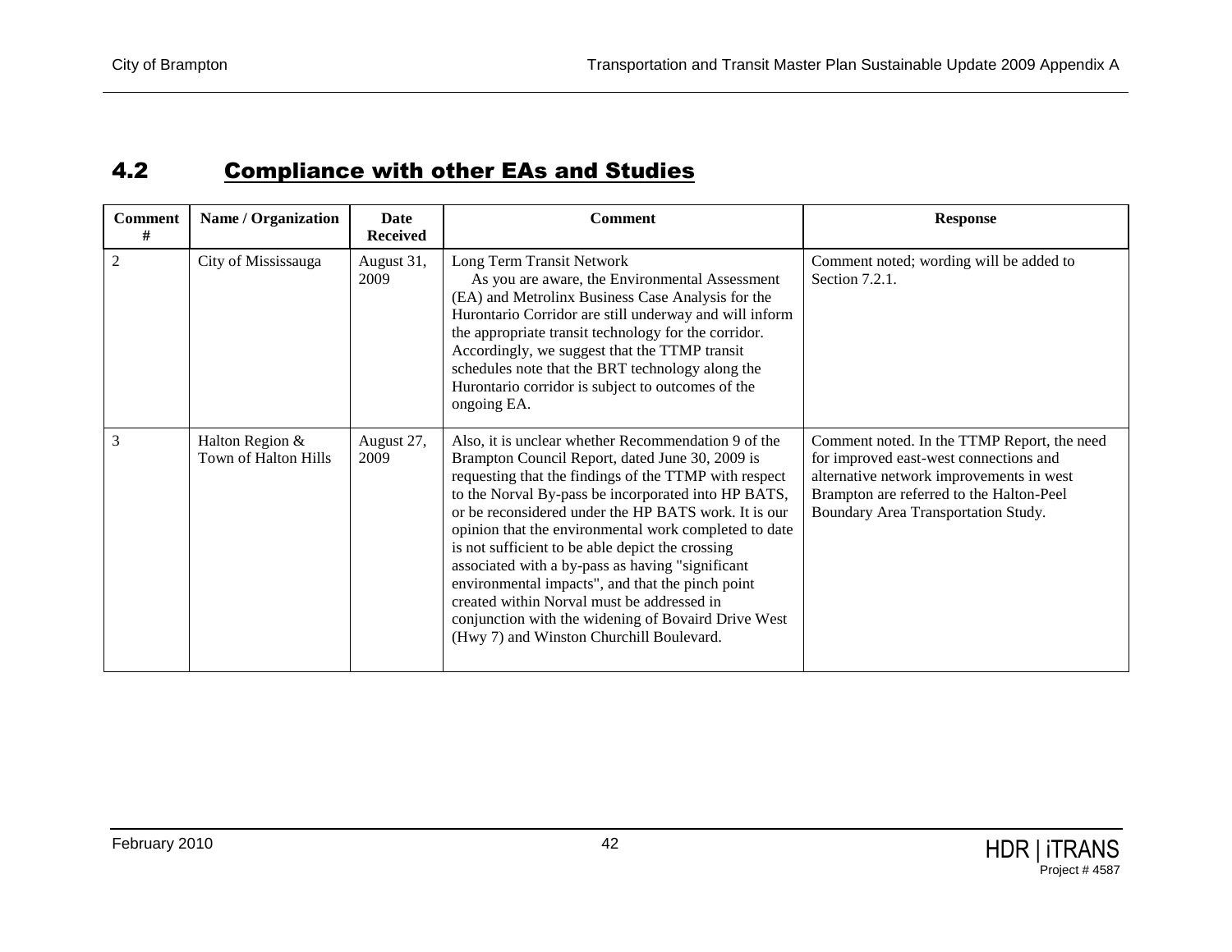## 4.2 Compliance with other EAs and Studies

| Comment # | Name / Organization | Date Received | Comment | Response |
|---|---|---|---|---|
| 2 | City of Mississauga | August 31, 2009 | Long Term Transit Network<br>As you are aware, the Environmental Assessment (EA) and Metrolinx Business Case Analysis for the Hurontario Corridor are still underway and will inform the appropriate transit technology for the corridor. Accordingly, we suggest that the TTMP transit schedules note that the BRT technology along the Hurontario corridor is subject to outcomes of the ongoing EA. | Comment noted; wording will be added to Section 7.2.1. |
| 3 | Halton Region & Town of Halton Hills | August 27, 2009 | Also, it is unclear whether Recommendation 9 of the Brampton Council Report, dated June 30, 2009 is requesting that the findings of the TTMP with respect to the Norval By-pass be incorporated into HP BATS, or be reconsidered under the HP BATS work. It is our opinion that the environmental work completed to date is not sufficient to be able depict the crossing associated with a by-pass as having "significant environmental impacts", and that the pinch point created within Norval must be addressed in conjunction with the widening of Bovaird Drive West (Hwy 7) and Winston Churchill Boulevard. | Comment noted. In the TTMP Report, the need for improved east-west connections and alternative network improvements in west Brampton are referred to the Halton-Peel Boundary Area Transportation Study. |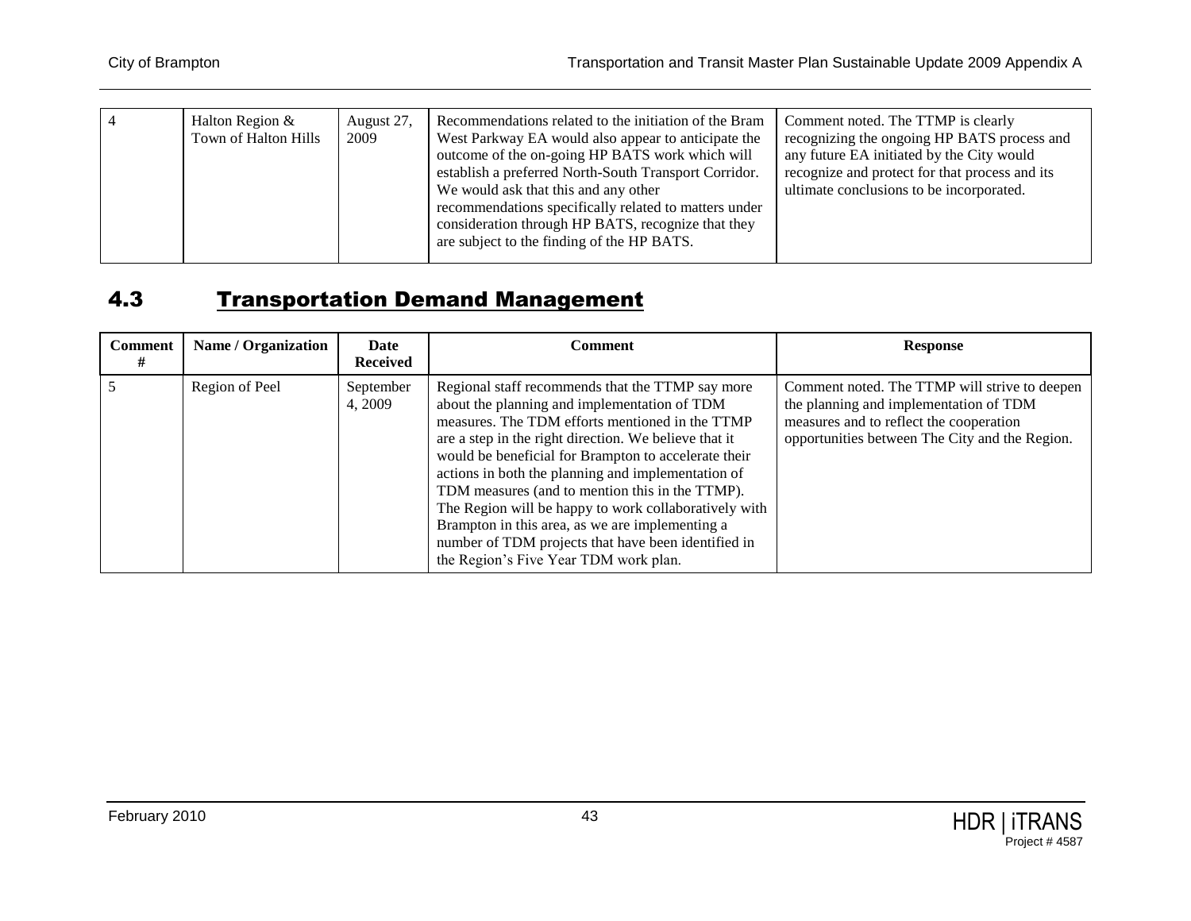| 4 | Halton Region & Town of Halton Hills | August 27, 2009 | Recommendations related to the initiation of the Bram West Parkway EA would also appear to anticipate the outcome of the on-going HP BATS work which will establish a preferred North-South Transport Corridor. We would ask that this and any other recommendations specifically related to matters under consideration through HP BATS, recognize that they are subject to the finding of the HP BATS. | Comment noted. The TTMP is clearly recognizing the ongoing HP BATS process and any future EA initiated by the City would recognize and protect for that process and its ultimate conclusions to be incorporated. |
|---|---|---|---|---|

## 4.3 Transportation Demand Management

| Comment # | Name / Organization | Date Received | Comment | Response |
|---|---|---|---|---|
| 5 | Region of Peel | September 4, 2009 | Regional staff recommends that the TTMP say more about the planning and implementation of TDM measures. The TDM efforts mentioned in the TTMP are a step in the right direction. We believe that it would be beneficial for Brampton to accelerate their actions in both the planning and implementation of TDM measures (and to mention this in the TTMP). The Region will be happy to work collaboratively with Brampton in this area, as we are implementing a number of TDM projects that have been identified in the Region's Five Year TDM work plan. | Comment noted. The TTMP will strive to deepen the planning and implementation of TDM measures and to reflect the cooperation opportunities between The City and the Region. |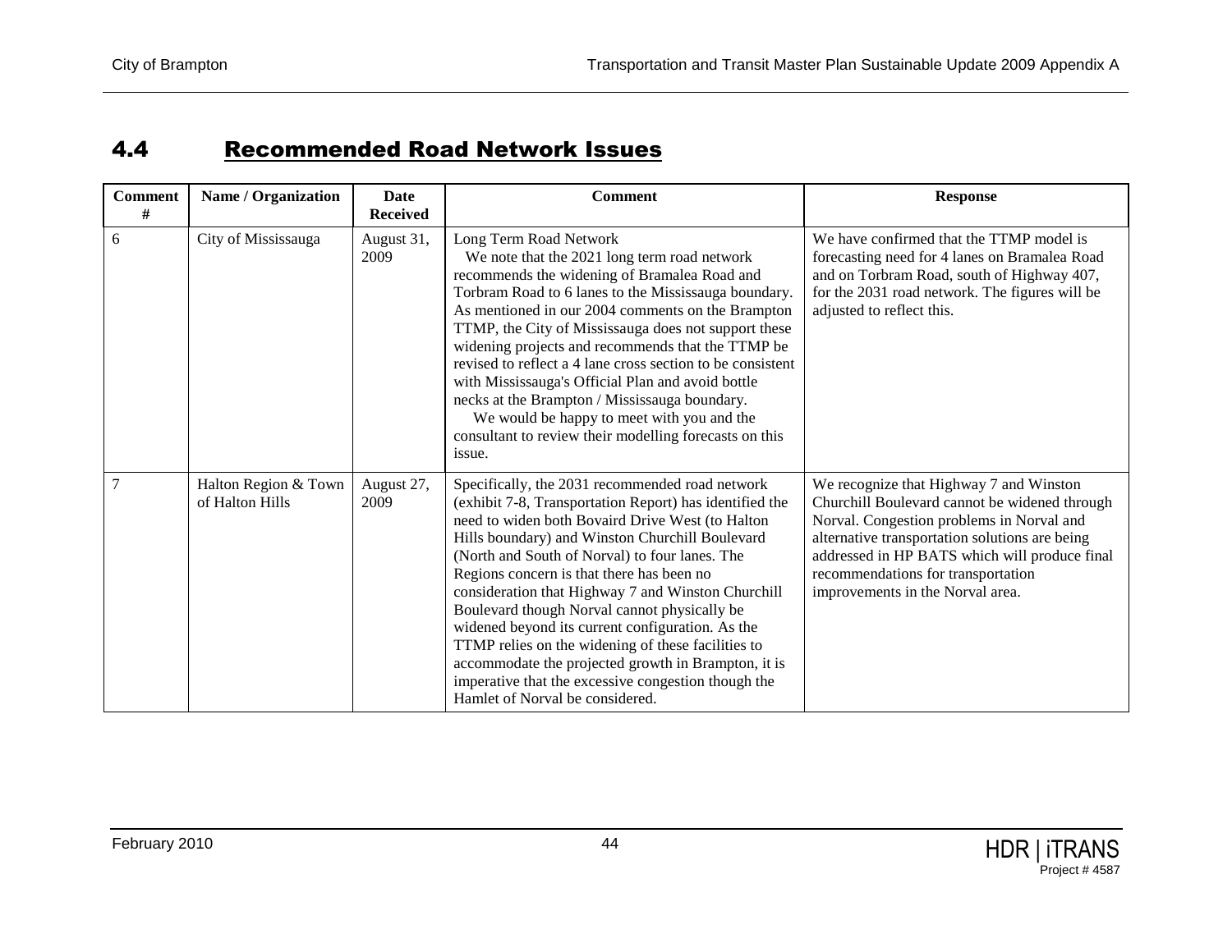## 4.4 Recommended Road Network Issues

| Comment # | Name / Organization | Date Received | Comment | Response |
|---|---|---|---|---|
| 6 | City of Mississauga | August 31, 2009 | Long Term Road Network<br>We note that the 2021 long term road network recommends the widening of Bramalea Road and Torbram Road to 6 lanes to the Mississauga boundary. As mentioned in our 2004 comments on the Brampton TTMP, the City of Mississauga does not support these widening projects and recommends that the TTMP be revised to reflect a 4 lane cross section to be consistent with Mississauga's Official Plan and avoid bottle necks at the Brampton / Mississauga boundary.<br>We would be happy to meet with you and the consultant to review their modelling forecasts on this issue. | We have confirmed that the TTMP model is forecasting need for 4 lanes on Bramalea Road and on Torbram Road, south of Highway 407, for the 2031 road network. The figures will be adjusted to reflect this. |
| 7 | Halton Region & Town of Halton Hills | August 27, 2009 | Specifically, the 2031 recommended road network (exhibit 7-8, Transportation Report) has identified the need to widen both Bovaird Drive West (to Halton Hills boundary) and Winston Churchill Boulevard (North and South of Norval) to four lanes. The Regions concern is that there has been no consideration that Highway 7 and Winston Churchill Boulevard though Norval cannot physically be widened beyond its current configuration. As the TTMP relies on the widening of these facilities to accommodate the projected growth in Brampton, it is imperative that the excessive congestion though the Hamlet of Norval be considered. | We recognize that Highway 7 and Winston Churchill Boulevard cannot be widened through Norval. Congestion problems in Norval and alternative transportation solutions are being addressed in HP BATS which will produce final recommendations for transportation improvements in the Norval area. |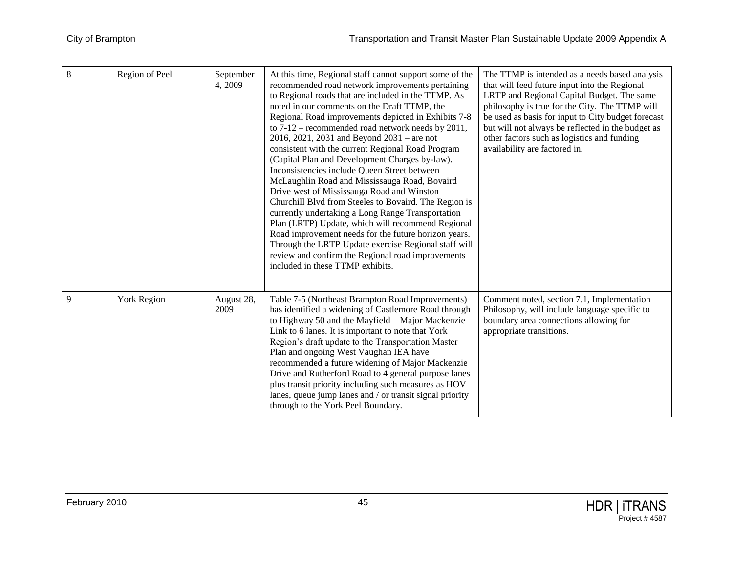| 8 | Region of Peel | September 4, 2009 | At this time, Regional staff cannot support some of the recommended road network improvements pertaining to Regional roads that are included in the TTMP. As noted in our comments on the Draft TTMP, the Regional Road improvements depicted in Exhibits 7-8 to 7-12 – recommended road network needs by 2011, 2016, 2021, 2031 and Beyond 2031 – are not consistent with the current Regional Road Program (Capital Plan and Development Charges by-law). Inconsistencies include Queen Street between McLaughlin Road and Mississauga Road, Bovaird Drive west of Mississauga Road and Winston Churchill Blvd from Steeles to Bovaird. The Region is currently undertaking a Long Range Transportation Plan (LRTP) Update, which will recommend Regional Road improvement needs for the future horizon years. Through the LRTP Update exercise Regional staff will review and confirm the Regional road improvements included in these TTMP exhibits. | The TTMP is intended as a needs based analysis that will feed future input into the Regional LRTP and Regional Capital Budget. The same philosophy is true for the City. The TTMP will be used as basis for input to City budget forecast but will not always be reflected in the budget as other factors such as logistics and funding availability are factored in. |
|---|---|---|---|---|
| 9 | York Region | August 28, 2009 | Table 7-5 (Northeast Brampton Road Improvements) has identified a widening of Castlemore Road through to Highway 50 and the Mayfield – Major Mackenzie Link to 6 lanes. It is important to note that York Region's draft update to the Transportation Master Plan and ongoing West Vaughan IEA have recommended a future widening of Major Mackenzie Drive and Rutherford Road to 4 general purpose lanes plus transit priority including such measures as HOV lanes, queue jump lanes and / or transit signal priority through to the York Peel Boundary. | Comment noted, section 7.1, Implementation Philosophy, will include language specific to boundary area connections allowing for appropriate transitions. |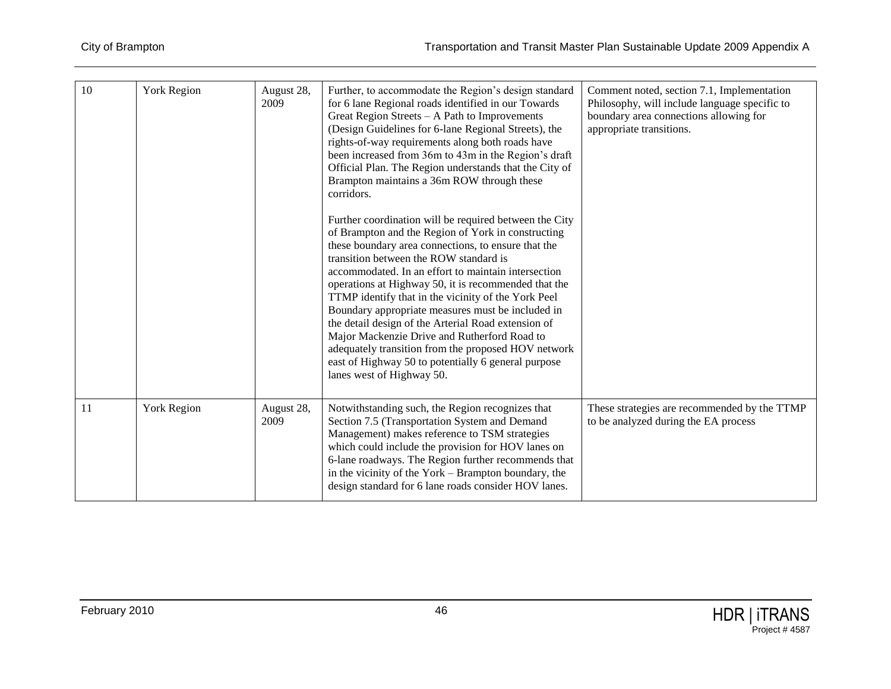| 10 | York Region | August 28, 2009 | Further, to accommodate the Region's design standard for 6 lane Regional roads identified in our Towards Great Region Streets – A Path to Improvements (Design Guidelines for 6-lane Regional Streets), the rights-of-way requirements along both roads have been increased from 36m to 43m in the Region's draft Official Plan. The Region understands that the City of Brampton maintains a 36m ROW through these corridors.<br><br>Further coordination will be required between the City of Brampton and the Region of York in constructing these boundary area connections, to ensure that the transition between the ROW standard is accommodated. In an effort to maintain intersection operations at Highway 50, it is recommended that the TTMP identify that in the vicinity of the York Peel Boundary appropriate measures must be included in the detail design of the Arterial Road extension of Major Mackenzie Drive and Rutherford Road to adequately transition from the proposed HOV network east of Highway 50 to potentially 6 general purpose lanes west of Highway 50. | Comment noted, section 7.1, Implementation Philosophy, will include language specific to boundary area connections allowing for appropriate transitions. |
|---|---|---|---|---|
| 11 | York Region | August 28, 2009 | Notwithstanding such, the Region recognizes that Section 7.5 (Transportation System and Demand Management) makes reference to TSM strategies which could include the provision for HOV lanes on 6-lane roadways. The Region further recommends that in the vicinity of the York – Brampton boundary, the design standard for 6 lane roads consider HOV lanes. | These strategies are recommended by the TTMP to be analyzed during the EA process |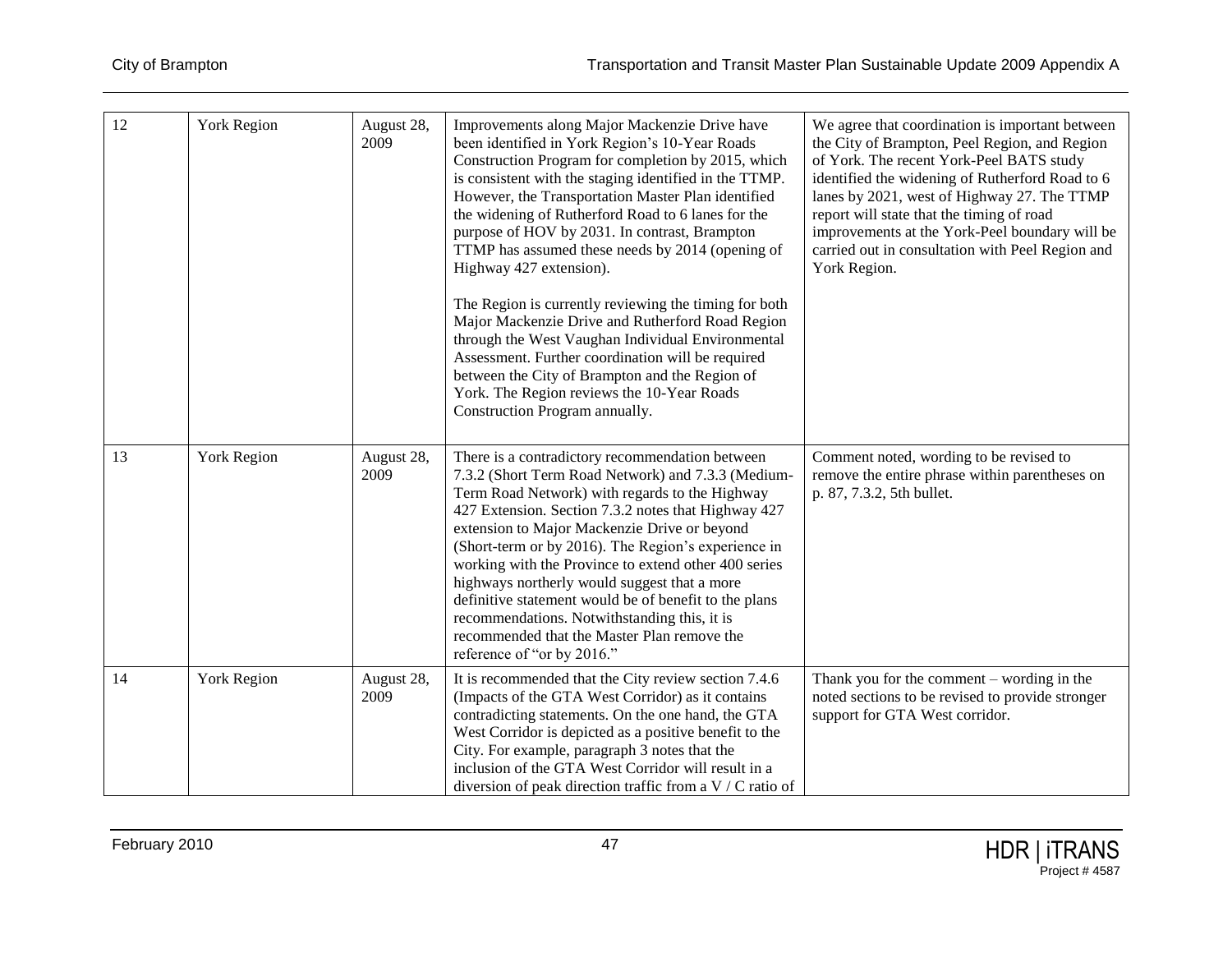| 12 | York Region | August 28, 2009 | Improvements along Major Mackenzie Drive have been identified in York Region's 10-Year Roads Construction Program for completion by 2015, which is consistent with the staging identified in the TTMP. However, the Transportation Master Plan identified the widening of Rutherford Road to 6 lanes for the purpose of HOV by 2031. In contrast, Brampton TTMP has assumed these needs by 2014 (opening of Highway 427 extension).<br><br>The Region is currently reviewing the timing for both Major Mackenzie Drive and Rutherford Road Region through the West Vaughan Individual Environmental Assessment. Further coordination will be required between the City of Brampton and the Region of York. The Region reviews the 10-Year Roads Construction Program annually. | We agree that coordination is important between the City of Brampton, Peel Region, and Region of York. The recent York-Peel BATS study identified the widening of Rutherford Road to 6 lanes by 2021, west of Highway 27. The TTMP report will state that the timing of road improvements at the York-Peel boundary will be carried out in consultation with Peel Region and York Region. |
|---|---|---|---|---|
| 13 | York Region | August 28, 2009 | There is a contradictory recommendation between 7.3.2 (Short Term Road Network) and 7.3.3 (Medium-Term Road Network) with regards to the Highway 427 Extension. Section 7.3.2 notes that Highway 427 extension to Major Mackenzie Drive or beyond (Short-term or by 2016). The Region's experience in working with the Province to extend other 400 series highways northerly would suggest that a more definitive statement would be of benefit to the plans recommendations. Notwithstanding this, it is recommended that the Master Plan remove the reference of "or by 2016." | Comment noted, wording to be revised to remove the entire phrase within parentheses on p. 87, 7.3.2, 5th bullet. |
| 14 | York Region | August 28, 2009 | It is recommended that the City review section 7.4.6 (Impacts of the GTA West Corridor) as it contains contradicting statements. On the one hand, the GTA West Corridor is depicted as a positive benefit to the City. For example, paragraph 3 notes that the inclusion of the GTA West Corridor will result in a diversion of peak direction traffic from a V / C ratio of | Thank you for the comment – wording in the noted sections to be revised to provide stronger support for GTA West corridor. |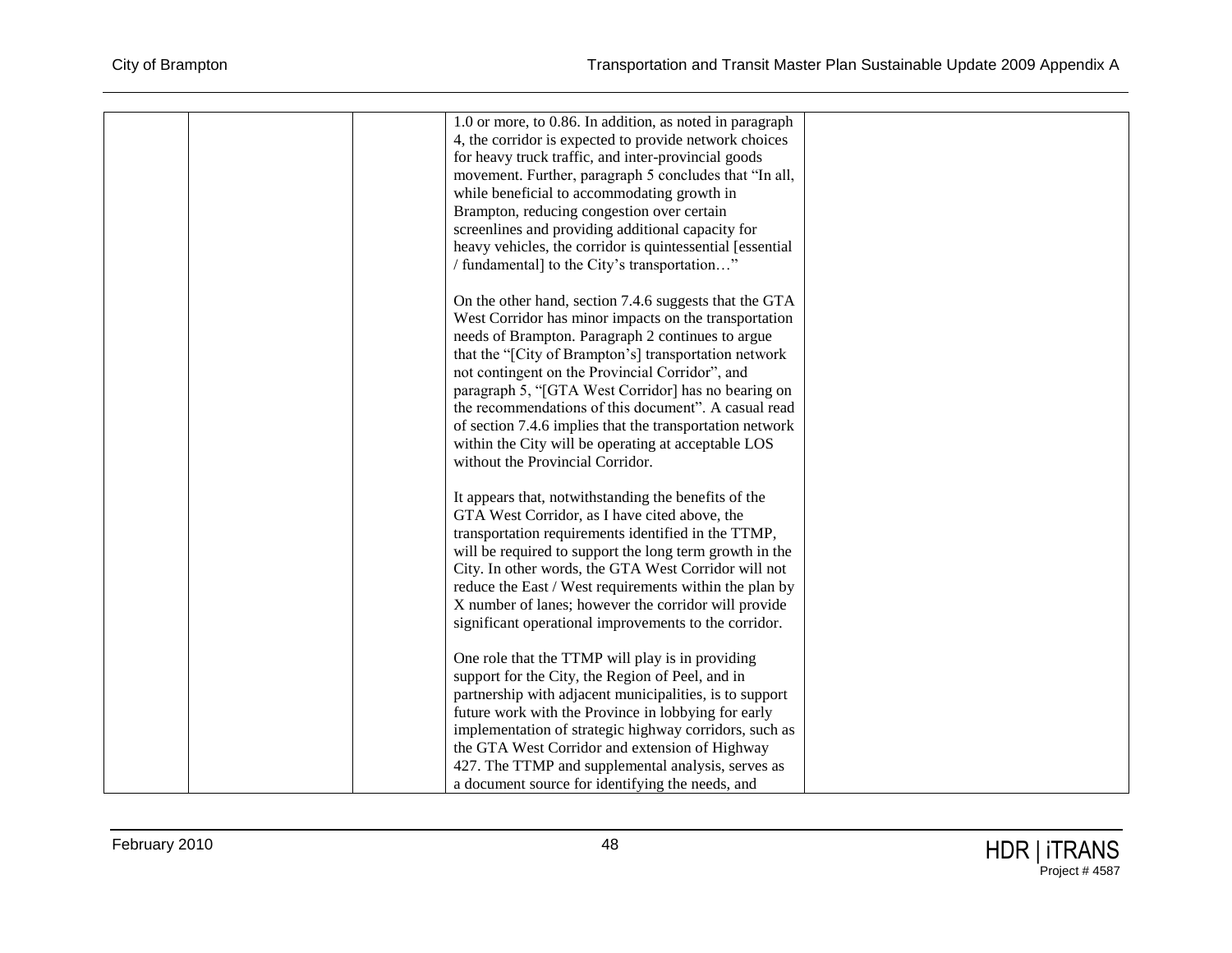| | | | | |
|---|---|---|---|---|
| | | | 1.0 or more, to 0.86. In addition, as noted in paragraph 4, the corridor is expected to provide network choices for heavy truck traffic, and inter-provincial goods movement. Further, paragraph 5 concludes that "In all, while beneficial to accommodating growth in Brampton, reducing congestion over certain screenlines and providing additional capacity for heavy vehicles, the corridor is quintessential [essential / fundamental] to the City's transportation…"<br><br>On the other hand, section 7.4.6 suggests that the GTA West Corridor has minor impacts on the transportation needs of Brampton. Paragraph 2 continues to argue that the "[City of Brampton's] transportation network not contingent on the Provincial Corridor", and paragraph 5, "[GTA West Corridor] has no bearing on the recommendations of this document". A casual read of section 7.4.6 implies that the transportation network within the City will be operating at acceptable LOS without the Provincial Corridor.<br><br>It appears that, notwithstanding the benefits of the GTA West Corridor, as I have cited above, the transportation requirements identified in the TTMP, will be required to support the long term growth in the City. In other words, the GTA West Corridor will not reduce the East / West requirements within the plan by X number of lanes; however the corridor will provide significant operational improvements to the corridor.<br><br>One role that the TTMP will play is in providing support for the City, the Region of Peel, and in partnership with adjacent municipalities, is to support future work with the Province in lobbying for early implementation of strategic highway corridors, such as the GTA West Corridor and extension of Highway 427. The TTMP and supplemental analysis, serves as a document source for identifying the needs, and | |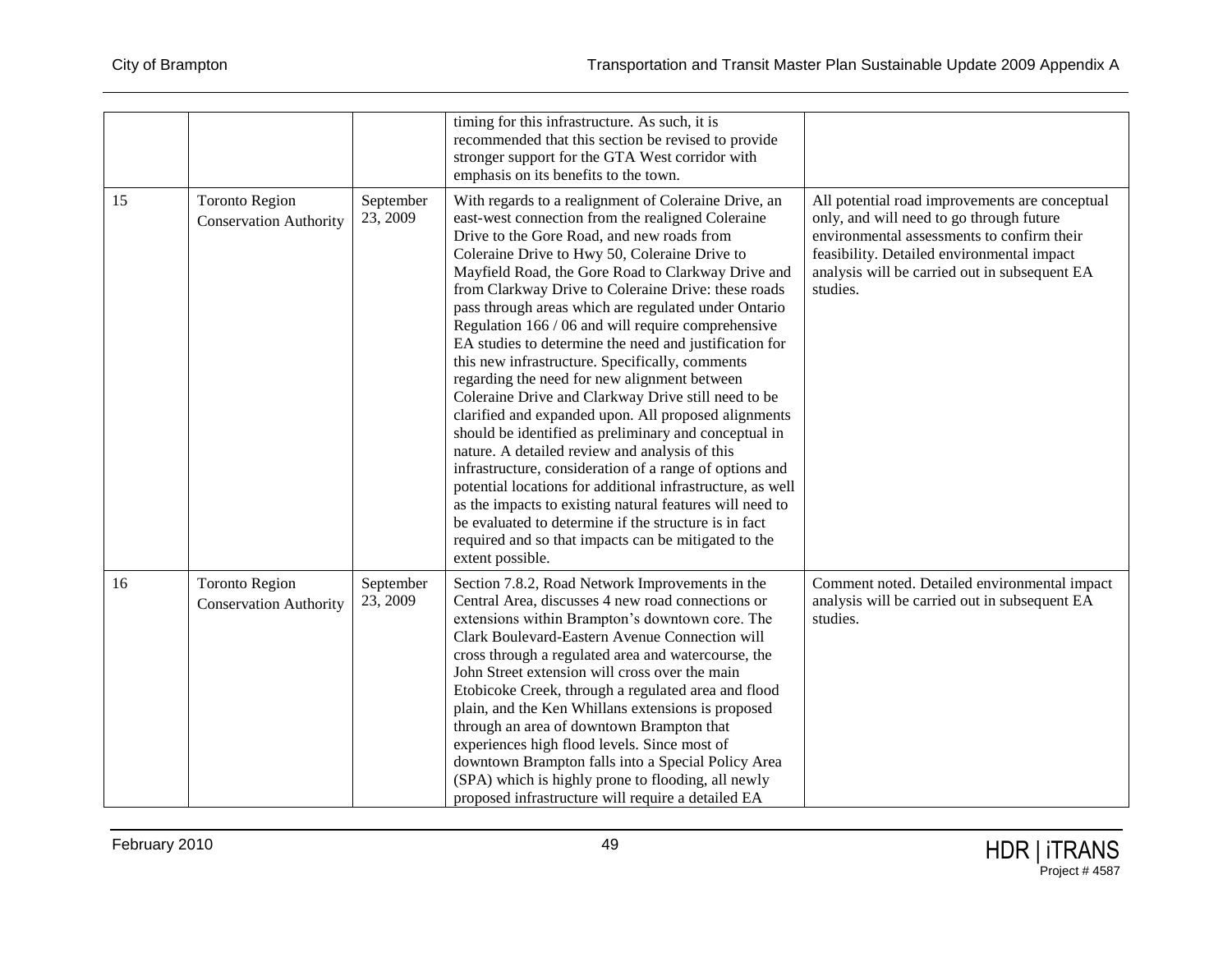| | | | timing for this infrastructure. As such, it is recommended that this section be revised to provide stronger support for the GTA West corridor with emphasis on its benefits to the town. | |
|---|---|---|---|---|
| 15 | Toronto Region Conservation Authority | September 23, 2009 | With regards to a realignment of Coleraine Drive, an east-west connection from the realigned Coleraine Drive to the Gore Road, and new roads from Coleraine Drive to Hwy 50, Coleraine Drive to Mayfield Road, the Gore Road to Clarkway Drive and from Clarkway Drive to Coleraine Drive: these roads pass through areas which are regulated under Ontario Regulation 166 / 06 and will require comprehensive EA studies to determine the need and justification for this new infrastructure. Specifically, comments regarding the need for new alignment between Coleraine Drive and Clarkway Drive still need to be clarified and expanded upon. All proposed alignments should be identified as preliminary and conceptual in nature. A detailed review and analysis of this infrastructure, consideration of a range of options and potential locations for additional infrastructure, as well as the impacts to existing natural features will need to be evaluated to determine if the structure is in fact required and so that impacts can be mitigated to the extent possible. | All potential road improvements are conceptual only, and will need to go through future environmental assessments to confirm their feasibility. Detailed environmental impact analysis will be carried out in subsequent EA studies. |
| 16 | Toronto Region Conservation Authority | September 23, 2009 | Section 7.8.2, Road Network Improvements in the Central Area, discusses 4 new road connections or extensions within Brampton's downtown core. The Clark Boulevard-Eastern Avenue Connection will cross through a regulated area and watercourse, the John Street extension will cross over the main Etobicoke Creek, through a regulated area and flood plain, and the Ken Whillans extensions is proposed through an area of downtown Brampton that experiences high flood levels. Since most of downtown Brampton falls into a Special Policy Area (SPA) which is highly prone to flooding, all newly proposed infrastructure will require a detailed EA | Comment noted. Detailed environmental impact analysis will be carried out in subsequent EA studies. |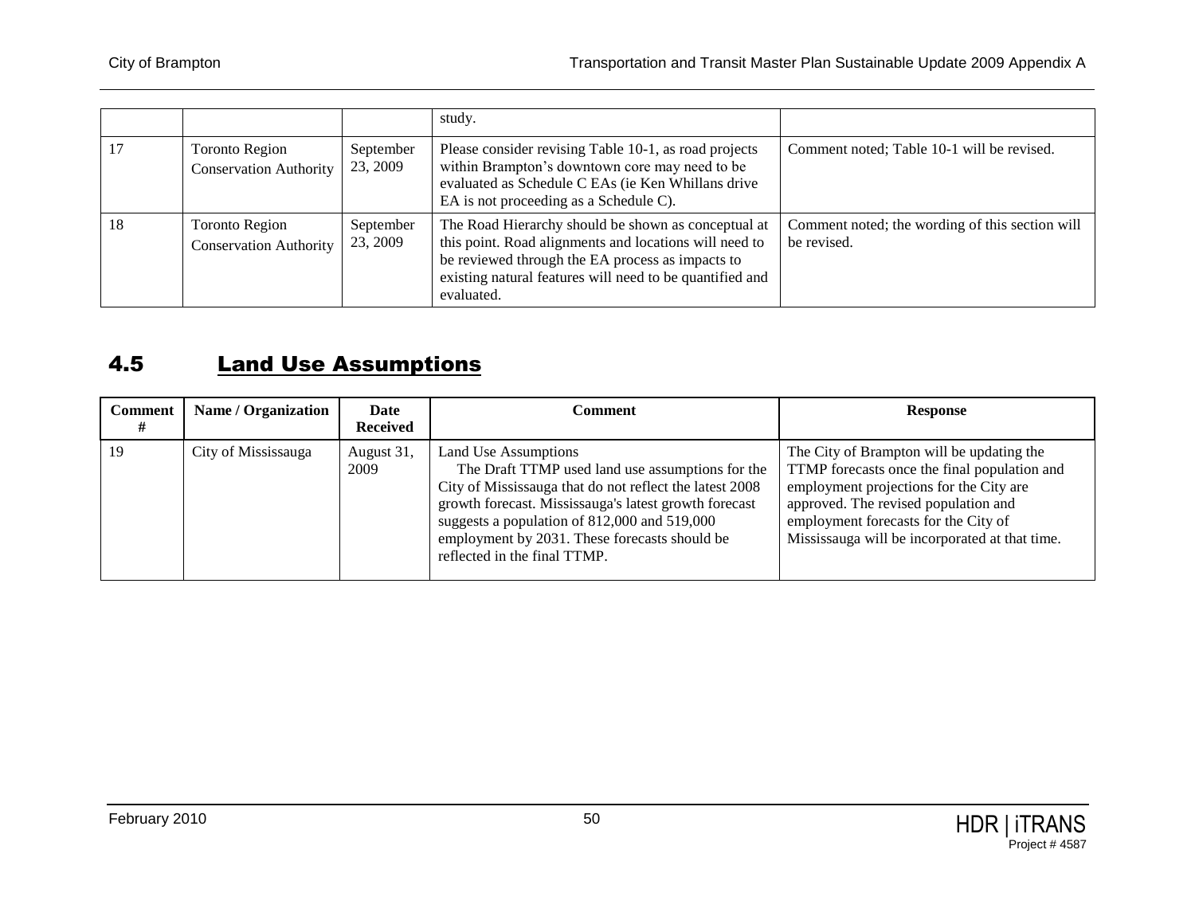| | | | study. | |
|---|---|---|---|---|
| 17 | Toronto Region Conservation Authority | September 23, 2009 | Please consider revising Table 10-1, as road projects within Brampton's downtown core may need to be evaluated as Schedule C EAs (ie Ken Whillans drive EA is not proceeding as a Schedule C). | Comment noted; Table 10-1 will be revised. |
| 18 | Toronto Region Conservation Authority | September 23, 2009 | The Road Hierarchy should be shown as conceptual at this point. Road alignments and locations will need to be reviewed through the EA process as impacts to existing natural features will need to be quantified and evaluated. | Comment noted; the wording of this section will be revised. |

## 4.5 Land Use Assumptions

| Comment # | Name / Organization | Date Received | Comment | Response |
|---|---|---|---|---|
| 19 | City of Mississauga | August 31, 2009 | Land Use Assumptions<br>The Draft TTMP used land use assumptions for the City of Mississauga that do not reflect the latest 2008 growth forecast. Mississauga's latest growth forecast suggests a population of 812,000 and 519,000 employment by 2031. These forecasts should be reflected in the final TTMP. | The City of Brampton will be updating the TTMP forecasts once the final population and employment projections for the City are approved. The revised population and employment forecasts for the City of Mississauga will be incorporated at that time. |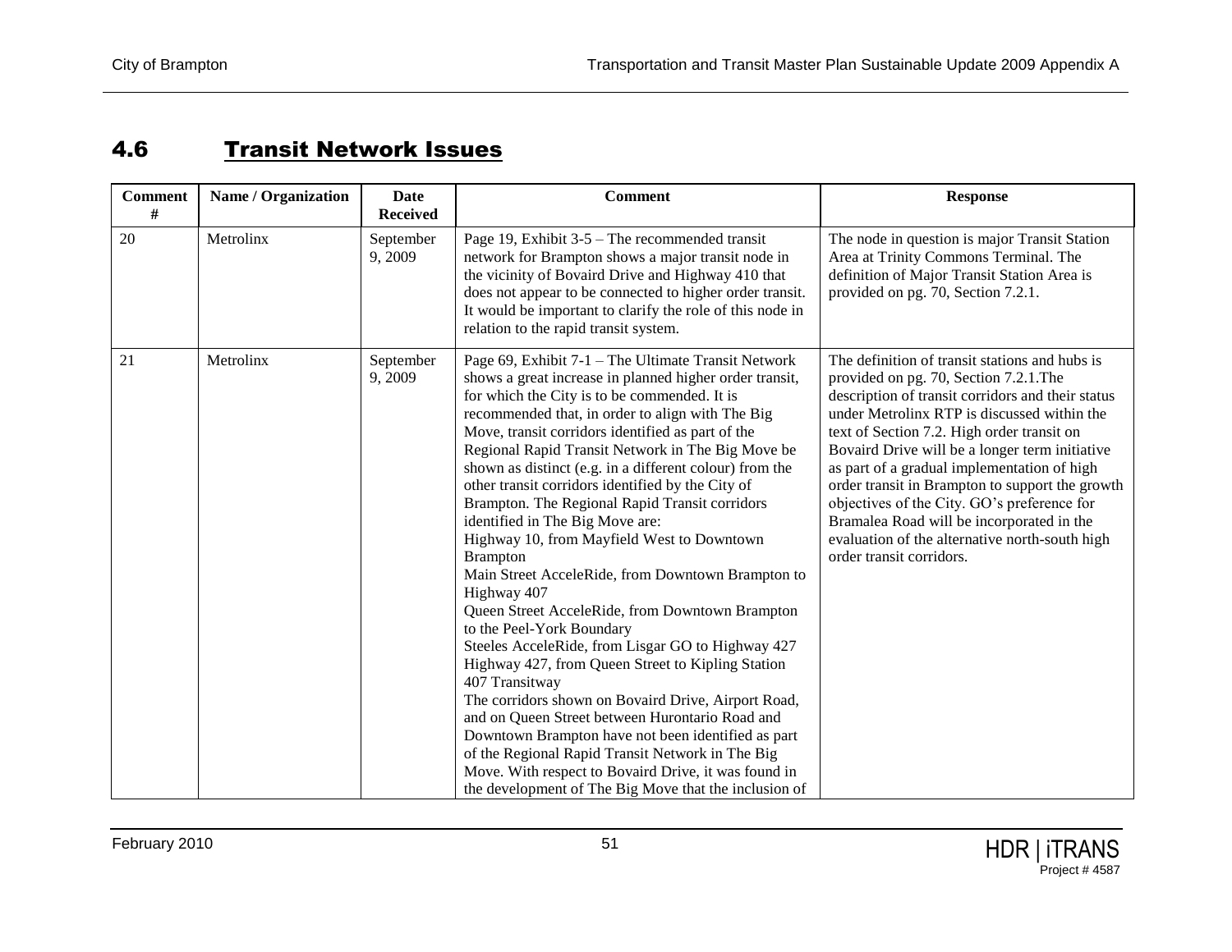## 4.6 Transit Network Issues

| Comment # | Name / Organization | Date Received | Comment | Response |
|---|---|---|---|---|
| 20 | Metrolinx | September 9, 2009 | Page 19, Exhibit 3-5 – The recommended transit network for Brampton shows a major transit node in the vicinity of Bovaird Drive and Highway 410 that does not appear to be connected to higher order transit. It would be important to clarify the role of this node in relation to the rapid transit system. | The node in question is major Transit Station Area at Trinity Commons Terminal. The definition of Major Transit Station Area is provided on pg. 70, Section 7.2.1. |
| 21 | Metrolinx | September 9, 2009 | Page 69, Exhibit 7-1 – The Ultimate Transit Network shows a great increase in planned higher order transit, for which the City is to be commended. It is recommended that, in order to align with The Big Move, transit corridors identified as part of the Regional Rapid Transit Network in The Big Move be shown as distinct (e.g. in a different colour) from the other transit corridors identified by the City of Brampton. The Regional Rapid Transit corridors identified in The Big Move are:<br>Highway 10, from Mayfield West to Downtown Brampton<br>Main Street AcceleRide, from Downtown Brampton to Highway 407<br>Queen Street AcceleRide, from Downtown Brampton to the Peel-York Boundary<br>Steeles AcceleRide, from Lisgar GO to Highway 427<br>Highway 427, from Queen Street to Kipling Station<br>407 Transitway<br>The corridors shown on Bovaird Drive, Airport Road, and on Queen Street between Hurontario Road and Downtown Brampton have not been identified as part of the Regional Rapid Transit Network in The Big Move. With respect to Bovaird Drive, it was found in the development of The Big Move that the inclusion of | The definition of transit stations and hubs is provided on pg. 70, Section 7.2.1.The description of transit corridors and their status under Metrolinx RTP is discussed within the text of Section 7.2. High order transit on Bovaird Drive will be a longer term initiative as part of a gradual implementation of high order transit in Brampton to support the growth objectives of the City. GO's preference for Bramalea Road will be incorporated in the evaluation of the alternative north-south high order transit corridors. |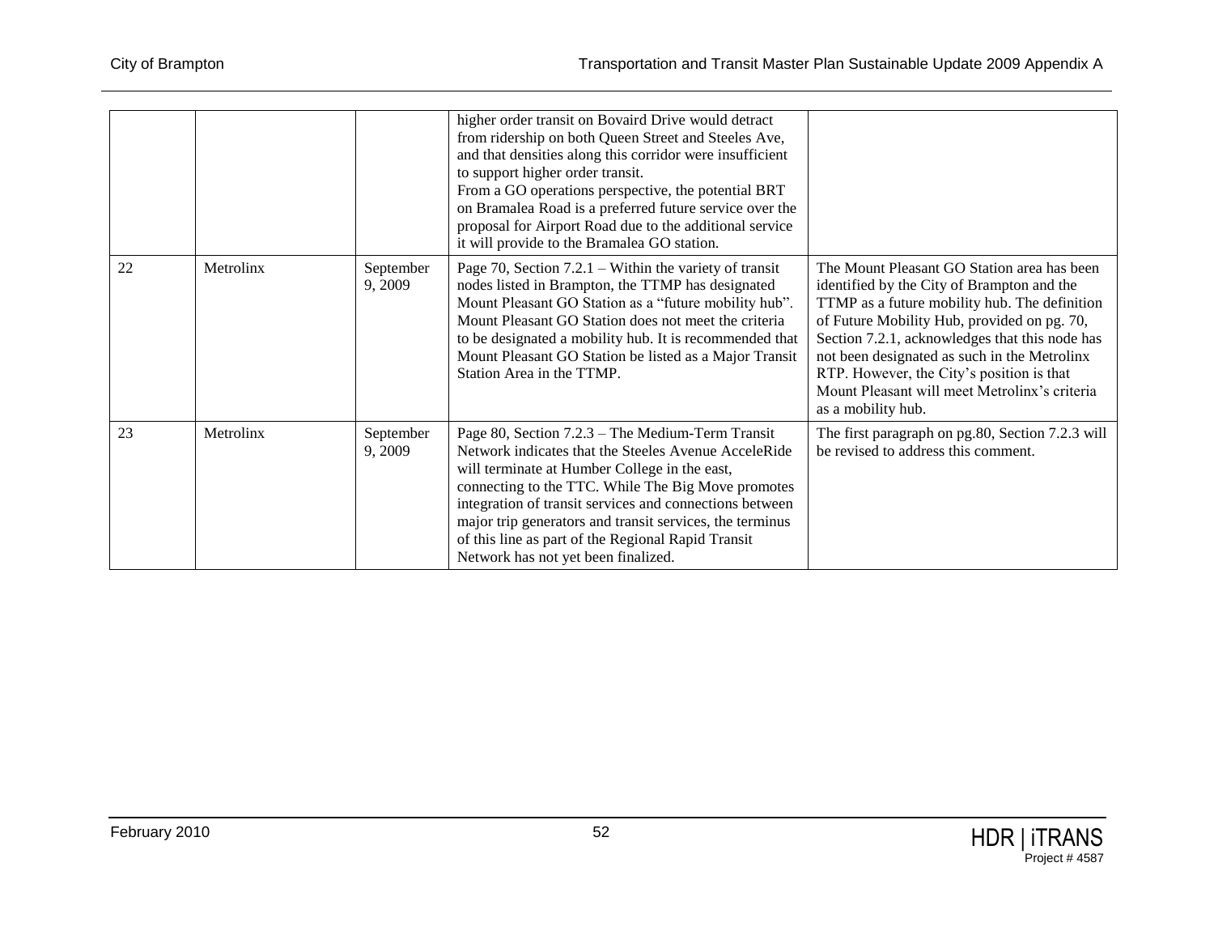| | | | | |
|---|---|---|---|---|
| | | | higher order transit on Bovaird Drive would detract from ridership on both Queen Street and Steeles Ave, and that densities along this corridor were insufficient to support higher order transit. From a GO operations perspective, the potential BRT on Bramalea Road is a preferred future service over the proposal for Airport Road due to the additional service it will provide to the Bramalea GO station. | |
| 22 | Metrolinx | September 9, 2009 | Page 70, Section 7.2.1 – Within the variety of transit nodes listed in Brampton, the TTMP has designated Mount Pleasant GO Station as a "future mobility hub". Mount Pleasant GO Station does not meet the criteria to be designated a mobility hub. It is recommended that Mount Pleasant GO Station be listed as a Major Transit Station Area in the TTMP. | The Mount Pleasant GO Station area has been identified by the City of Brampton and the TTMP as a future mobility hub. The definition of Future Mobility Hub, provided on pg. 70, Section 7.2.1, acknowledges that this node has not been designated as such in the Metrolinx RTP. However, the City's position is that Mount Pleasant will meet Metrolinx's criteria as a mobility hub. |
| 23 | Metrolinx | September 9, 2009 | Page 80, Section 7.2.3 – The Medium-Term Transit Network indicates that the Steeles Avenue AcceleRide will terminate at Humber College in the east, connecting to the TTC. While The Big Move promotes integration of transit services and connections between major trip generators and transit services, the terminus of this line as part of the Regional Rapid Transit Network has not yet been finalized. | The first paragraph on pg.80, Section 7.2.3 will be revised to address this comment. |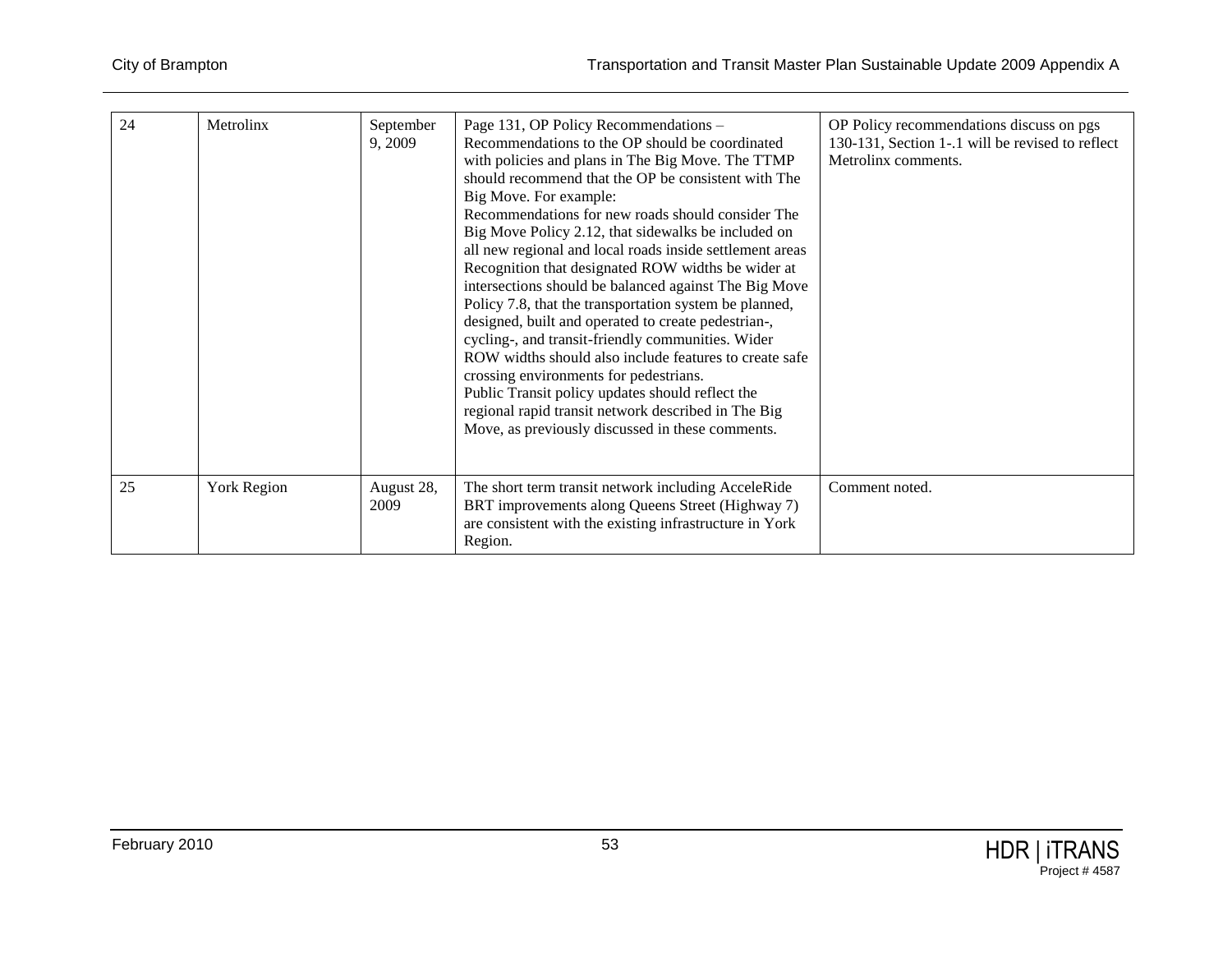| 24 | Metrolinx | September 9, 2009 | Page 131, OP Policy Recommendations – Recommendations to the OP should be coordinated with policies and plans in The Big Move. The TTMP should recommend that the OP be consistent with The Big Move. For example:<br>Recommendations for new roads should consider The Big Move Policy 2.12, that sidewalks be included on all new regional and local roads inside settlement areas<br>Recognition that designated ROW widths be wider at intersections should be balanced against The Big Move Policy 7.8, that the transportation system be planned, designed, built and operated to create pedestrian-, cycling-, and transit-friendly communities. Wider ROW widths should also include features to create safe crossing environments for pedestrians.<br>Public Transit policy updates should reflect the regional rapid transit network described in The Big Move, as previously discussed in these comments. | OP Policy recommendations discuss on pgs 130-131, Section 1-.1 will be revised to reflect Metrolinx comments. |
|---|---|---|---|---|
| 25 | York Region | August 28, 2009 | The short term transit network including AcceleRide BRT improvements along Queens Street (Highway 7) are consistent with the existing infrastructure in York Region. | Comment noted. |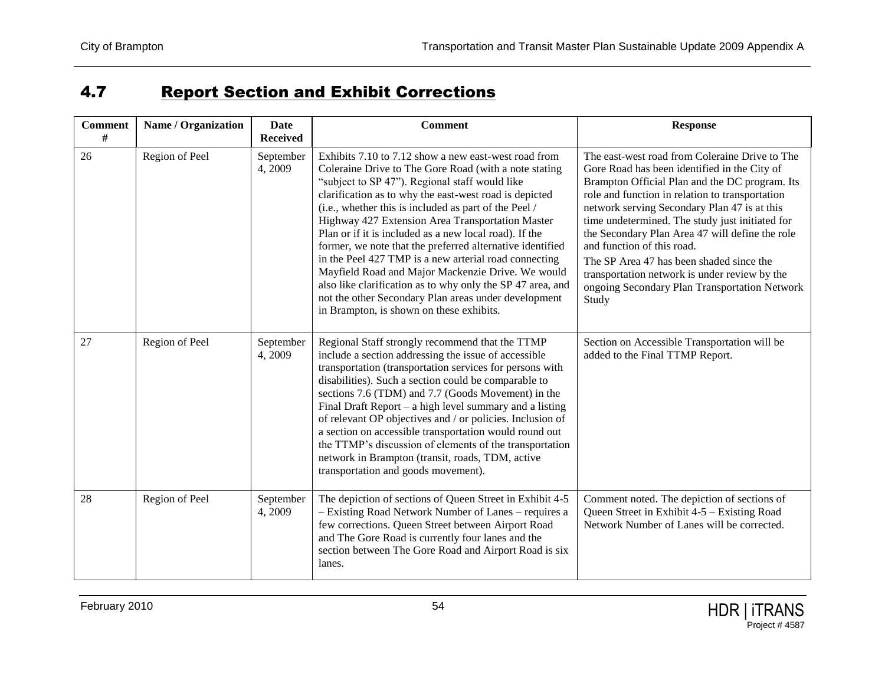## 4.7 Report Section and Exhibit Corrections

| Comment # | Name / Organization | Date Received | Comment | Response |
|---|---|---|---|---|
| 26 | Region of Peel | September 4, 2009 | Exhibits 7.10 to 7.12 show a new east-west road from Coleraine Drive to The Gore Road (with a note stating "subject to SP 47"). Regional staff would like clarification as to why the east-west road is depicted (i.e., whether this is included as part of the Peel / Highway 427 Extension Area Transportation Master Plan or if it is included as a new local road). If the former, we note that the preferred alternative identified in the Peel 427 TMP is a new arterial road connecting Mayfield Road and Major Mackenzie Drive. We would also like clarification as to why only the SP 47 area, and not the other Secondary Plan areas under development in Brampton, is shown on these exhibits. | The east-west road from Coleraine Drive to The Gore Road has been identified in the City of Brampton Official Plan and the DC program. Its role and function in relation to transportation network serving Secondary Plan 47 is at this time undetermined. The study just initiated for the Secondary Plan Area 47 will define the role and function of this road.<br>The SP Area 47 has been shaded since the transportation network is under review by the ongoing Secondary Plan Transportation Network Study |
| 27 | Region of Peel | September 4, 2009 | Regional Staff strongly recommend that the TTMP include a section addressing the issue of accessible transportation (transportation services for persons with disabilities). Such a section could be comparable to sections 7.6 (TDM) and 7.7 (Goods Movement) in the Final Draft Report – a high level summary and a listing of relevant OP objectives and / or policies. Inclusion of a section on accessible transportation would round out the TTMP's discussion of elements of the transportation network in Brampton (transit, roads, TDM, active transportation and goods movement). | Section on Accessible Transportation will be added to the Final TTMP Report. |
| 28 | Region of Peel | September 4, 2009 | The depiction of sections of Queen Street in Exhibit 4-5 – Existing Road Network Number of Lanes – requires a few corrections. Queen Street between Airport Road and The Gore Road is currently four lanes and the section between The Gore Road and Airport Road is six lanes. | Comment noted. The depiction of sections of Queen Street in Exhibit 4-5 – Existing Road Network Number of Lanes will be corrected. |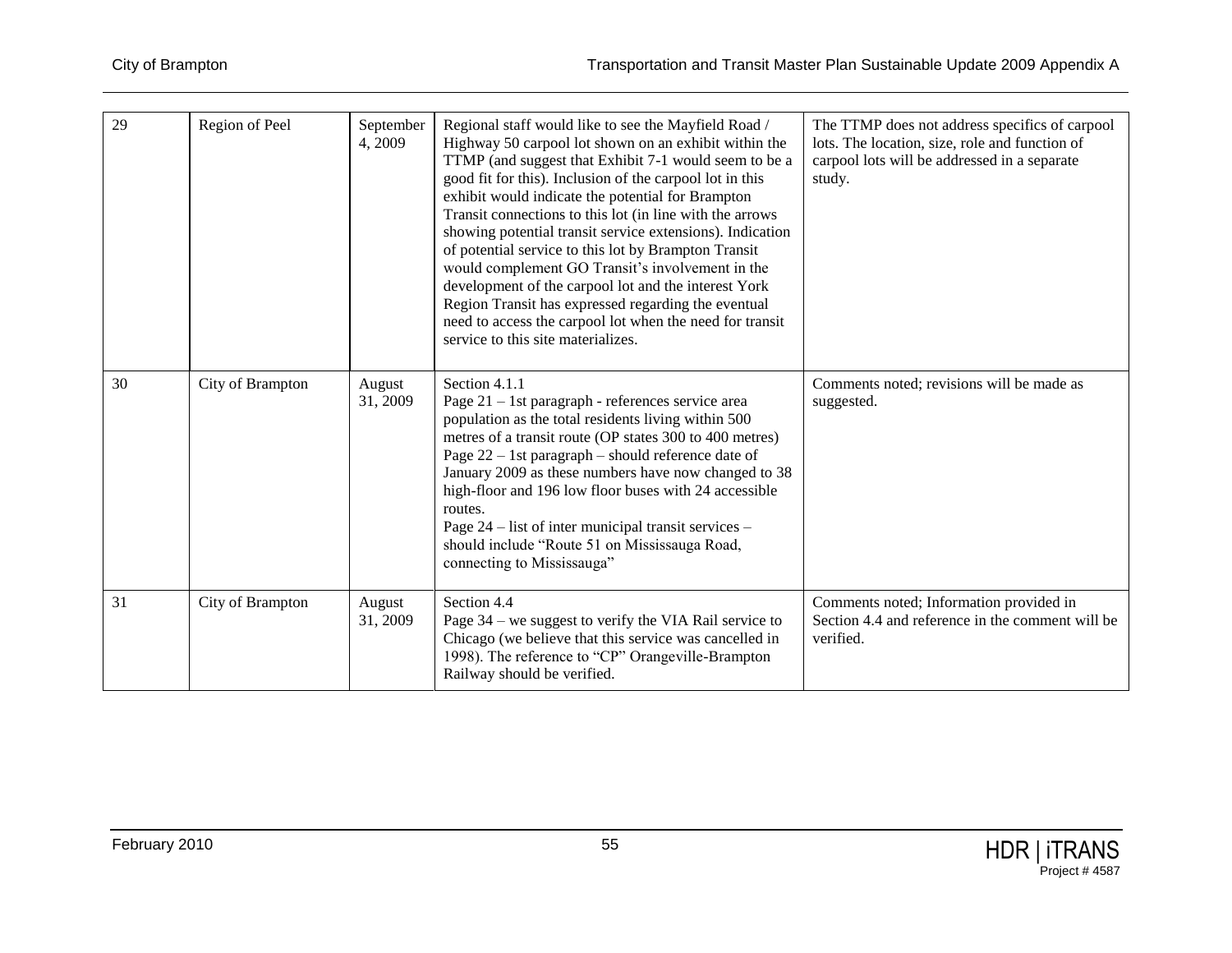| 29 | Region of Peel | September 4, 2009 | Regional staff would like to see the Mayfield Road / Highway 50 carpool lot shown on an exhibit within the TTMP (and suggest that Exhibit 7-1 would seem to be a good fit for this). Inclusion of the carpool lot in this exhibit would indicate the potential for Brampton Transit connections to this lot (in line with the arrows showing potential transit service extensions). Indication of potential service to this lot by Brampton Transit would complement GO Transit's involvement in the development of the carpool lot and the interest York Region Transit has expressed regarding the eventual need to access the carpool lot when the need for transit service to this site materializes. | The TTMP does not address specifics of carpool lots. The location, size, role and function of carpool lots will be addressed in a separate study. |
|---|---|---|---|---|
| 30 | City of Brampton | August 31, 2009 | Section 4.1.1<br>Page 21 – 1st paragraph - references service area population as the total residents living within 500 metres of a transit route (OP states 300 to 400 metres)<br>Page 22 – 1st paragraph – should reference date of January 2009 as these numbers have now changed to 38 high-floor and 196 low floor buses with 24 accessible routes.<br>Page 24 – list of inter municipal transit services – should include "Route 51 on Mississauga Road, connecting to Mississauga" | Comments noted; revisions will be made as suggested. |
| 31 | City of Brampton | August 31, 2009 | Section 4.4<br>Page 34 – we suggest to verify the VIA Rail service to Chicago (we believe that this service was cancelled in 1998). The reference to "CP" Orangeville-Brampton Railway should be verified. | Comments noted; Information provided in Section 4.4 and reference in the comment will be verified. |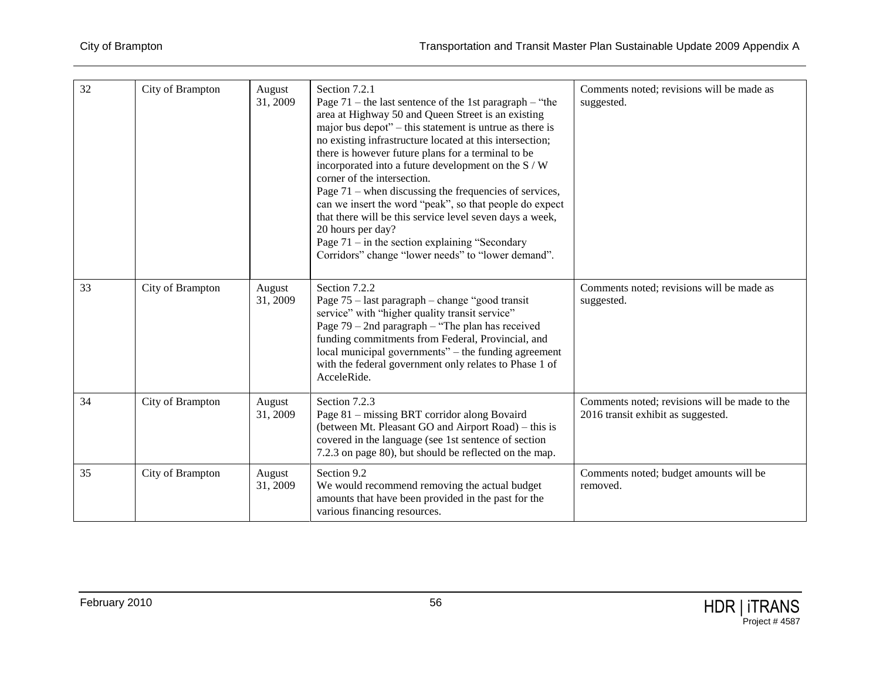| 32 | City of Brampton | August 31, 2009 | Section 7.2.1<br>Page 71 – the last sentence of the 1st paragraph – "the area at Highway 50 and Queen Street is an existing major bus depot" – this statement is untrue as there is no existing infrastructure located at this intersection; there is however future plans for a terminal to be incorporated into a future development on the S / W corner of the intersection.<br>Page 71 – when discussing the frequencies of services, can we insert the word "peak", so that people do expect that there will be this service level seven days a week, 20 hours per day?<br>Page 71 – in the section explaining "Secondary Corridors" change "lower needs" to "lower demand". | Comments noted; revisions will be made as suggested. |
|---|---|---|---|---|
| 33 | City of Brampton | August 31, 2009 | Section 7.2.2<br>Page 75 – last paragraph – change "good transit service" with "higher quality transit service"<br>Page 79 – 2nd paragraph – "The plan has received funding commitments from Federal, Provincial, and local municipal governments" – the funding agreement with the federal government only relates to Phase 1 of AcceleRide. | Comments noted; revisions will be made as suggested. |
| 34 | City of Brampton | August 31, 2009 | Section 7.2.3<br>Page 81 – missing BRT corridor along Bovaird (between Mt. Pleasant GO and Airport Road) – this is covered in the language (see 1st sentence of section 7.2.3 on page 80), but should be reflected on the map. | Comments noted; revisions will be made to the 2016 transit exhibit as suggested. |
| 35 | City of Brampton | August 31, 2009 | Section 9.2<br>We would recommend removing the actual budget amounts that have been provided in the past for the various financing resources. | Comments noted; budget amounts will be removed. |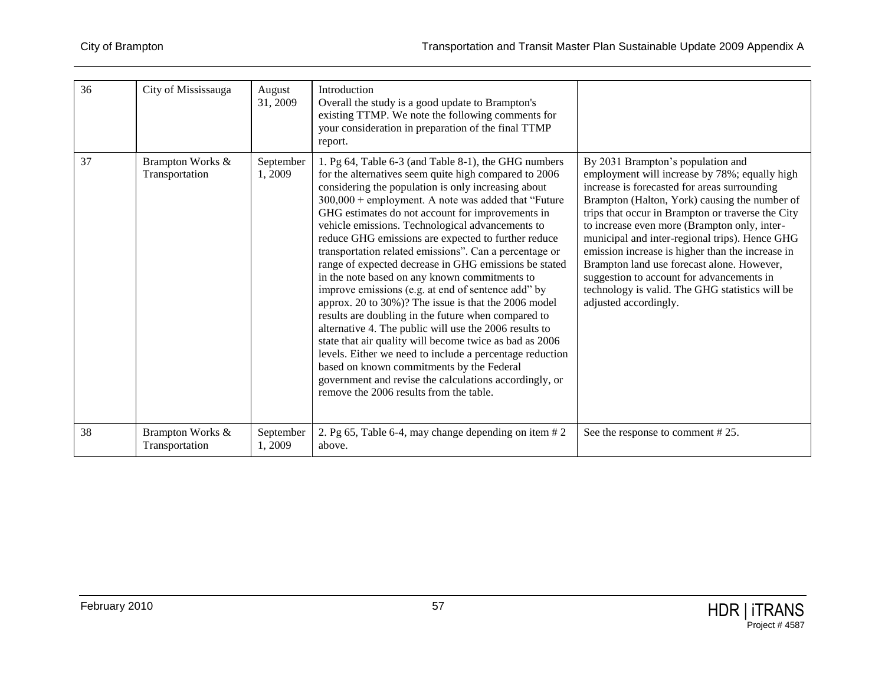| 36 | City of Mississauga | August 31, 2009 | Introduction<br>Overall the study is a good update to Brampton's existing TTMP. We note the following comments for your consideration in preparation of the final TTMP report. | |
|---|---|---|---|---|
| 37 | Brampton Works & Transportation | September 1, 2009 | 1. Pg 64, Table 6-3 (and Table 8-1), the GHG numbers for the alternatives seem quite high compared to 2006 considering the population is only increasing about 300,000 + employment. A note was added that "Future GHG estimates do not account for improvements in vehicle emissions. Technological advancements to reduce GHG emissions are expected to further reduce transportation related emissions". Can a percentage or range of expected decrease in GHG emissions be stated in the note based on any known commitments to improve emissions (e.g. at end of sentence add" by approx. 20 to 30%)? The issue is that the 2006 model results are doubling in the future when compared to alternative 4. The public will use the 2006 results to state that air quality will become twice as bad as 2006 levels. Either we need to include a percentage reduction based on known commitments by the Federal government and revise the calculations accordingly, or remove the 2006 results from the table. | By 2031 Brampton's population and employment will increase by 78%; equally high increase is forecasted for areas surrounding Brampton (Halton, York) causing the number of trips that occur in Brampton or traverse the City to increase even more (Brampton only, inter-municipal and inter-regional trips). Hence GHG emission increase is higher than the increase in Brampton land use forecast alone. However, suggestion to account for advancements in technology is valid. The GHG statistics will be adjusted accordingly. |
| 38 | Brampton Works & Transportation | September 1, 2009 | 2. Pg 65, Table 6-4, may change depending on item # 2 above. | See the response to comment # 25. |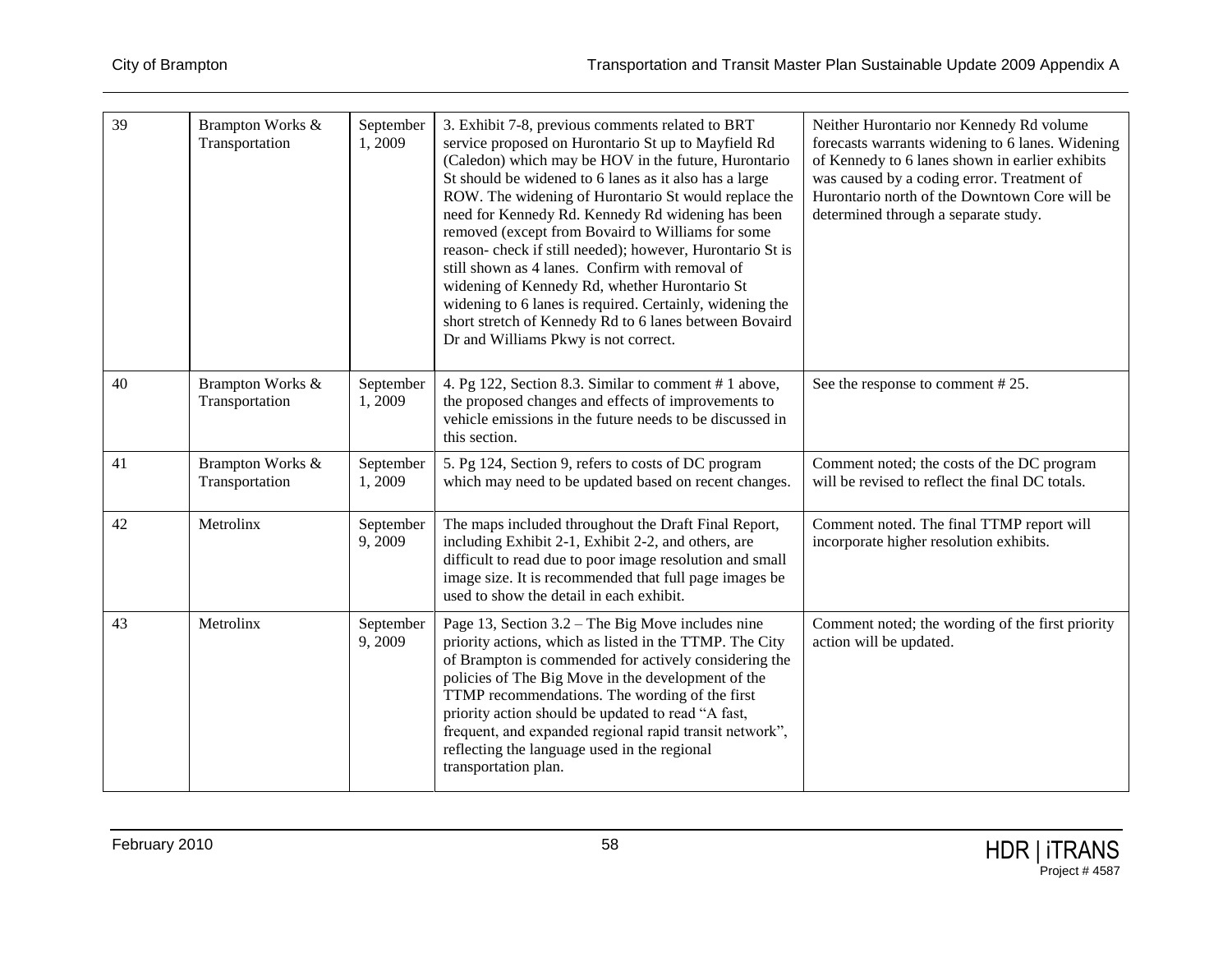| 39 | Brampton Works & Transportation | September 1, 2009 | 3. Exhibit 7-8, previous comments related to BRT service proposed on Hurontario St up to Mayfield Rd (Caledon) which may be HOV in the future, Hurontario St should be widened to 6 lanes as it also has a large ROW. The widening of Hurontario St would replace the need for Kennedy Rd. Kennedy Rd widening has been removed (except from Bovaird to Williams for some reason- check if still needed); however, Hurontario St is still shown as 4 lanes. Confirm with removal of widening of Kennedy Rd, whether Hurontario St widening to 6 lanes is required. Certainly, widening the short stretch of Kennedy Rd to 6 lanes between Bovaird Dr and Williams Pkwy is not correct. | Neither Hurontario nor Kennedy Rd volume forecasts warrants widening to 6 lanes. Widening of Kennedy to 6 lanes shown in earlier exhibits was caused by a coding error. Treatment of Hurontario north of the Downtown Core will be determined through a separate study. |
|---|---|---|---|---|
| 40 | Brampton Works & Transportation | September 1, 2009 | 4. Pg 122, Section 8.3. Similar to comment # 1 above, the proposed changes and effects of improvements to vehicle emissions in the future needs to be discussed in this section. | See the response to comment # 25. |
| 41 | Brampton Works & Transportation | September 1, 2009 | 5. Pg 124, Section 9, refers to costs of DC program which may need to be updated based on recent changes. | Comment noted; the costs of the DC program will be revised to reflect the final DC totals. |
| 42 | Metrolinx | September 9, 2009 | The maps included throughout the Draft Final Report, including Exhibit 2-1, Exhibit 2-2, and others, are difficult to read due to poor image resolution and small image size. It is recommended that full page images be used to show the detail in each exhibit. | Comment noted. The final TTMP report will incorporate higher resolution exhibits. |
| 43 | Metrolinx | September 9, 2009 | Page 13, Section 3.2 – The Big Move includes nine priority actions, which as listed in the TTMP. The City of Brampton is commended for actively considering the policies of The Big Move in the development of the TTMP recommendations. The wording of the first priority action should be updated to read "A fast, frequent, and expanded regional rapid transit network", reflecting the language used in the regional transportation plan. | Comment noted; the wording of the first priority action will be updated. |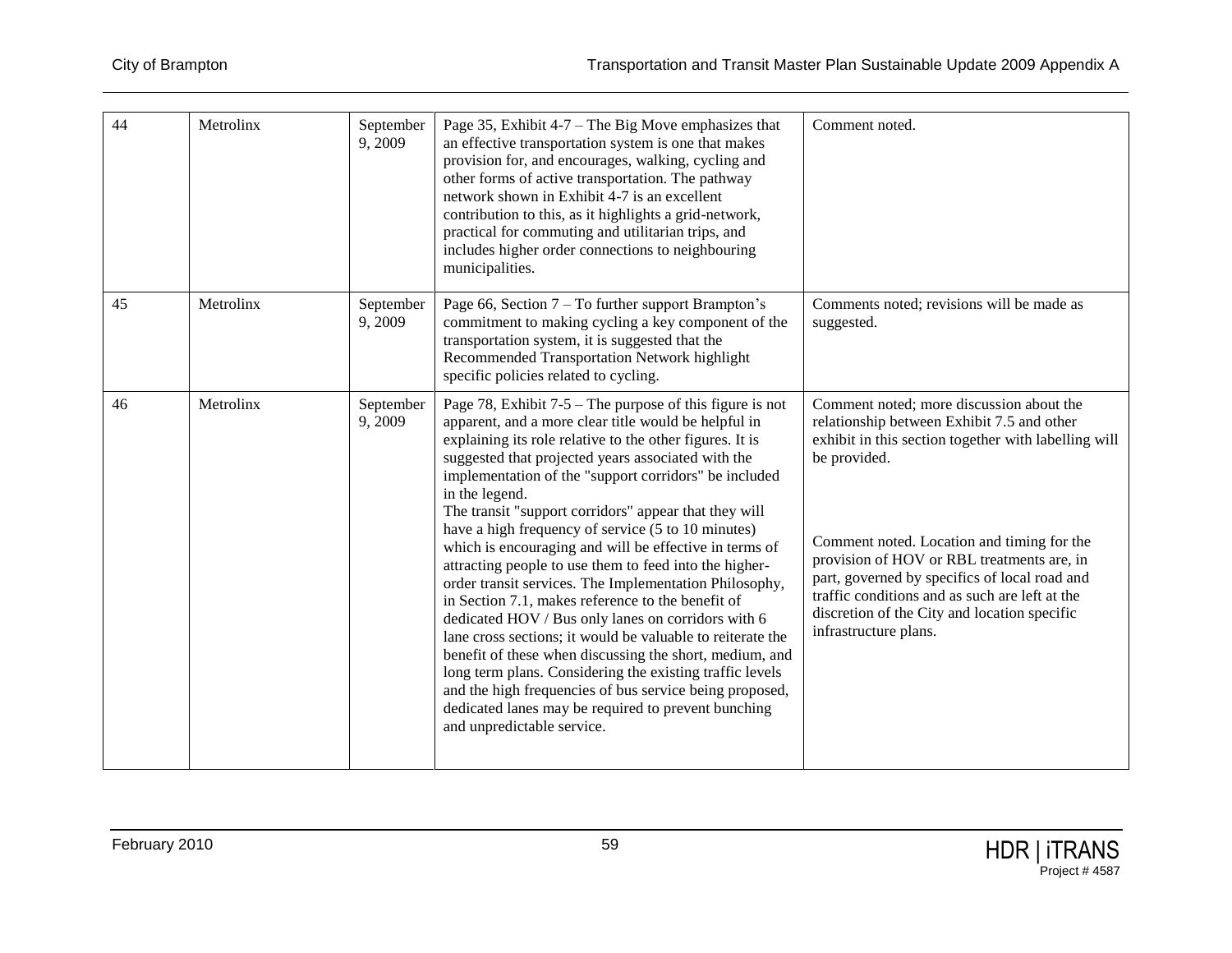| 44 | Metrolinx | September 9, 2009 | Page 35, Exhibit 4-7 – The Big Move emphasizes that an effective transportation system is one that makes provision for, and encourages, walking, cycling and other forms of active transportation. The pathway network shown in Exhibit 4-7 is an excellent contribution to this, as it highlights a grid-network, practical for commuting and utilitarian trips, and includes higher order connections to neighbouring municipalities. | Comment noted. |
|---|---|---|---|---|
| 45 | Metrolinx | September 9, 2009 | Page 66, Section 7 – To further support Brampton's commitment to making cycling a key component of the transportation system, it is suggested that the Recommended Transportation Network highlight specific policies related to cycling. | Comments noted; revisions will be made as suggested. |
| 46 | Metrolinx | September 9, 2009 | Page 78, Exhibit 7-5 – The purpose of this figure is not apparent, and a more clear title would be helpful in explaining its role relative to the other figures. It is suggested that projected years associated with the implementation of the "support corridors" be included in the legend.<br>The transit "support corridors" appear that they will have a high frequency of service (5 to 10 minutes) which is encouraging and will be effective in terms of attracting people to use them to feed into the higher-order transit services. The Implementation Philosophy, in Section 7.1, makes reference to the benefit of dedicated HOV / Bus only lanes on corridors with 6 lane cross sections; it would be valuable to reiterate the benefit of these when discussing the short, medium, and long term plans. Considering the existing traffic levels and the high frequencies of bus service being proposed, dedicated lanes may be required to prevent bunching and unpredictable service. | Comment noted; more discussion about the relationship between Exhibit 7.5 and other exhibit in this section together with labelling will be provided.<br><br>Comment noted. Location and timing for the provision of HOV or RBL treatments are, in part, governed by specifics of local road and traffic conditions and as such are left at the discretion of the City and location specific infrastructure plans. |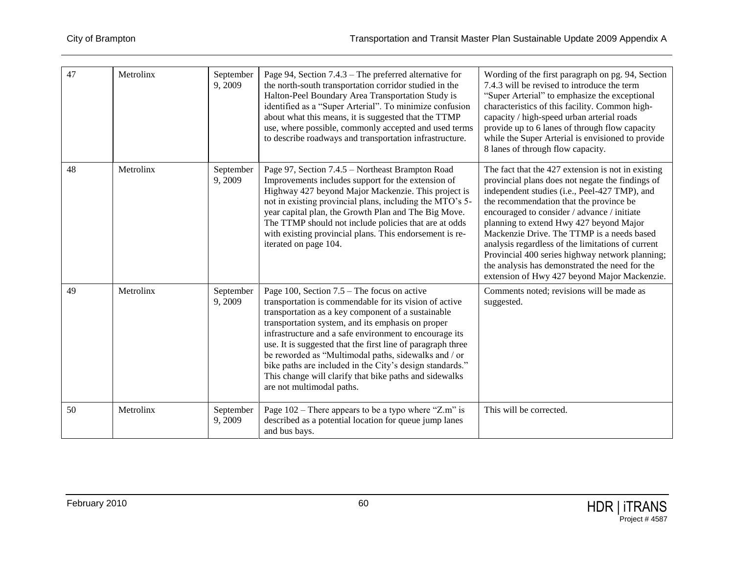| 47 | Metrolinx | September 9, 2009 | Page 94, Section 7.4.3 – The preferred alternative for the north-south transportation corridor studied in the Halton-Peel Boundary Area Transportation Study is identified as a "Super Arterial". To minimize confusion about what this means, it is suggested that the TTMP use, where possible, commonly accepted and used terms to describe roadways and transportation infrastructure. | Wording of the first paragraph on pg. 94, Section 7.4.3 will be revised to introduce the term "Super Arterial" to emphasize the exceptional characteristics of this facility. Common high-capacity / high-speed urban arterial roads provide up to 6 lanes of through flow capacity while the Super Arterial is envisioned to provide 8 lanes of through flow capacity. |
|---|---|---|---|---|
| 48 | Metrolinx | September 9, 2009 | Page 97, Section 7.4.5 – Northeast Brampton Road Improvements includes support for the extension of Highway 427 beyond Major Mackenzie. This project is not in existing provincial plans, including the MTO's 5-year capital plan, the Growth Plan and The Big Move. The TTMP should not include policies that are at odds with existing provincial plans. This endorsement is re-iterated on page 104. | The fact that the 427 extension is not in existing provincial plans does not negate the findings of independent studies (i.e., Peel-427 TMP), and the recommendation that the province be encouraged to consider / advance / initiate planning to extend Hwy 427 beyond Major Mackenzie Drive. The TTMP is a needs based analysis regardless of the limitations of current Provincial 400 series highway network planning; the analysis has demonstrated the need for the extension of Hwy 427 beyond Major Mackenzie. |
| 49 | Metrolinx | September 9, 2009 | Page 100, Section 7.5 – The focus on active transportation is commendable for its vision of active transportation as a key component of a sustainable transportation system, and its emphasis on proper infrastructure and a safe environment to encourage its use. It is suggested that the first line of paragraph three be reworded as "Multimodal paths, sidewalks and / or bike paths are included in the City's design standards." This change will clarify that bike paths and sidewalks are not multimodal paths. | Comments noted; revisions will be made as suggested. |
| 50 | Metrolinx | September 9, 2009 | Page 102 – There appears to be a typo where "Z.m" is described as a potential location for queue jump lanes and bus bays. | This will be corrected. |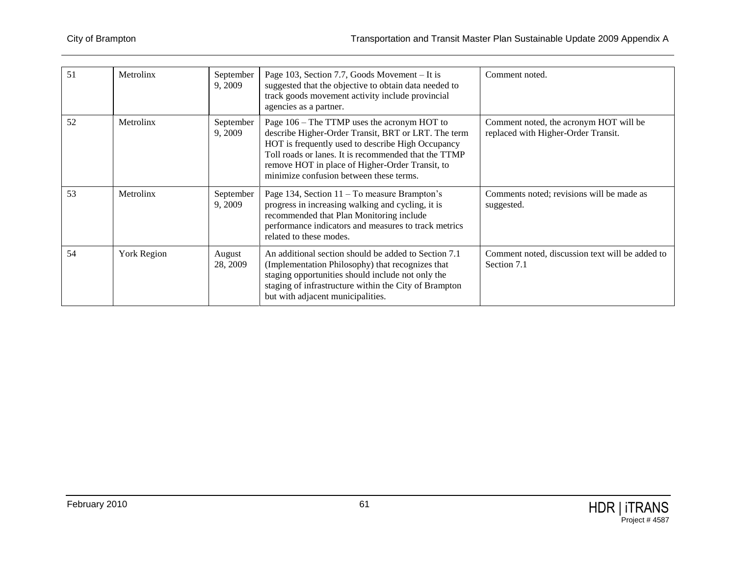| 51 | Metrolinx | September 9, 2009 | Page 103, Section 7.7, Goods Movement – It is suggested that the objective to obtain data needed to track goods movement activity include provincial agencies as a partner. | Comment noted. |
|---|---|---|---|---|
| 52 | Metrolinx | September 9, 2009 | Page 106 – The TTMP uses the acronym HOT to describe Higher-Order Transit, BRT or LRT. The term HOT is frequently used to describe High Occupancy Toll roads or lanes. It is recommended that the TTMP remove HOT in place of Higher-Order Transit, to minimize confusion between these terms. | Comment noted, the acronym HOT will be replaced with Higher-Order Transit. |
| 53 | Metrolinx | September 9, 2009 | Page 134, Section 11 – To measure Brampton's progress in increasing walking and cycling, it is recommended that Plan Monitoring include performance indicators and measures to track metrics related to these modes. | Comments noted; revisions will be made as suggested. |
| 54 | York Region | August 28, 2009 | An additional section should be added to Section 7.1 (Implementation Philosophy) that recognizes that staging opportunities should include not only the staging of infrastructure within the City of Brampton but with adjacent municipalities. | Comment noted, discussion text will be added to Section 7.1 |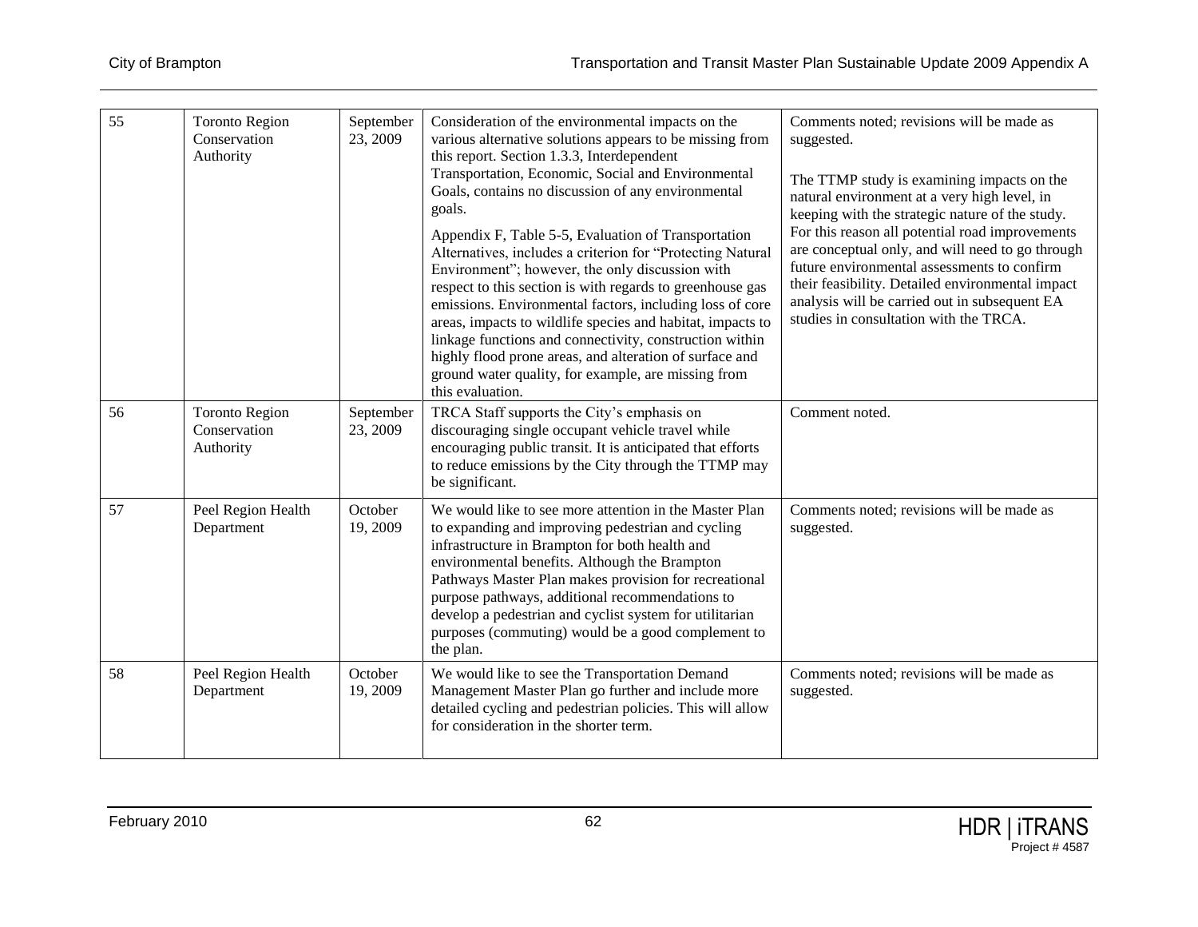| 55 | Toronto Region Conservation Authority | September 23, 2009 | Consideration of the environmental impacts on the various alternative solutions appears to be missing from this report. Section 1.3.3, Interdependent Transportation, Economic, Social and Environmental Goals, contains no discussion of any environmental goals.<br><br>Appendix F, Table 5-5, Evaluation of Transportation Alternatives, includes a criterion for "Protecting Natural Environment"; however, the only discussion with respect to this section is with regards to greenhouse gas emissions. Environmental factors, including loss of core areas, impacts to wildlife species and habitat, impacts to linkage functions and connectivity, construction within highly flood prone areas, and alteration of surface and ground water quality, for example, are missing from this evaluation. | Comments noted; revisions will be made as suggested.<br><br>The TTMP study is examining impacts on the natural environment at a very high level, in keeping with the strategic nature of the study. For this reason all potential road improvements are conceptual only, and will need to go through future environmental assessments to confirm their feasibility. Detailed environmental impact analysis will be carried out in subsequent EA studies in consultation with the TRCA. |
|---|---|---|---|---|
| 56 | Toronto Region Conservation Authority | September 23, 2009 | TRCA Staff supports the City's emphasis on discouraging single occupant vehicle travel while encouraging public transit. It is anticipated that efforts to reduce emissions by the City through the TTMP may be significant. | Comment noted. |
| 57 | Peel Region Health Department | October 19, 2009 | We would like to see more attention in the Master Plan to expanding and improving pedestrian and cycling infrastructure in Brampton for both health and environmental benefits. Although the Brampton Pathways Master Plan makes provision for recreational purpose pathways, additional recommendations to develop a pedestrian and cyclist system for utilitarian purposes (commuting) would be a good complement to the plan. | Comments noted; revisions will be made as suggested. |
| 58 | Peel Region Health Department | October 19, 2009 | We would like to see the Transportation Demand Management Master Plan go further and include more detailed cycling and pedestrian policies. This will allow for consideration in the shorter term. | Comments noted; revisions will be made as suggested. |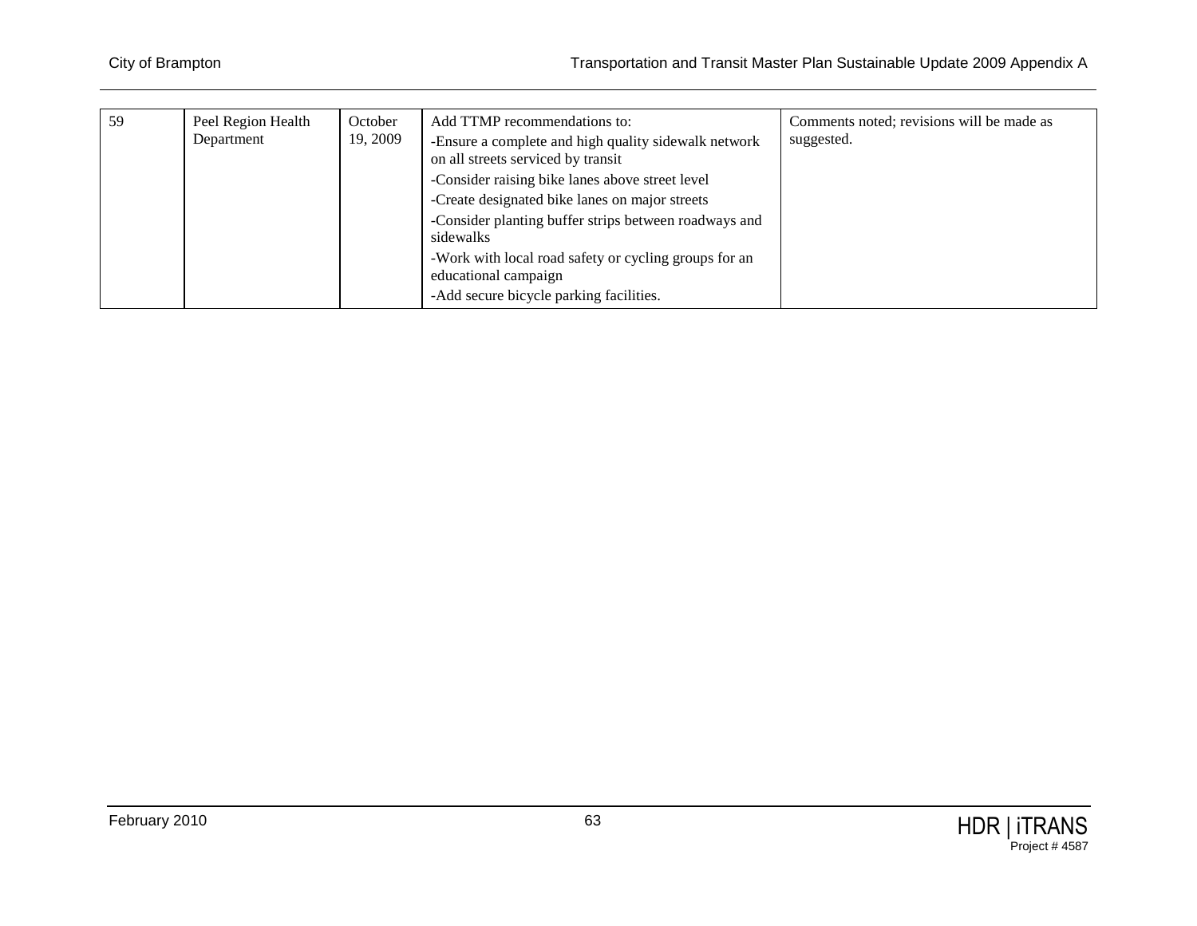| 59 | Peel Region Health Department | October 19, 2009 | Add TTMP recommendations to:<br>-Ensure a complete and high quality sidewalk network on all streets serviced by transit<br>-Consider raising bike lanes above street level<br>-Create designated bike lanes on major streets<br>-Consider planting buffer strips between roadways and sidewalks<br>-Work with local road safety or cycling groups for an educational campaign<br>-Add secure bicycle parking facilities. | Comments noted; revisions will be made as suggested. |
|---|---|---|---|---|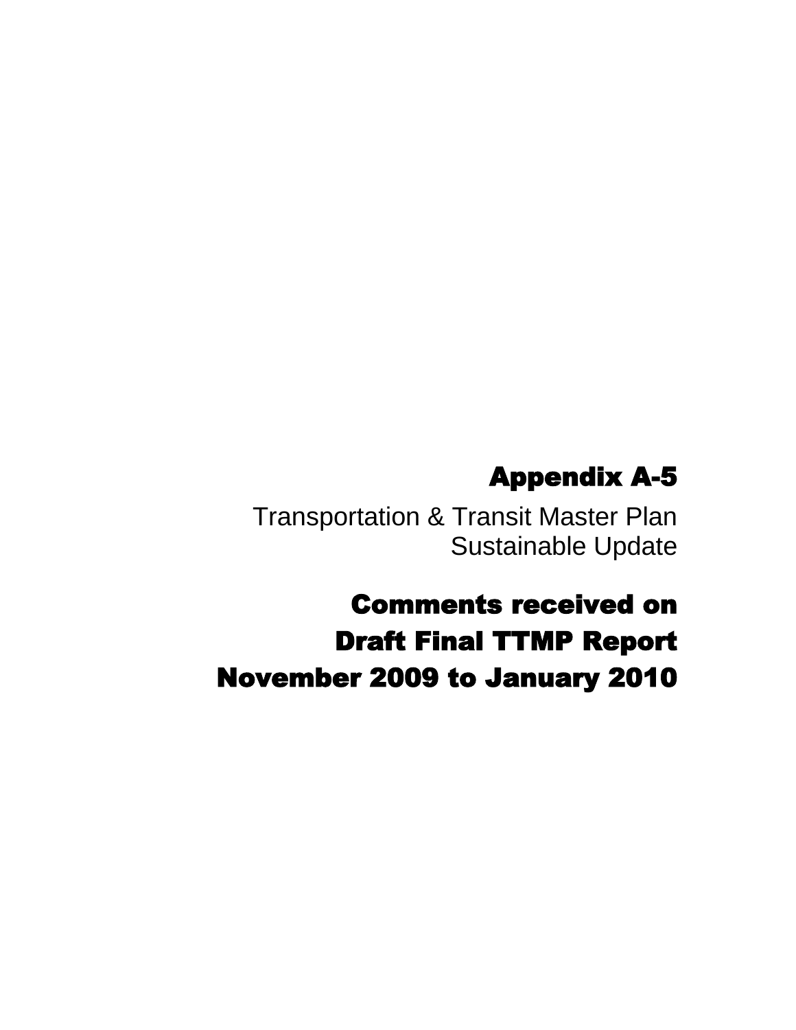# Appendix A-5

Transportation & Transit Master Plan
Sustainable Update

# Comments received on Draft Final TTMP Report November 2009 to January 2010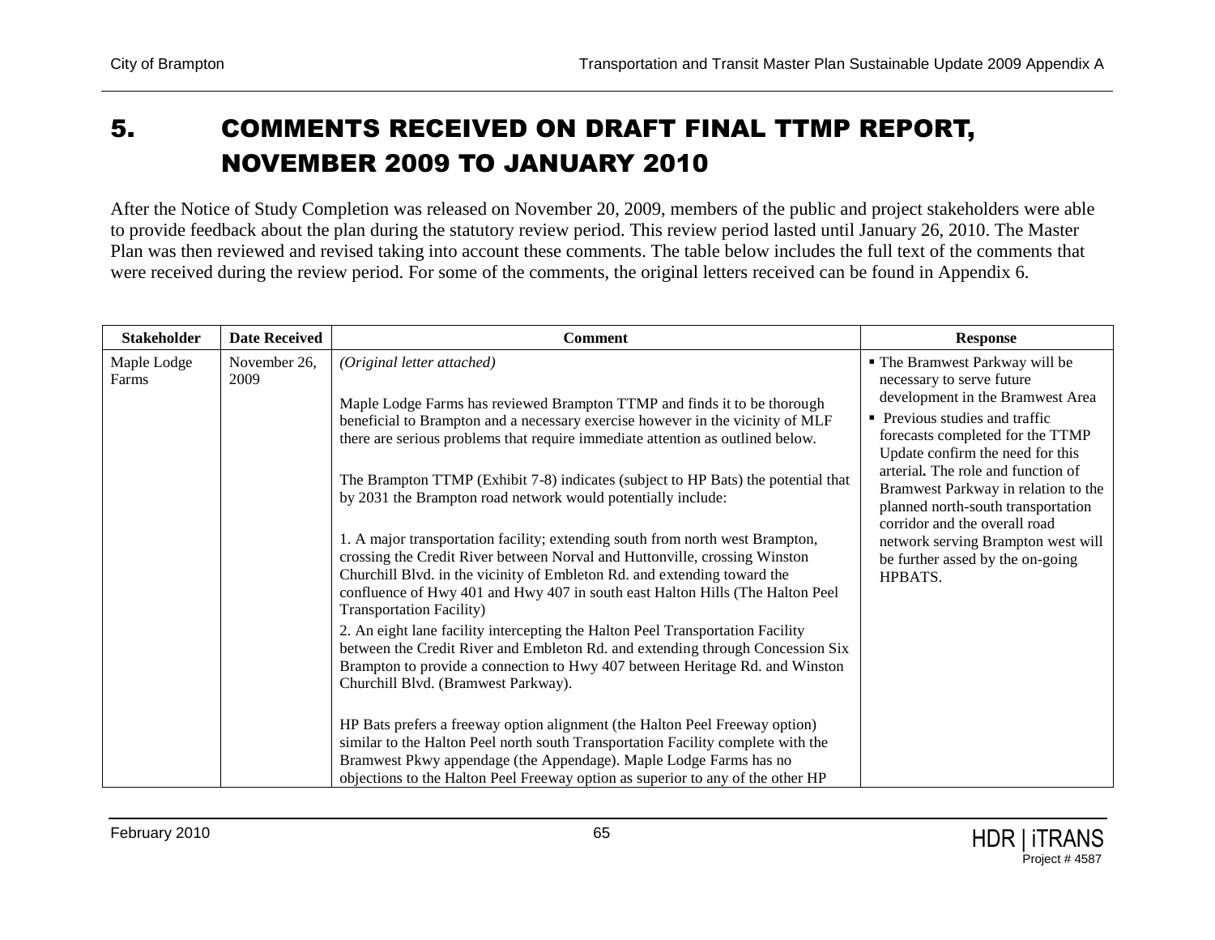# 5. COMMENTS RECEIVED ON DRAFT FINAL TTMP REPORT, NOVEMBER 2009 TO JANUARY 2010

After the Notice of Study Completion was released on November 20, 2009, members of the public and project stakeholders were able to provide feedback about the plan during the statutory review period. This review period lasted until January 26, 2010. The Master Plan was then reviewed and revised taking into account these comments. The table below includes the full text of the comments that were received during the review period. For some of the comments, the original letters received can be found in Appendix 6.

| Stakeholder | Date Received | Comment | Response |
|---|---|---|---|
| Maple Lodge Farms | November 26, 2009 | *(Original letter attached)*<br><br>Maple Lodge Farms has reviewed Brampton TTMP and finds it to be thorough beneficial to Brampton and a necessary exercise however in the vicinity of MLF there are serious problems that require immediate attention as outlined below.<br><br>The Brampton TTMP (Exhibit 7-8) indicates (subject to HP Bats) the potential that by 2031 the Brampton road network would potentially include:<br><br>1. A major transportation facility; extending south from north west Brampton, crossing the Credit River between Norval and Huttonville, crossing Winston Churchill Blvd. in the vicinity of Embleton Rd. and extending toward the confluence of Hwy 401 and Hwy 407 in south east Halton Hills (The Halton Peel Transportation Facility)<br>2. An eight lane facility intercepting the Halton Peel Transportation Facility between the Credit River and Embleton Rd. and extending through Concession Six Brampton to provide a connection to Hwy 407 between Heritage Rd. and Winston Churchill Blvd. (Bramwest Parkway).<br><br>HP Bats prefers a freeway option alignment (the Halton Peel Freeway option) similar to the Halton Peel north south Transportation Facility complete with the Bramwest Pkwy appendage (the Appendage). Maple Lodge Farms has no objections to the Halton Peel Freeway option as superior to any of the other HP | ▪ The Bramwest Parkway will be necessary to serve future development in the Bramwest Area<br>▪ Previous studies and traffic forecasts completed for the TTMP Update confirm the need for this arterial**.** The role and function of Bramwest Parkway in relation to the planned north-south transportation corridor and the overall road network serving Brampton west will be further assed by the on-going HPBATS. |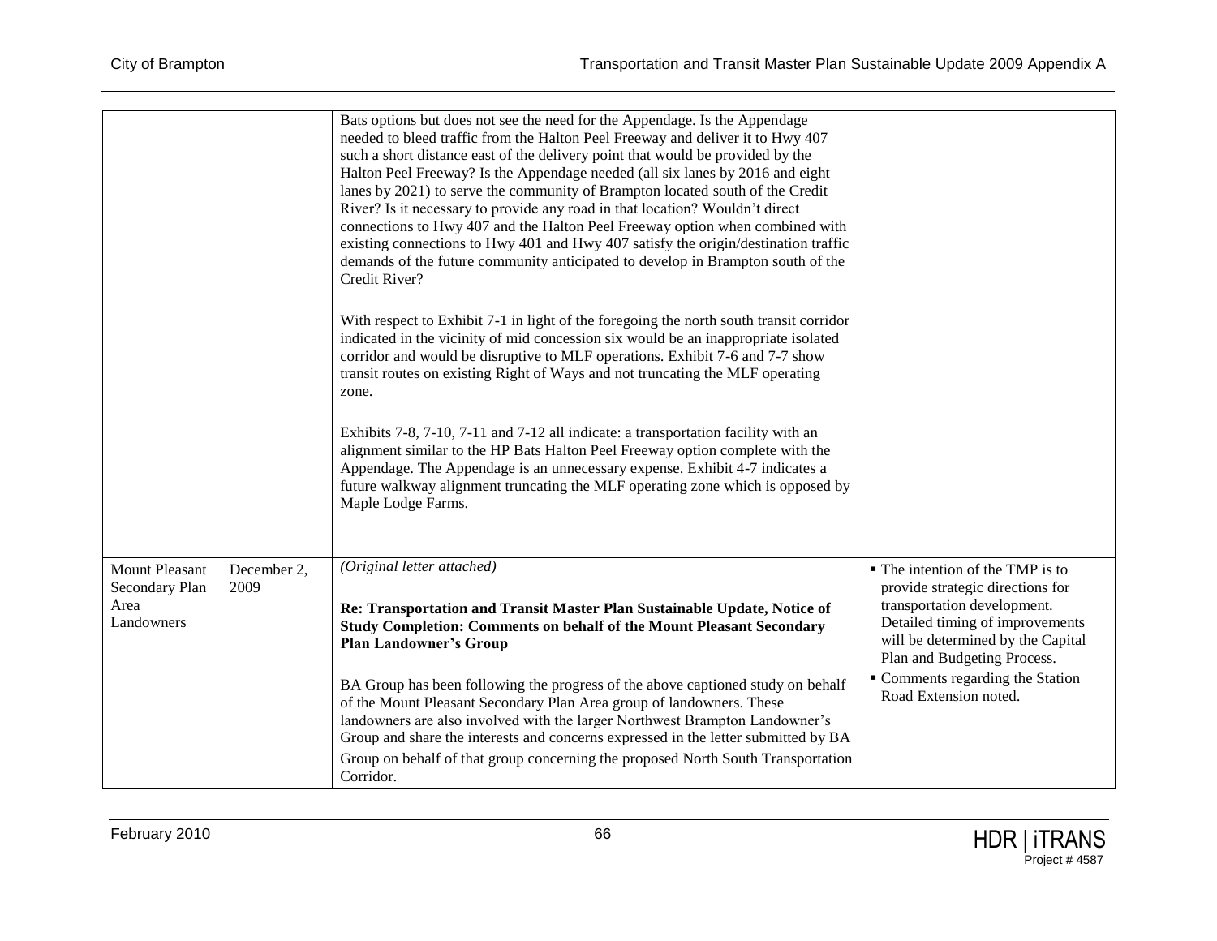| | | | |
|---|---|---|---|
| | | Bats options but does not see the need for the Appendage. Is the Appendage needed to bleed traffic from the Halton Peel Freeway and deliver it to Hwy 407 such a short distance east of the delivery point that would be provided by the Halton Peel Freeway? Is the Appendage needed (all six lanes by 2016 and eight lanes by 2021) to serve the community of Brampton located south of the Credit River? Is it necessary to provide any road in that location? Wouldn't direct connections to Hwy 407 and the Halton Peel Freeway option when combined with existing connections to Hwy 401 and Hwy 407 satisfy the origin/destination traffic demands of the future community anticipated to develop in Brampton south of the Credit River?<br><br>With respect to Exhibit 7-1 in light of the foregoing the north south transit corridor indicated in the vicinity of mid concession six would be an inappropriate isolated corridor and would be disruptive to MLF operations. Exhibit 7-6 and 7-7 show transit routes on existing Right of Ways and not truncating the MLF operating zone.<br><br>Exhibits 7-8, 7-10, 7-11 and 7-12 all indicate: a transportation facility with an alignment similar to the HP Bats Halton Peel Freeway option complete with the Appendage. The Appendage is an unnecessary expense. Exhibit 4-7 indicates a future walkway alignment truncating the MLF operating zone which is opposed by Maple Lodge Farms. | |
| Mount Pleasant Secondary Plan Area Landowners | December 2, 2009 | *(Original letter attached)*<br><br>**Re: Transportation and Transit Master Plan Sustainable Update, Notice of Study Completion: Comments on behalf of the Mount Pleasant Secondary Plan Landowner's Group**<br><br>BA Group has been following the progress of the above captioned study on behalf of the Mount Pleasant Secondary Plan Area group of landowners. These landowners are also involved with the larger Northwest Brampton Landowner's Group and share the interests and concerns expressed in the letter submitted by BA Group on behalf of that group concerning the proposed North South Transportation Corridor. | ▪ The intention of the TMP is to provide strategic directions for transportation development. Detailed timing of improvements will be determined by the Capital Plan and Budgeting Process.<br>▪ Comments regarding the Station Road Extension noted. |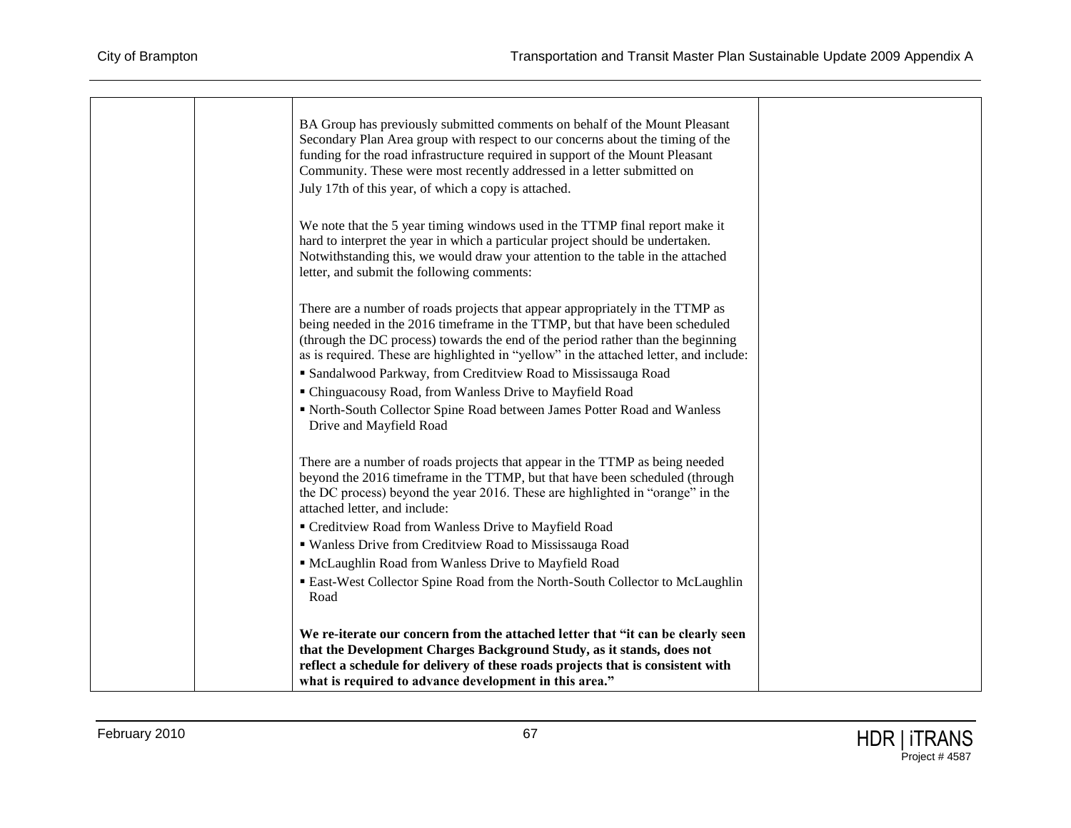| | | | |
|---|---|---|---|
| | | BA Group has previously submitted comments on behalf of the Mount Pleasant Secondary Plan Area group with respect to our concerns about the timing of the funding for the road infrastructure required in support of the Mount Pleasant Community. These were most recently addressed in a letter submitted on July 17th of this year, of which a copy is attached.<br><br>We note that the 5 year timing windows used in the TTMP final report make it hard to interpret the year in which a particular project should be undertaken. Notwithstanding this, we would draw your attention to the table in the attached letter, and submit the following comments:<br><br>There are a number of roads projects that appear appropriately in the TTMP as being needed in the 2016 timeframe in the TTMP, but that have been scheduled (through the DC process) towards the end of the period rather than the beginning as is required. These are highlighted in "yellow" in the attached letter, and include:<br>▪ Sandalwood Parkway, from Creditview Road to Mississauga Road<br>▪ Chinguacousy Road, from Wanless Drive to Mayfield Road<br>▪ North-South Collector Spine Road between James Potter Road and Wanless Drive and Mayfield Road<br><br>There are a number of roads projects that appear in the TTMP as being needed beyond the 2016 timeframe in the TTMP, but that have been scheduled (through the DC process) beyond the year 2016. These are highlighted in "orange" in the attached letter, and include:<br>▪ Creditview Road from Wanless Drive to Mayfield Road<br>▪ Wanless Drive from Creditview Road to Mississauga Road<br>▪ McLaughlin Road from Wanless Drive to Mayfield Road<br>▪ East-West Collector Spine Road from the North-South Collector to McLaughlin Road<br><br>**We re-iterate our concern from the attached letter that "it can be clearly seen that the Development Charges Background Study, as it stands, does not reflect a schedule for delivery of these roads projects that is consistent with what is required to advance development in this area."** | |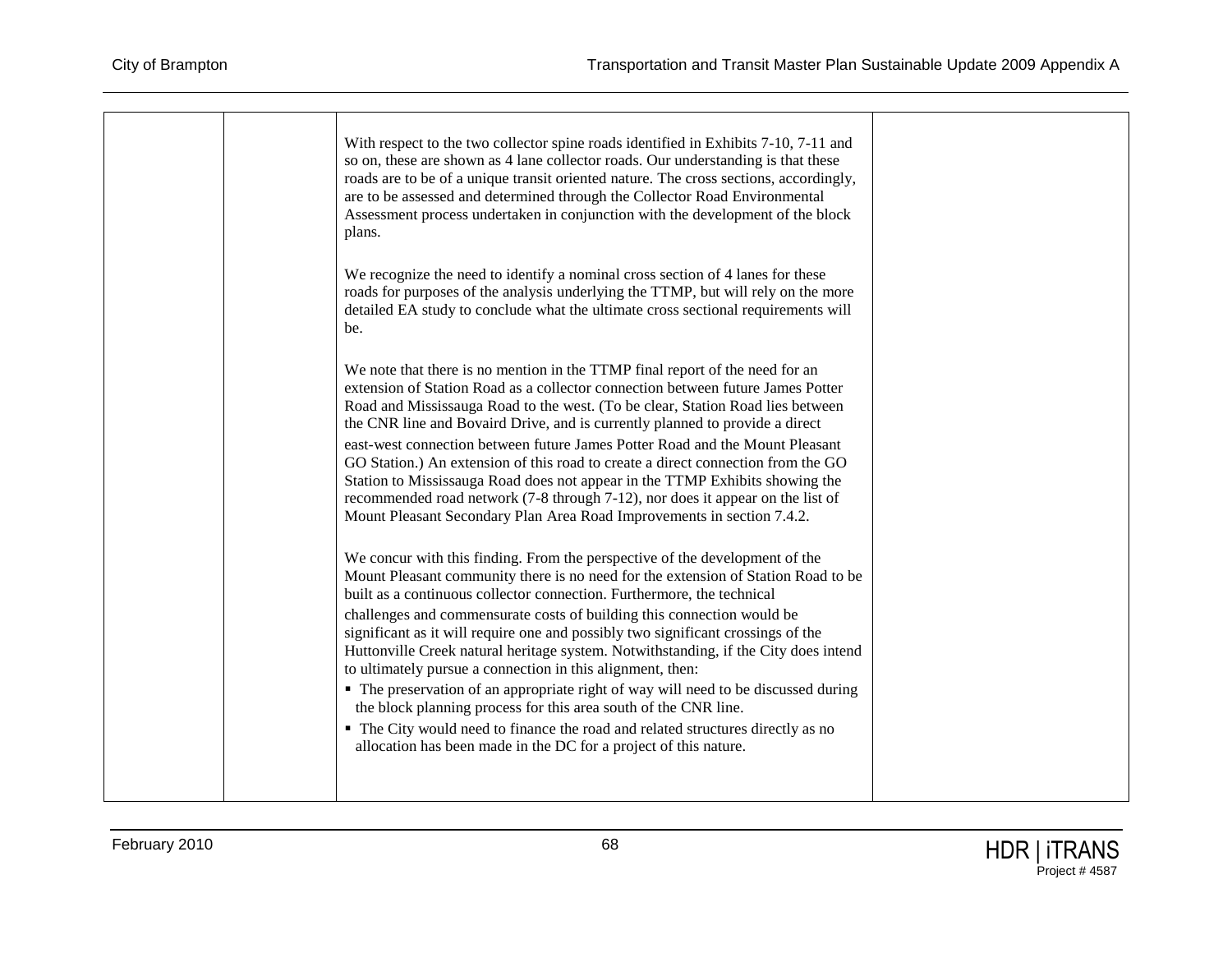| | | | |
|---|---|---|---|
| | | With respect to the two collector spine roads identified in Exhibits 7-10, 7-11 and so on, these are shown as 4 lane collector roads. Our understanding is that these roads are to be of a unique transit oriented nature. The cross sections, accordingly, are to be assessed and determined through the Collector Road Environmental Assessment process undertaken in conjunction with the development of the block plans.<br><br>We recognize the need to identify a nominal cross section of 4 lanes for these roads for purposes of the analysis underlying the TTMP, but will rely on the more detailed EA study to conclude what the ultimate cross sectional requirements will be.<br><br>We note that there is no mention in the TTMP final report of the need for an extension of Station Road as a collector connection between future James Potter Road and Mississauga Road to the west. (To be clear, Station Road lies between the CNR line and Bovaird Drive, and is currently planned to provide a direct east-west connection between future James Potter Road and the Mount Pleasant GO Station.) An extension of this road to create a direct connection from the GO Station to Mississauga Road does not appear in the TTMP Exhibits showing the recommended road network (7-8 through 7-12), nor does it appear on the list of Mount Pleasant Secondary Plan Area Road Improvements in section 7.4.2.<br><br>We concur with this finding. From the perspective of the development of the Mount Pleasant community there is no need for the extension of Station Road to be built as a continuous collector connection. Furthermore, the technical challenges and commensurate costs of building this connection would be significant as it will require one and possibly two significant crossings of the Huttonville Creek natural heritage system. Notwithstanding, if the City does intend to ultimately pursue a connection in this alignment, then:<br>▪ The preservation of an appropriate right of way will need to be discussed during the block planning process for this area south of the CNR line.<br>▪ The City would need to finance the road and related structures directly as no allocation has been made in the DC for a project of this nature. | |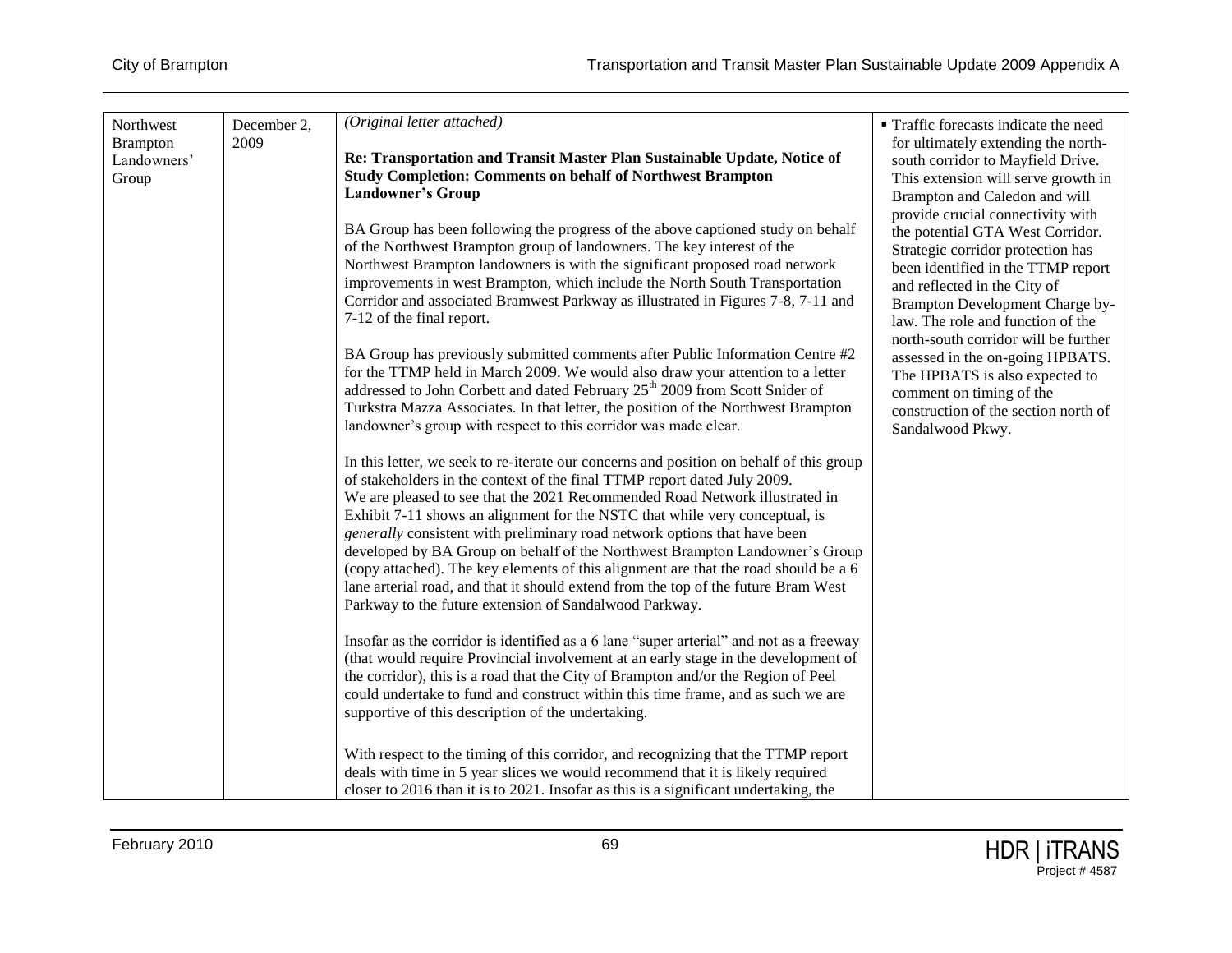| | | | |
|---|---|---|---|
| Northwest Brampton Landowners' Group | December 2, 2009 | *(Original letter attached)*<br><br>**Re: Transportation and Transit Master Plan Sustainable Update, Notice of Study Completion: Comments on behalf of Northwest Brampton Landowner's Group**<br><br>BA Group has been following the progress of the above captioned study on behalf of the Northwest Brampton group of landowners. The key interest of the Northwest Brampton landowners is with the significant proposed road network improvements in west Brampton, which include the North South Transportation Corridor and associated Bramwest Parkway as illustrated in Figures 7-8, 7-11 and 7-12 of the final report.<br><br>BA Group has previously submitted comments after Public Information Centre #2 for the TTMP held in March 2009. We would also draw your attention to a letter addressed to John Corbett and dated February 25th 2009 from Scott Snider of Turkstra Mazza Associates. In that letter, the position of the Northwest Brampton landowner's group with respect to this corridor was made clear.<br><br>In this letter, we seek to re-iterate our concerns and position on behalf of this group of stakeholders in the context of the final TTMP report dated July 2009. We are pleased to see that the 2021 Recommended Road Network illustrated in Exhibit 7-11 shows an alignment for the NSTC that while very conceptual, is *generally* consistent with preliminary road network options that have been developed by BA Group on behalf of the Northwest Brampton Landowner's Group (copy attached). The key elements of this alignment are that the road should be a 6 lane arterial road, and that it should extend from the top of the future Bram West Parkway to the future extension of Sandalwood Parkway.<br><br>Insofar as the corridor is identified as a 6 lane "super arterial" and not as a freeway (that would require Provincial involvement at an early stage in the development of the corridor), this is a road that the City of Brampton and/or the Region of Peel could undertake to fund and construct within this time frame, and as such we are supportive of this description of the undertaking.<br><br>With respect to the timing of this corridor, and recognizing that the TTMP report deals with time in 5 year slices we would recommend that it is likely required closer to 2016 than it is to 2021. Insofar as this is a significant undertaking, the | ▪ Traffic forecasts indicate the need for ultimately extending the north-south corridor to Mayfield Drive. This extension will serve growth in Brampton and Caledon and will provide crucial connectivity with the potential GTA West Corridor. Strategic corridor protection has been identified in the TTMP report and reflected in the City of Brampton Development Charge by-law. The role and function of the north-south corridor will be further assessed in the on-going HPBATS. The HPBATS is also expected to comment on timing of the construction of the section north of Sandalwood Pkwy. |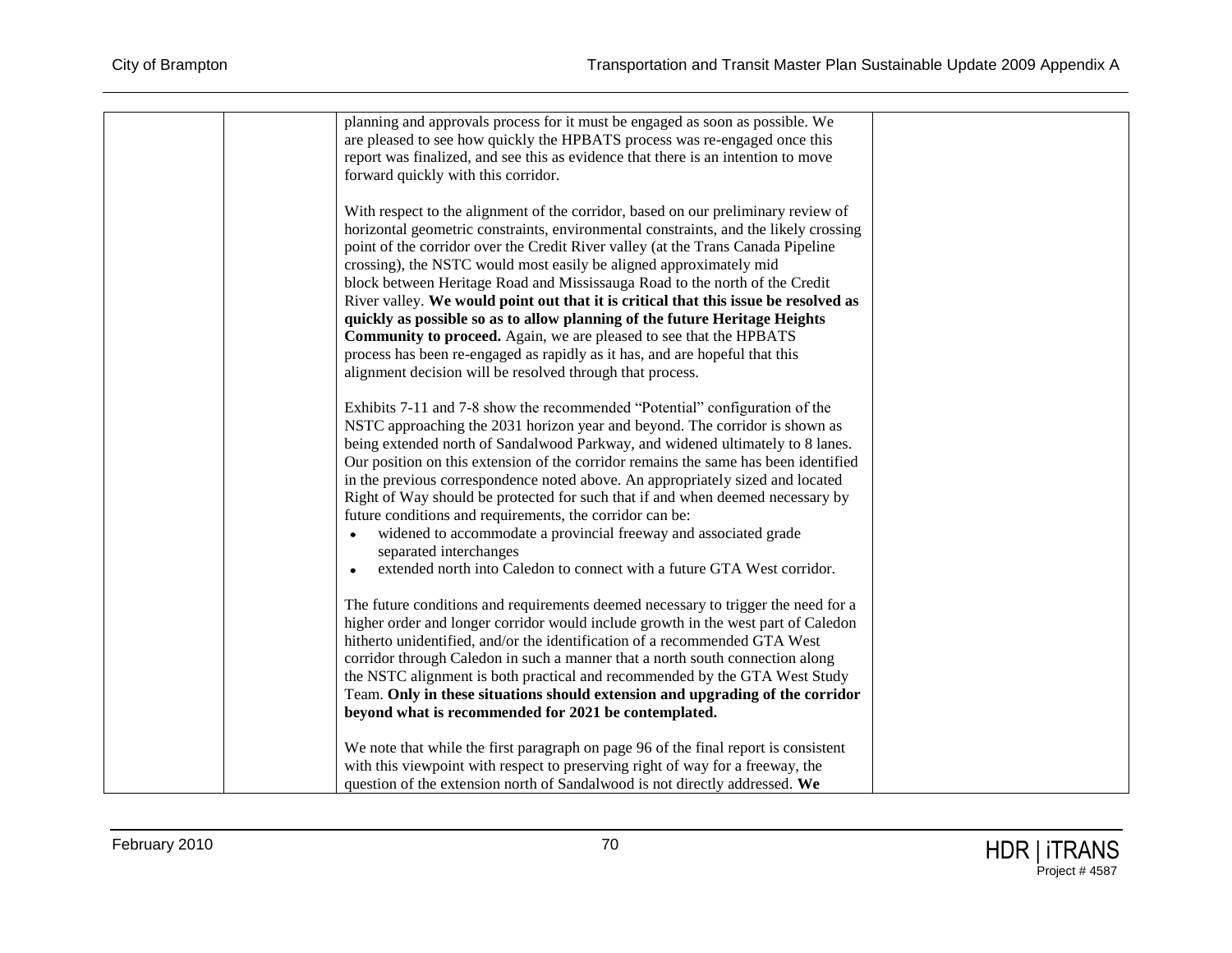| | | | |
|---|---|---|---|
| | | planning and approvals process for it must be engaged as soon as possible. We are pleased to see how quickly the HPBATS process was re-engaged once this report was finalized, and see this as evidence that there is an intention to move forward quickly with this corridor.<br><br>With respect to the alignment of the corridor, based on our preliminary review of horizontal geometric constraints, environmental constraints, and the likely crossing point of the corridor over the Credit River valley (at the Trans Canada Pipeline crossing), the NSTC would most easily be aligned approximately mid block between Heritage Road and Mississauga Road to the north of the Credit River valley. **We would point out that it is critical that this issue be resolved as quickly as possible so as to allow planning of the future Heritage Heights Community to proceed.** Again, we are pleased to see that the HPBATS process has been re-engaged as rapidly as it has, and are hopeful that this alignment decision will be resolved through that process.<br><br>Exhibits 7-11 and 7-8 show the recommended "Potential" configuration of the NSTC approaching the 2031 horizon year and beyond. The corridor is shown as being extended north of Sandalwood Parkway, and widened ultimately to 8 lanes. Our position on this extension of the corridor remains the same has been identified in the previous correspondence noted above. An appropriately sized and located Right of Way should be protected for such that if and when deemed necessary by future conditions and requirements, the corridor can be:<br>• widened to accommodate a provincial freeway and associated grade separated interchanges<br>• extended north into Caledon to connect with a future GTA West corridor.<br><br>The future conditions and requirements deemed necessary to trigger the need for a higher order and longer corridor would include growth in the west part of Caledon hitherto unidentified, and/or the identification of a recommended GTA West corridor through Caledon in such a manner that a north south connection along the NSTC alignment is both practical and recommended by the GTA West Study Team. **Only in these situations should extension and upgrading of the corridor beyond what is recommended for 2021 be contemplated.**<br><br>We note that while the first paragraph on page 96 of the final report is consistent with this viewpoint with respect to preserving right of way for a freeway, the question of the extension north of Sandalwood is not directly addressed. **We** | |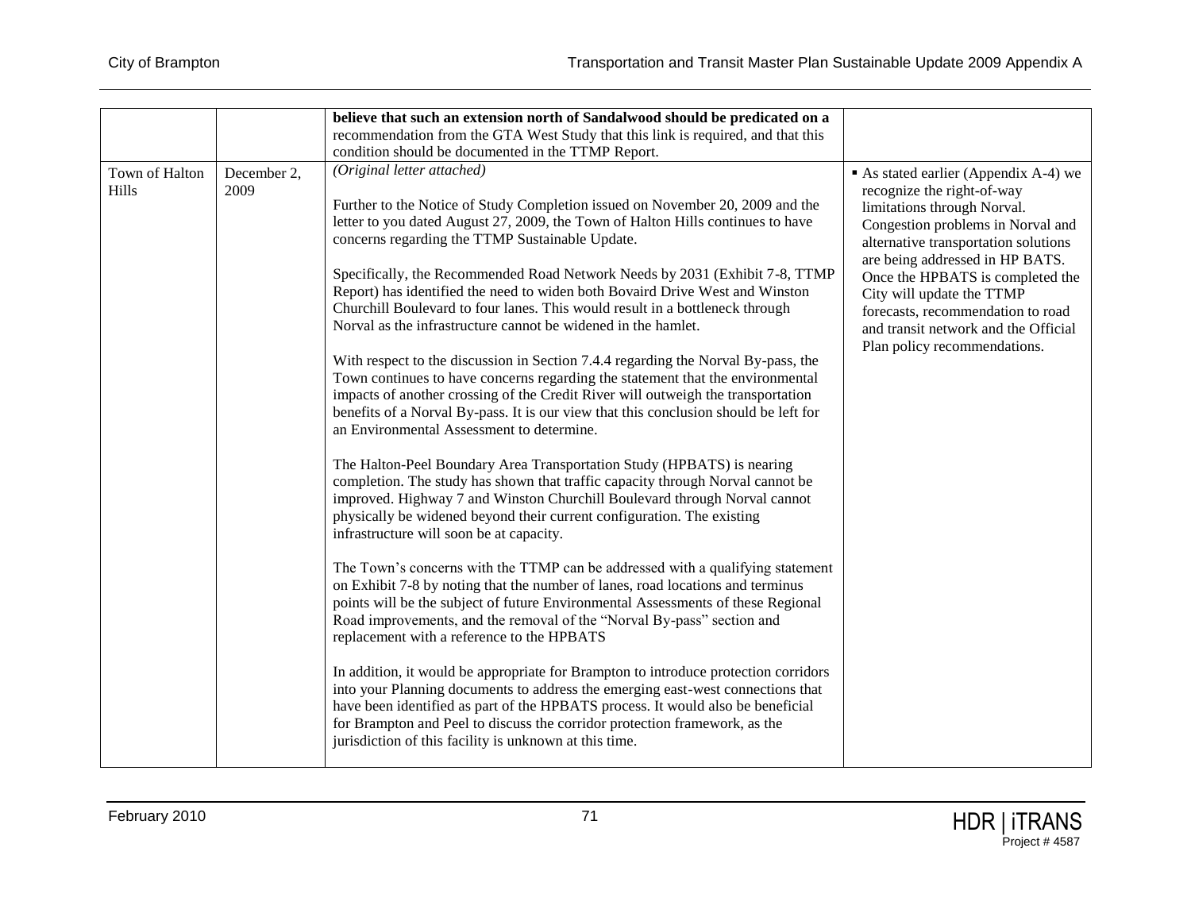| | | | |
|---|---|---|---|
| | | **believe that such an extension north of Sandalwood should be predicated on a** recommendation from the GTA West Study that this link is required, and that this condition should be documented in the TTMP Report. | |
| Town of Halton Hills | December 2, 2009 | *(Original letter attached)*<br><br>Further to the Notice of Study Completion issued on November 20, 2009 and the letter to you dated August 27, 2009, the Town of Halton Hills continues to have concerns regarding the TTMP Sustainable Update.<br><br>Specifically, the Recommended Road Network Needs by 2031 (Exhibit 7-8, TTMP Report) has identified the need to widen both Bovaird Drive West and Winston Churchill Boulevard to four lanes. This would result in a bottleneck through Norval as the infrastructure cannot be widened in the hamlet.<br><br>With respect to the discussion in Section 7.4.4 regarding the Norval By-pass, the Town continues to have concerns regarding the statement that the environmental impacts of another crossing of the Credit River will outweigh the transportation benefits of a Norval By-pass. It is our view that this conclusion should be left for an Environmental Assessment to determine.<br><br>The Halton-Peel Boundary Area Transportation Study (HPBATS) is nearing completion. The study has shown that traffic capacity through Norval cannot be improved. Highway 7 and Winston Churchill Boulevard through Norval cannot physically be widened beyond their current configuration. The existing infrastructure will soon be at capacity.<br><br>The Town's concerns with the TTMP can be addressed with a qualifying statement on Exhibit 7-8 by noting that the number of lanes, road locations and terminus points will be the subject of future Environmental Assessments of these Regional Road improvements, and the removal of the "Norval By-pass" section and replacement with a reference to the HPBATS<br><br>In addition, it would be appropriate for Brampton to introduce protection corridors into your Planning documents to address the emerging east-west connections that have been identified as part of the HPBATS process. It would also be beneficial for Brampton and Peel to discuss the corridor protection framework, as the jurisdiction of this facility is unknown at this time. | ▪ As stated earlier (Appendix A-4) we recognize the right-of-way limitations through Norval. Congestion problems in Norval and alternative transportation solutions are being addressed in HP BATS. Once the HPBATS is completed the City will update the TTMP forecasts, recommendation to road and transit network and the Official Plan policy recommendations. |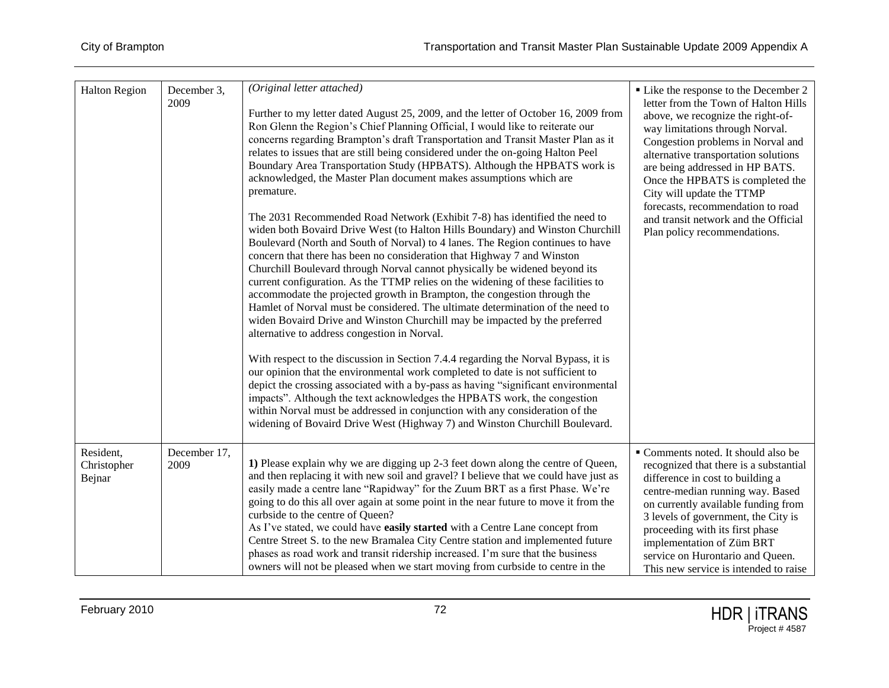| | | | |
|---|---|---|---|
| Halton Region | December 3, 2009 | *(Original letter attached)*<br><br>Further to my letter dated August 25, 2009, and the letter of October 16, 2009 from Ron Glenn the Region's Chief Planning Official, I would like to reiterate our concerns regarding Brampton's draft Transportation and Transit Master Plan as it relates to issues that are still being considered under the on-going Halton Peel Boundary Area Transportation Study (HPBATS). Although the HPBATS work is acknowledged, the Master Plan document makes assumptions which are premature.<br><br>The 2031 Recommended Road Network (Exhibit 7-8) has identified the need to widen both Bovaird Drive West (to Halton Hills Boundary) and Winston Churchill Boulevard (North and South of Norval) to 4 lanes. The Region continues to have concern that there has been no consideration that Highway 7 and Winston Churchill Boulevard through Norval cannot physically be widened beyond its current configuration. As the TTMP relies on the widening of these facilities to accommodate the projected growth in Brampton, the congestion through the Hamlet of Norval must be considered. The ultimate determination of the need to widen Bovaird Drive and Winston Churchill may be impacted by the preferred alternative to address congestion in Norval.<br><br>With respect to the discussion in Section 7.4.4 regarding the Norval Bypass, it is our opinion that the environmental work completed to date is not sufficient to depict the crossing associated with a by-pass as having "significant environmental impacts". Although the text acknowledges the HPBATS work, the congestion within Norval must be addressed in conjunction with any consideration of the widening of Bovaird Drive West (Highway 7) and Winston Churchill Boulevard. | ▪ Like the response to the December 2 letter from the Town of Halton Hills above, we recognize the right-of-way limitations through Norval. Congestion problems in Norval and alternative transportation solutions are being addressed in HP BATS. Once the HPBATS is completed the City will update the TTMP forecasts, recommendation to road and transit network and the Official Plan policy recommendations. |
| Resident, Christopher Bejnar | December 17, 2009 | **1)** Please explain why we are digging up 2-3 feet down along the centre of Queen, and then replacing it with new soil and gravel? I believe that we could have just as easily made a centre lane "Rapidway" for the Zuum BRT as a first Phase. We're going to do this all over again at some point in the near future to move it from the curbside to the centre of Queen?<br>As I've stated, we could have **easily started** with a Centre Lane concept from Centre Street S. to the new Bramalea City Centre station and implemented future phases as road work and transit ridership increased. I'm sure that the business owners will not be pleased when we start moving from curbside to centre in the | ▪ Comments noted. It should also be recognized that there is a substantial difference in cost to building a centre-median running way. Based on currently available funding from 3 levels of government, the City is proceeding with its first phase implementation of Züm BRT service on Hurontario and Queen. This new service is intended to raise |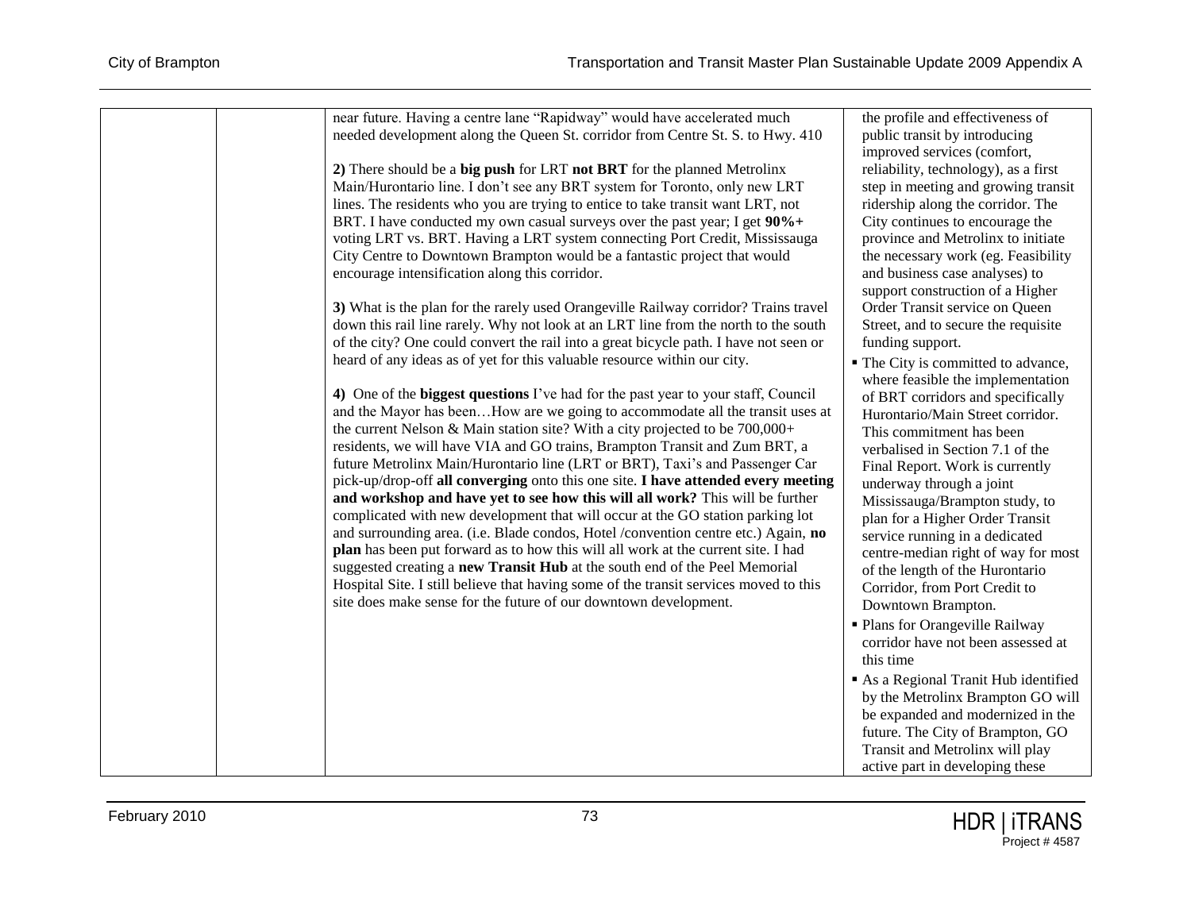| | | | |
|---|---|---|---|
| | | near future. Having a centre lane "Rapidway" would have accelerated much needed development along the Queen St. corridor from Centre St. S. to Hwy. 410<br><br>**2)** There should be a **big push** for LRT **not BRT** for the planned Metrolinx Main/Hurontario line. I don't see any BRT system for Toronto, only new LRT lines. The residents who you are trying to entice to take transit want LRT, not BRT. I have conducted my own casual surveys over the past year; I get **90%+** voting LRT vs. BRT. Having a LRT system connecting Port Credit, Mississauga City Centre to Downtown Brampton would be a fantastic project that would encourage intensification along this corridor.<br><br>**3)** What is the plan for the rarely used Orangeville Railway corridor? Trains travel down this rail line rarely. Why not look at an LRT line from the north to the south of the city? One could convert the rail into a great bicycle path. I have not seen or heard of any ideas as of yet for this valuable resource within our city.<br><br>**4)** One of the **biggest questions** I've had for the past year to your staff, Council and the Mayor has been…How are we going to accommodate all the transit uses at the current Nelson & Main station site? With a city projected to be 700,000+ residents, we will have VIA and GO trains, Brampton Transit and Zum BRT, a future Metrolinx Main/Hurontario line (LRT or BRT), Taxi's and Passenger Car pick-up/drop-off **all converging** onto this one site. **I have attended every meeting and workshop and have yet to see how this will all work?** This will be further complicated with new development that will occur at the GO station parking lot and surrounding area. (i.e. Blade condos, Hotel /convention centre etc.) Again, **no plan** has been put forward as to how this will all work at the current site. I had suggested creating a **new Transit Hub** at the south end of the Peel Memorial Hospital Site. I still believe that having some of the transit services moved to this site does make sense for the future of our downtown development. | the profile and effectiveness of public transit by introducing improved services (comfort, reliability, technology), as a first step in meeting and growing transit ridership along the corridor. The City continues to encourage the province and Metrolinx to initiate the necessary work (eg. Feasibility and business case analyses) to support construction of a Higher Order Transit service on Queen Street, and to secure the requisite funding support.<br>▪ The City is committed to advance, where feasible the implementation of BRT corridors and specifically Hurontario/Main Street corridor. This commitment has been verbalised in Section 7.1 of the Final Report. Work is currently underway through a joint Mississauga/Brampton study, to plan for a Higher Order Transit service running in a dedicated centre-median right of way for most of the length of the Hurontario Corridor, from Port Credit to Downtown Brampton.<br>▪ Plans for Orangeville Railway corridor have not been assessed at this time<br>▪ As a Regional Tranit Hub identified by the Metrolinx Brampton GO will be expanded and modernized in the future. The City of Brampton, GO Transit and Metrolinx will play active part in developing these |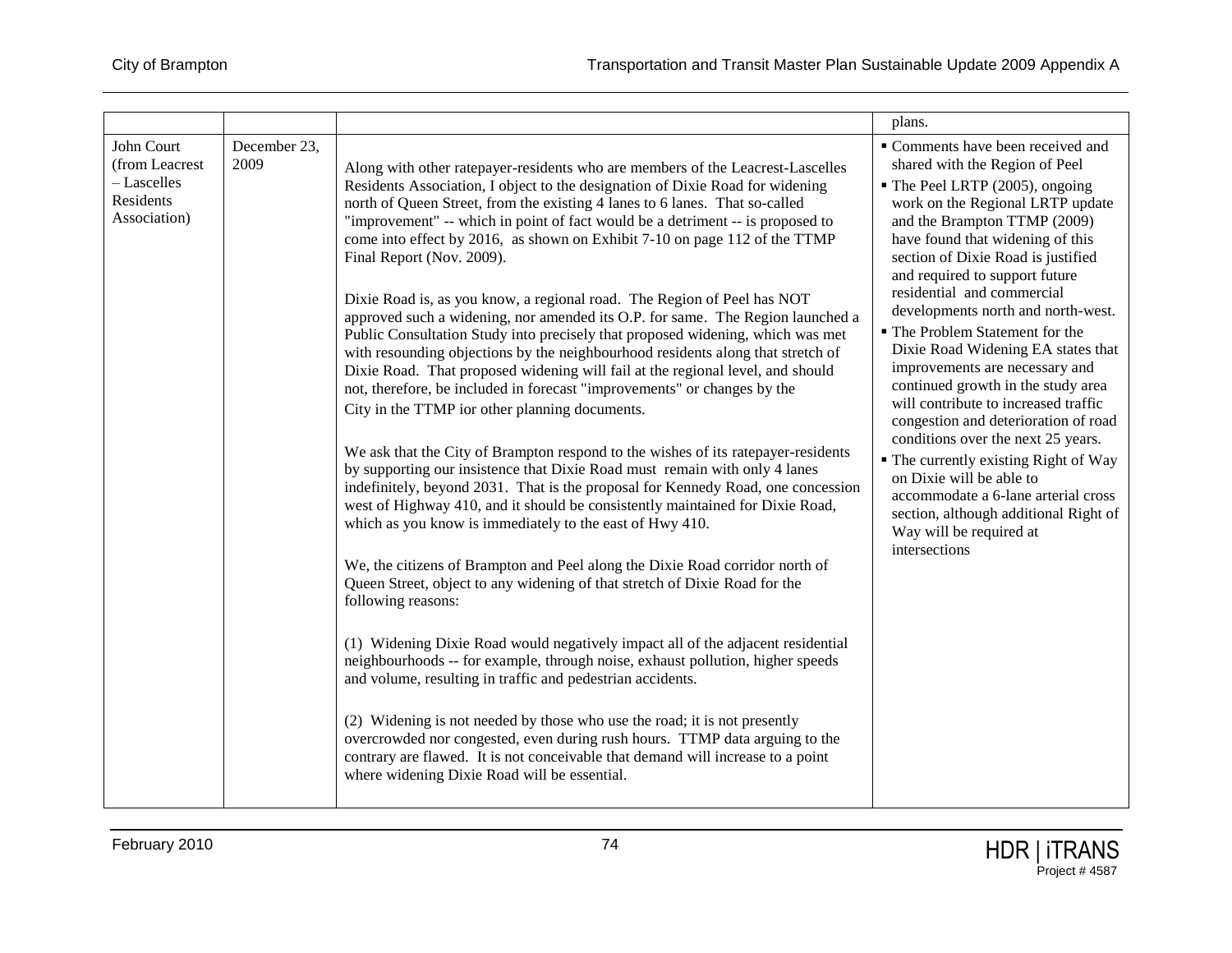| | | | |
|---|---|---|---|
| | | | plans. |
| John Court (from Leacrest – Lascelles Residents Association) | December 23, 2009 | Along with other ratepayer-residents who are members of the Leacrest-Lascelles Residents Association, I object to the designation of Dixie Road for widening north of Queen Street, from the existing 4 lanes to 6 lanes. That so-called "improvement" -- which in point of fact would be a detriment -- is proposed to come into effect by 2016, as shown on Exhibit 7-10 on page 112 of the TTMP Final Report (Nov. 2009).<br><br>Dixie Road is, as you know, a regional road. The Region of Peel has NOT approved such a widening, nor amended its O.P. for same. The Region launched a Public Consultation Study into precisely that proposed widening, which was met with resounding objections by the neighbourhood residents along that stretch of Dixie Road. That proposed widening will fail at the regional level, and should not, therefore, be included in forecast "improvements" or changes by the City in the TTMP ior other planning documents.<br><br>We ask that the City of Brampton respond to the wishes of its ratepayer-residents by supporting our insistence that Dixie Road must remain with only 4 lanes indefinitely, beyond 2031. That is the proposal for Kennedy Road, one concession west of Highway 410, and it should be consistently maintained for Dixie Road, which as you know is immediately to the east of Hwy 410.<br><br>We, the citizens of Brampton and Peel along the Dixie Road corridor north of Queen Street, object to any widening of that stretch of Dixie Road for the following reasons:<br><br>(1) Widening Dixie Road would negatively impact all of the adjacent residential neighbourhoods -- for example, through noise, exhaust pollution, higher speeds and volume, resulting in traffic and pedestrian accidents.<br><br>(2) Widening is not needed by those who use the road; it is not presently overcrowded nor congested, even during rush hours. TTMP data arguing to the contrary are flawed. It is not conceivable that demand will increase to a point where widening Dixie Road will be essential. | ▪ Comments have been received and shared with the Region of Peel<br>▪ The Peel LRTP (2005), ongoing work on the Regional LRTP update and the Brampton TTMP (2009) have found that widening of this section of Dixie Road is justified and required to support future residential and commercial developments north and north-west.<br>▪ The Problem Statement for the Dixie Road Widening EA states that improvements are necessary and continued growth in the study area will contribute to increased traffic congestion and deterioration of road conditions over the next 25 years.<br>▪ The currently existing Right of Way on Dixie will be able to accommodate a 6-lane arterial cross section, although additional Right of Way will be required at intersections |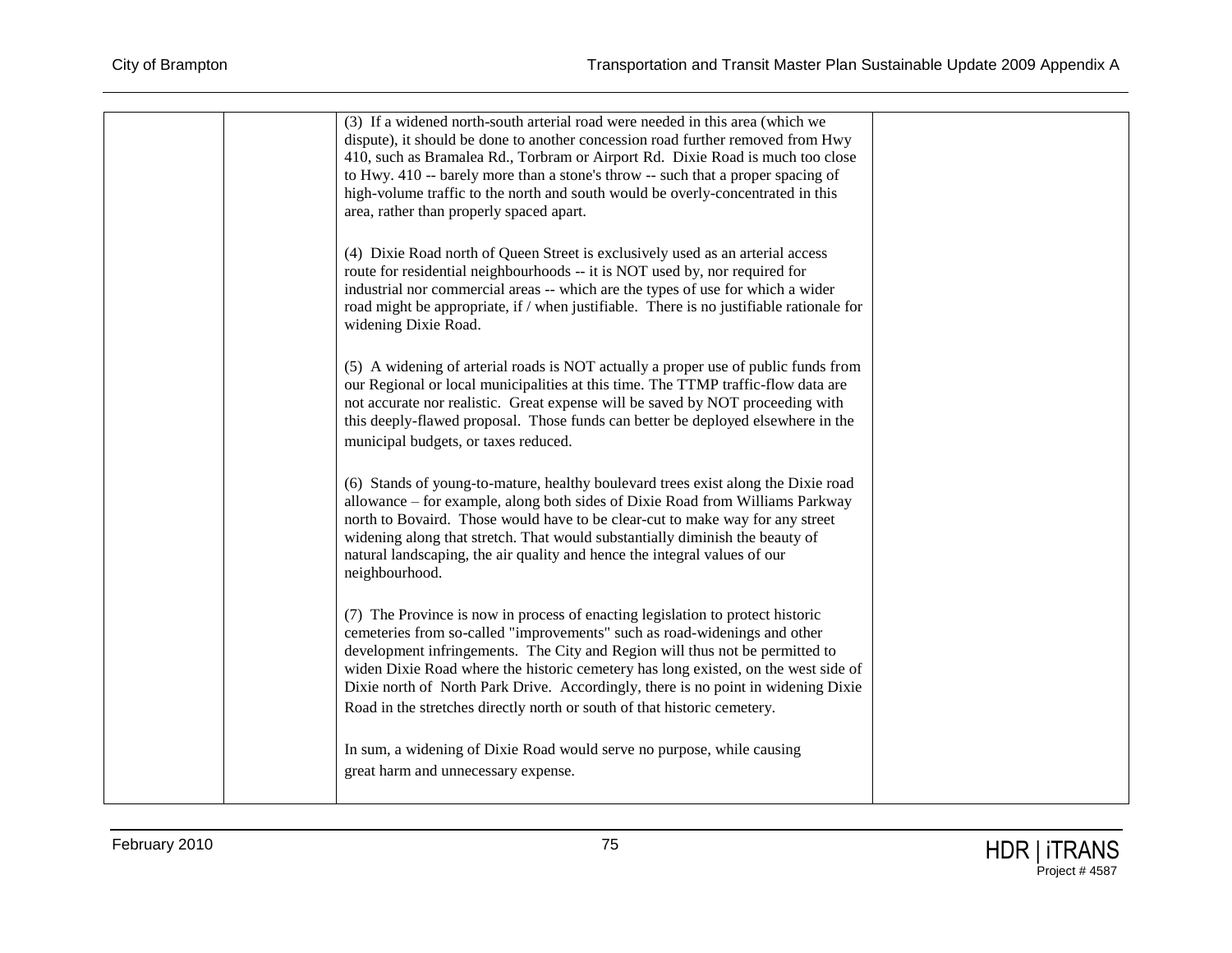|  |  |  |  |
|---|---|---|---|
|  |  | (3) If a widened north-south arterial road were needed in this area (which we dispute), it should be done to another concession road further removed from Hwy 410, such as Bramalea Rd., Torbram or Airport Rd. Dixie Road is much too close to Hwy. 410 -- barely more than a stone's throw -- such that a proper spacing of high-volume traffic to the north and south would be overly-concentrated in this area, rather than properly spaced apart.<br><br>(4) Dixie Road north of Queen Street is exclusively used as an arterial access route for residential neighbourhoods -- it is NOT used by, nor required for industrial nor commercial areas -- which are the types of use for which a wider road might be appropriate, if / when justifiable. There is no justifiable rationale for widening Dixie Road.<br><br>(5) A widening of arterial roads is NOT actually a proper use of public funds from our Regional or local municipalities at this time. The TTMP traffic-flow data are not accurate nor realistic. Great expense will be saved by NOT proceeding with this deeply-flawed proposal. Those funds can better be deployed elsewhere in the municipal budgets, or taxes reduced.<br><br>(6) Stands of young-to-mature, healthy boulevard trees exist along the Dixie road allowance – for example, along both sides of Dixie Road from Williams Parkway north to Bovaird. Those would have to be clear-cut to make way for any street widening along that stretch. That would substantially diminish the beauty of natural landscaping, the air quality and hence the integral values of our neighbourhood.<br><br>(7) The Province is now in process of enacting legislation to protect historic cemeteries from so-called "improvements" such as road-widenings and other development infringements. The City and Region will thus not be permitted to widen Dixie Road where the historic cemetery has long existed, on the west side of Dixie north of North Park Drive. Accordingly, there is no point in widening Dixie Road in the stretches directly north or south of that historic cemetery.<br><br>In sum, a widening of Dixie Road would serve no purpose, while causing great harm and unnecessary expense. |  |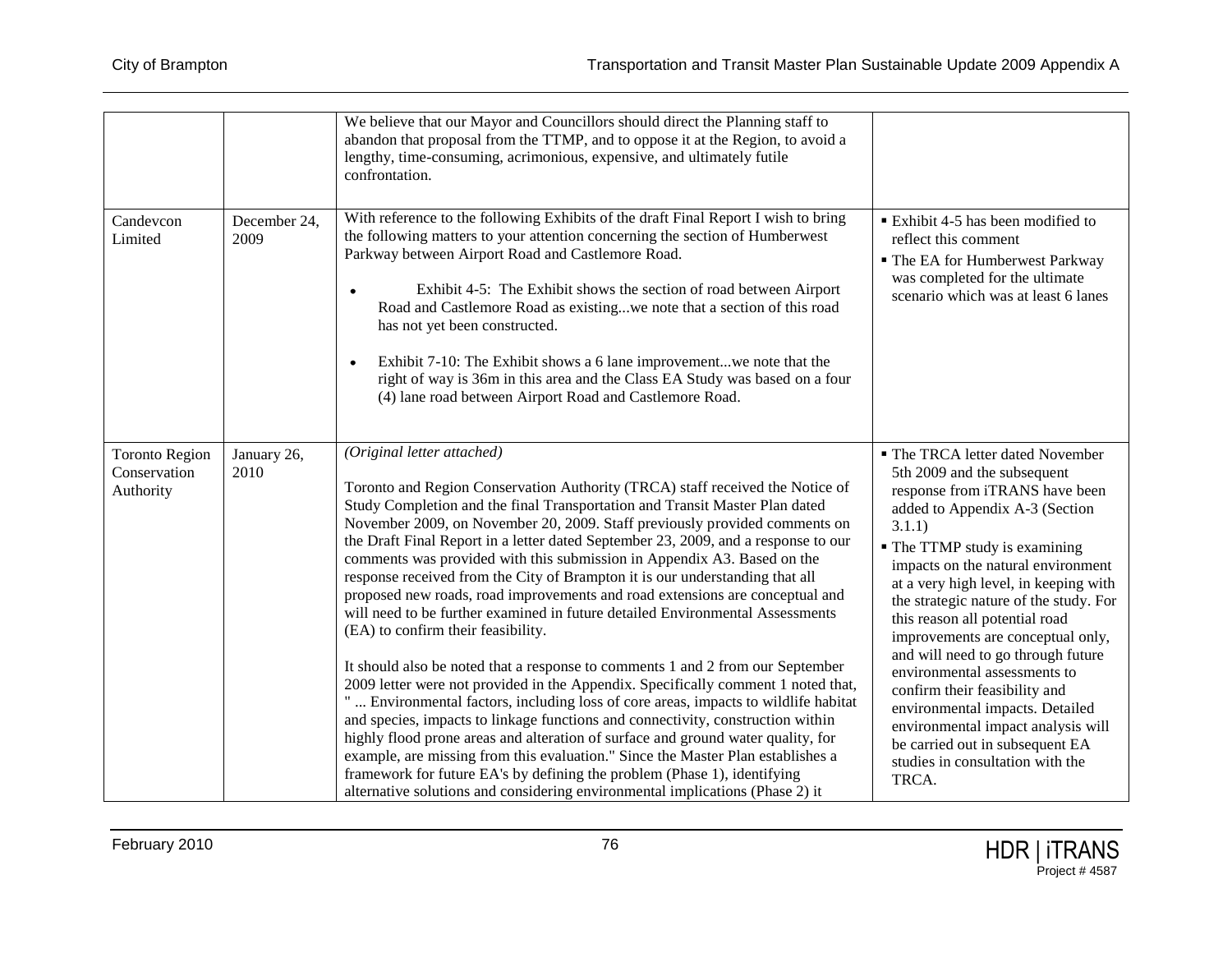| | | | |
|---|---|---|---|
| | | We believe that our Mayor and Councillors should direct the Planning staff to abandon that proposal from the TTMP, and to oppose it at the Region, to avoid a lengthy, time-consuming, acrimonious, expensive, and ultimately futile confrontation. | |
| Candevcon Limited | December 24, 2009 | With reference to the following Exhibits of the draft Final Report I wish to bring the following matters to your attention concerning the section of Humberwest Parkway between Airport Road and Castlemore Road.<br><br>• Exhibit 4-5: The Exhibit shows the section of road between Airport Road and Castlemore Road as existing...we note that a section of this road has not yet been constructed.<br><br>• Exhibit 7-10: The Exhibit shows a 6 lane improvement...we note that the right of way is 36m in this area and the Class EA Study was based on a four (4) lane road between Airport Road and Castlemore Road. | ▪ Exhibit 4-5 has been modified to reflect this comment<br>▪ The EA for Humberwest Parkway was completed for the ultimate scenario which was at least 6 lanes |
| Toronto Region Conservation Authority | January 26, 2010 | *(Original letter attached)*<br><br>Toronto and Region Conservation Authority (TRCA) staff received the Notice of Study Completion and the final Transportation and Transit Master Plan dated November 2009, on November 20, 2009. Staff previously provided comments on the Draft Final Report in a letter dated September 23, 2009, and a response to our comments was provided with this submission in Appendix A3. Based on the response received from the City of Brampton it is our understanding that all proposed new roads, road improvements and road extensions are conceptual and will need to be further examined in future detailed Environmental Assessments (EA) to confirm their feasibility.<br><br>It should also be noted that a response to comments 1 and 2 from our September 2009 letter were not provided in the Appendix. Specifically comment 1 noted that, " ... Environmental factors, including loss of core areas, impacts to wildlife habitat and species, impacts to linkage functions and connectivity, construction within highly flood prone areas and alteration of surface and ground water quality, for example, are missing from this evaluation." Since the Master Plan establishes a framework for future EA's by defining the problem (Phase 1), identifying alternative solutions and considering environmental implications (Phase 2) it | ▪ The TRCA letter dated November 5th 2009 and the subsequent response from iTRANS have been added to Appendix A-3 (Section 3.1.1)<br>▪ The TTMP study is examining impacts on the natural environment at a very high level, in keeping with the strategic nature of the study. For this reason all potential road improvements are conceptual only, and will need to go through future environmental assessments to confirm their feasibility and environmental impacts. Detailed environmental impact analysis will be carried out in subsequent EA studies in consultation with the TRCA. |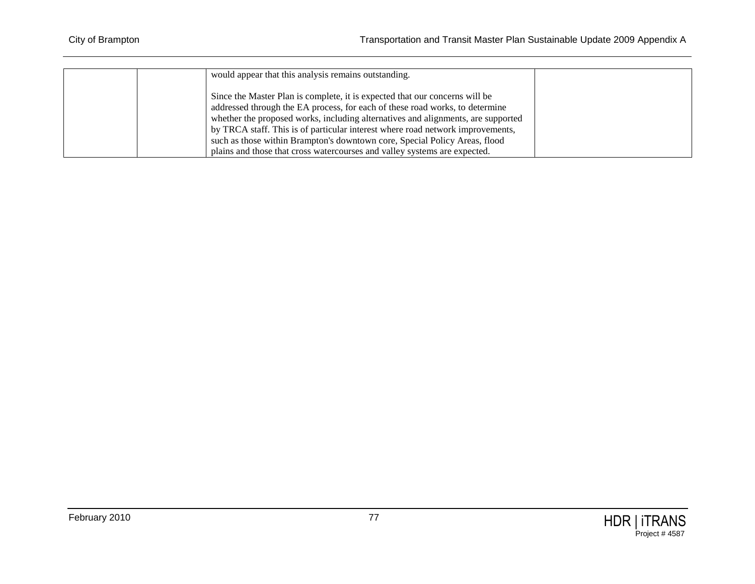|  |  |  |  |
|---|---|---|---|
|  |  | would appear that this analysis remains outstanding.<br><br>Since the Master Plan is complete, it is expected that our concerns will be addressed through the EA process, for each of these road works, to determine whether the proposed works, including alternatives and alignments, are supported by TRCA staff. This is of particular interest where road network improvements, such as those within Brampton's downtown core, Special Policy Areas, flood plains and those that cross watercourses and valley systems are expected. |  |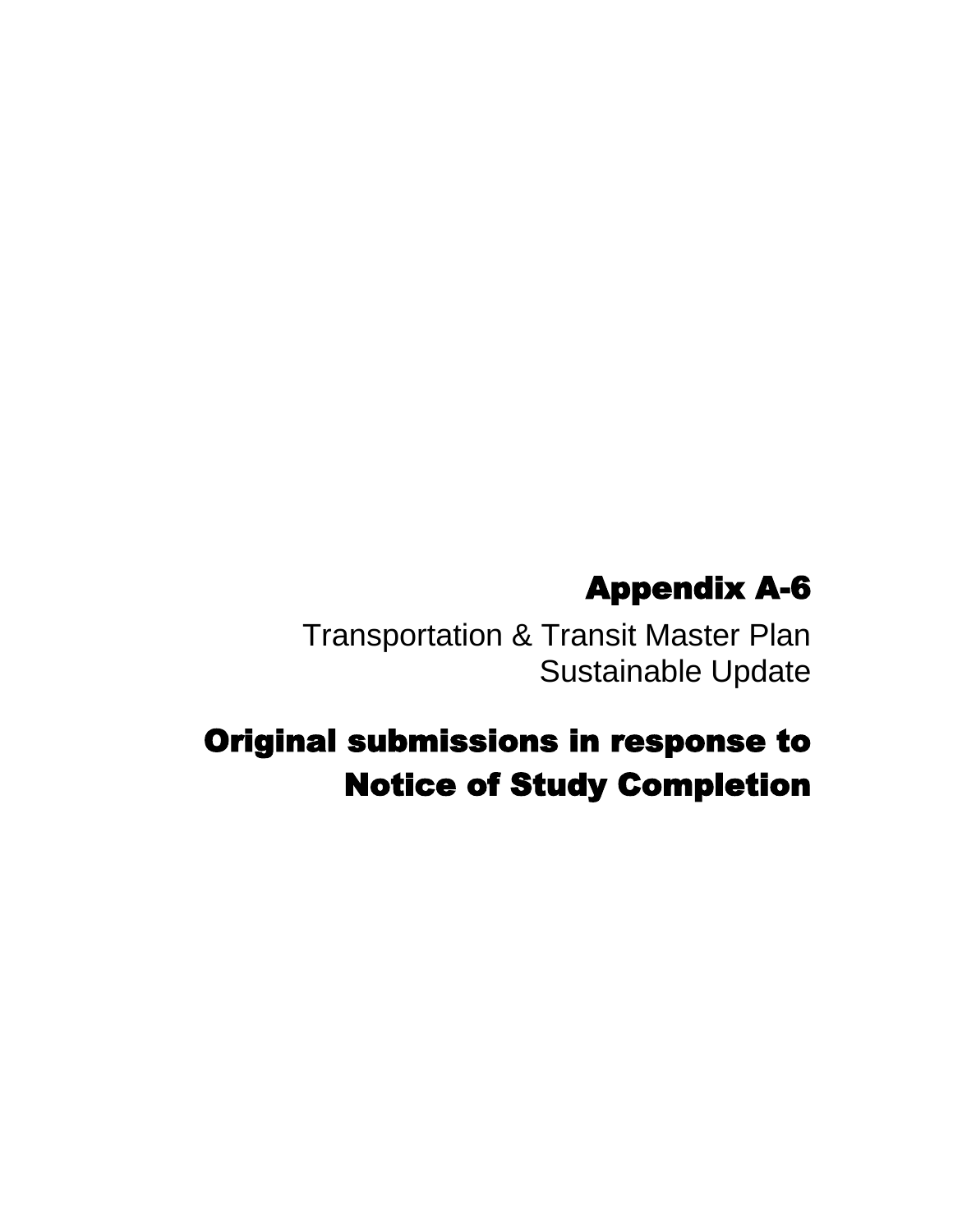# Appendix A-6

Transportation & Transit Master Plan
Sustainable Update

## Original submissions in response to Notice of Study Completion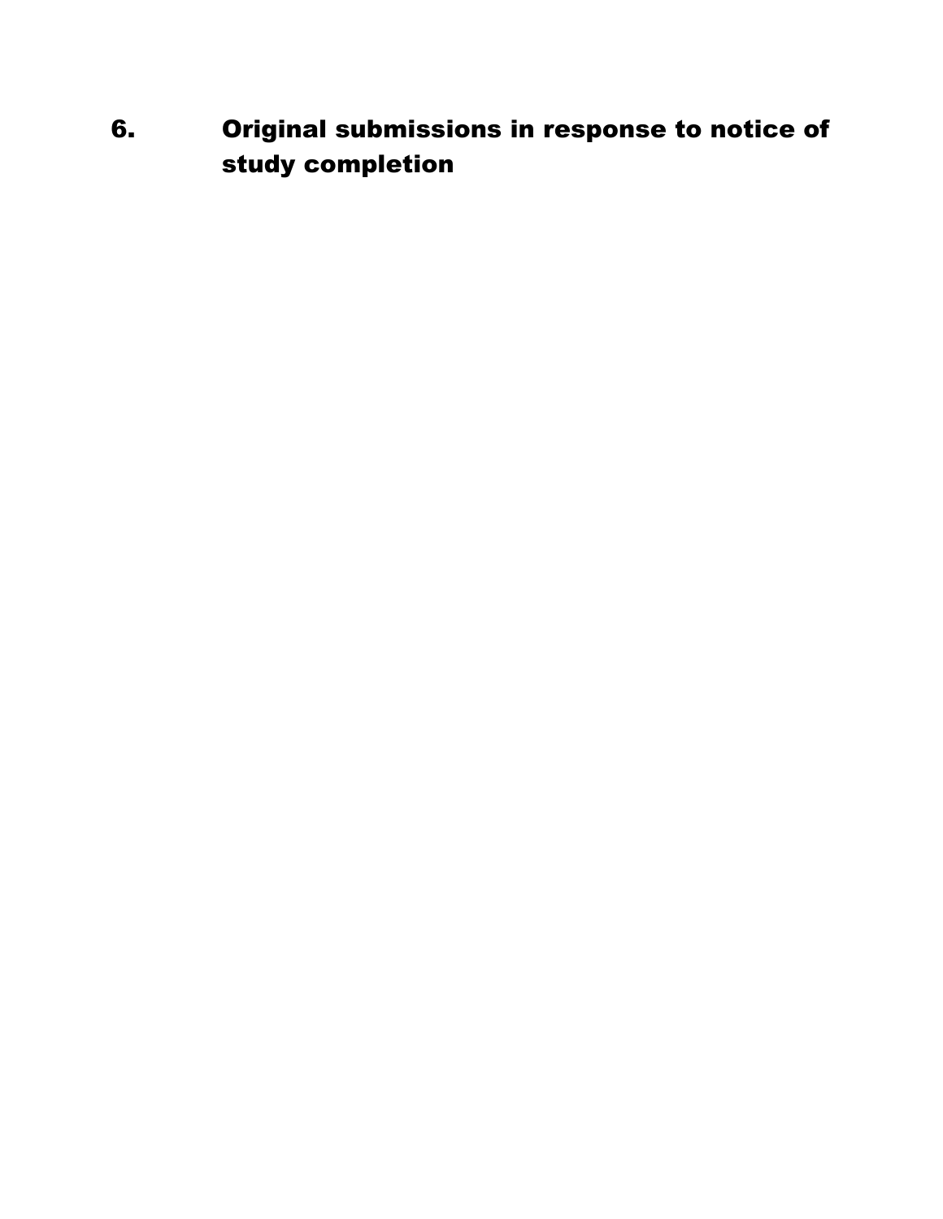# 6. Original submissions in response to notice of study completion